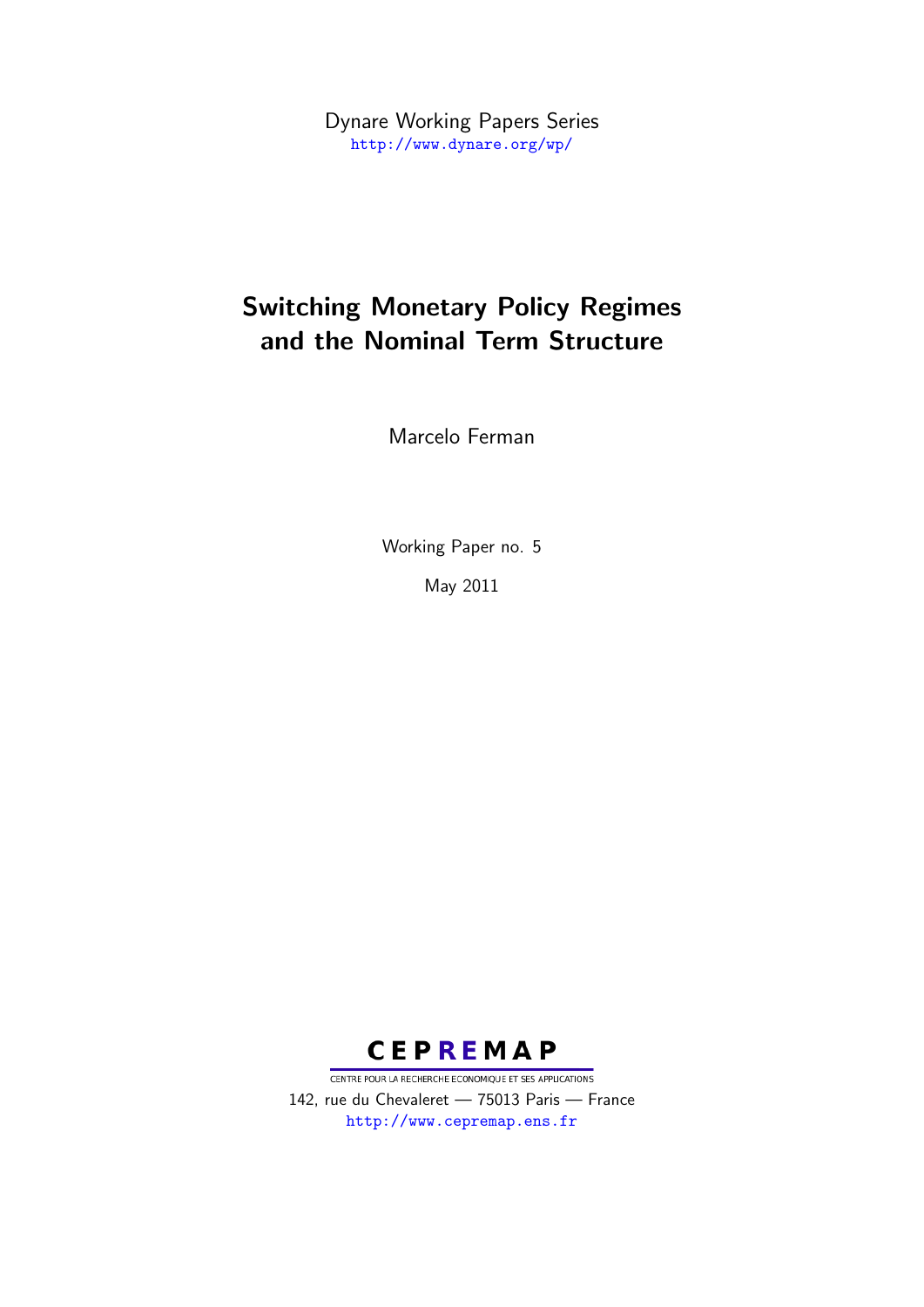Dynare Working Papers Series
http://www.dynare.org/wp/

# Switching Monetary Policy Regimes and the Nominal Term Structure

Marcelo Ferman

Working Paper no. 5

May 2011

**CEPREMAP**

CENTRE POUR LA RECHERCHE ECONOMIQUE ET SES APPLICATIONS

142, rue du Chevaleret — 75013 Paris — France

http://www.cepremap.ens.fr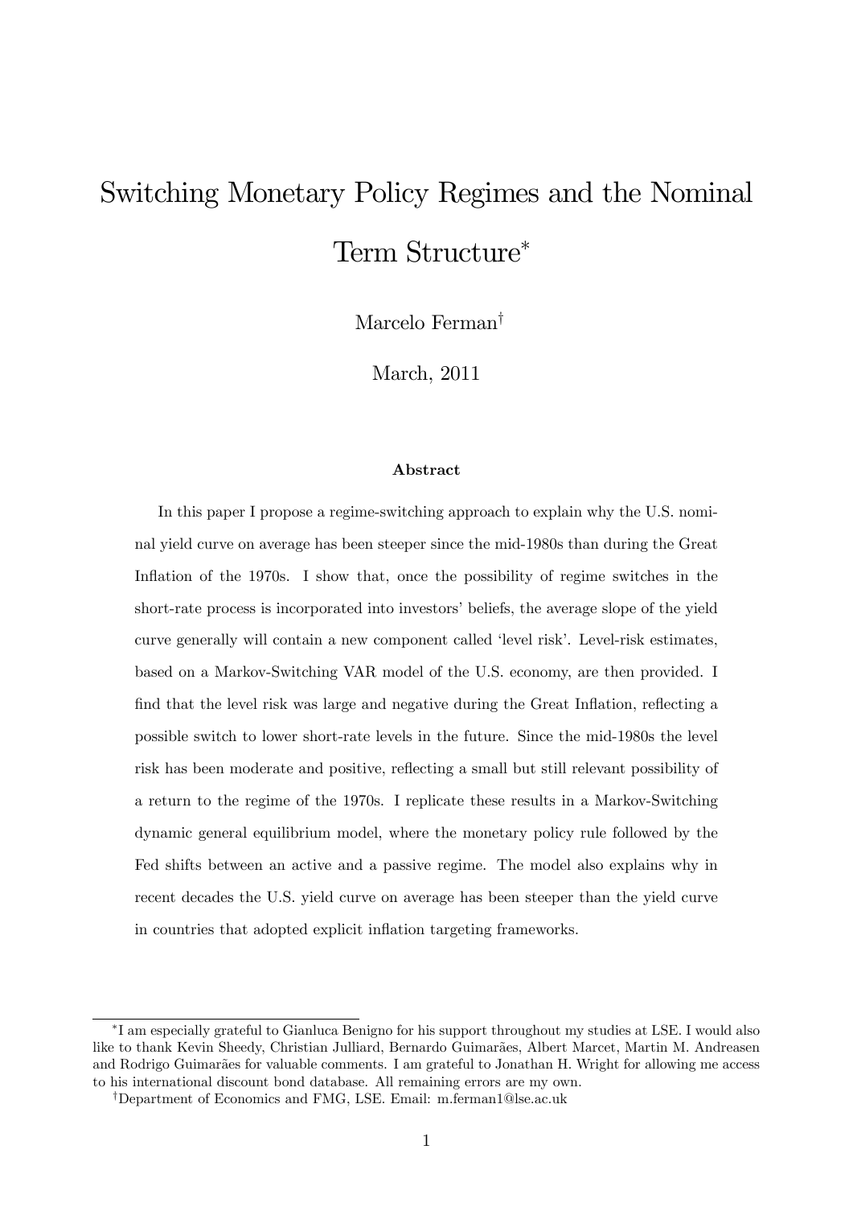# Switching Monetary Policy Regimes and the Nominal Term Structure[*]

Marcelo Ferman[†]

March, 2011

### Abstract

In this paper I propose a regime-switching approach to explain why the U.S. nominal yield curve on average has been steeper since the mid-1980s than during the Great Inflation of the 1970s. I show that, once the possibility of regime switches in the short-rate process is incorporated into investors' beliefs, the average slope of the yield curve generally will contain a new component called 'level risk'. Level-risk estimates, based on a Markov-Switching VAR model of the U.S. economy, are then provided. I find that the level risk was large and negative during the Great Inflation, reflecting a possible switch to lower short-rate levels in the future. Since the mid-1980s the level risk has been moderate and positive, reflecting a small but still relevant possibility of a return to the regime of the 1970s. I replicate these results in a Markov-Switching dynamic general equilibrium model, where the monetary policy rule followed by the Fed shifts between an active and a passive regime. The model also explains why in recent decades the U.S. yield curve on average has been steeper than the yield curve in countries that adopted explicit inflation targeting frameworks.

---

[*] I am especially grateful to Gianluca Benigno for his support throughout my studies at LSE. I would also like to thank Kevin Sheedy, Christian Julliard, Bernardo Guimarães, Albert Marcet, Martin M. Andreasen and Rodrigo Guimarães for valuable comments. I am grateful to Jonathan H. Wright for allowing me access to his international discount bond database. All remaining errors are my own.

[†] Department of Economics and FMG, LSE. Email: m.ferman1@lse.ac.uk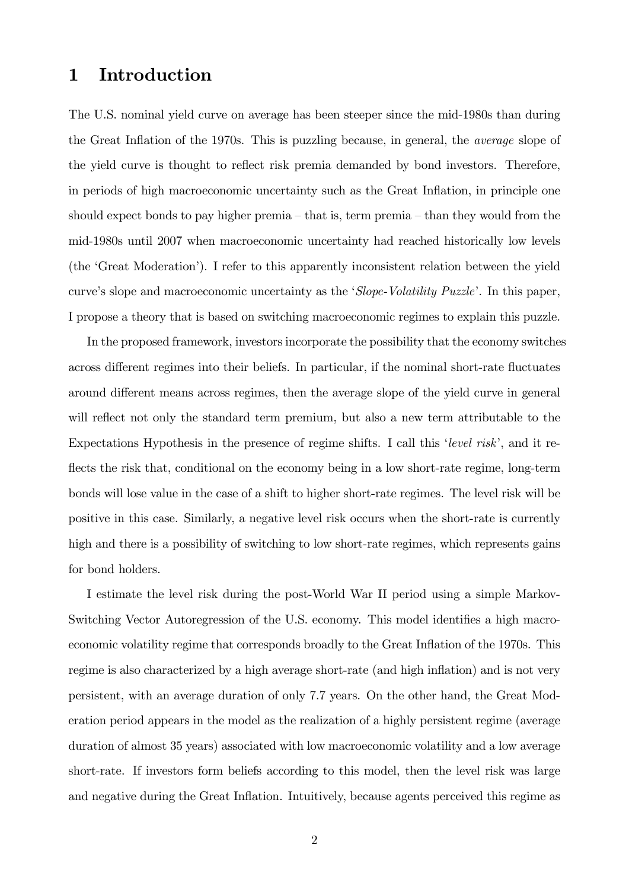# 1 Introduction

The U.S. nominal yield curve on average has been steeper since the mid-1980s than during the Great Inflation of the 1970s. This is puzzling because, in general, the *average* slope of the yield curve is thought to reflect risk premia demanded by bond investors. Therefore, in periods of high macroeconomic uncertainty such as the Great Inflation, in principle one should expect bonds to pay higher premia – that is, term premia – than they would from the mid-1980s until 2007 when macroeconomic uncertainty had reached historically low levels (the 'Great Moderation'). I refer to this apparently inconsistent relation between the yield curve's slope and macroeconomic uncertainty as the '*Slope-Volatility Puzzle*'. In this paper, I propose a theory that is based on switching macroeconomic regimes to explain this puzzle.

In the proposed framework, investors incorporate the possibility that the economy switches across different regimes into their beliefs. In particular, if the nominal short-rate fluctuates around different means across regimes, then the average slope of the yield curve in general will reflect not only the standard term premium, but also a new term attributable to the Expectations Hypothesis in the presence of regime shifts. I call this '*level risk*', and it reflects the risk that, conditional on the economy being in a low short-rate regime, long-term bonds will lose value in the case of a shift to higher short-rate regimes. The level risk will be positive in this case. Similarly, a negative level risk occurs when the short-rate is currently high and there is a possibility of switching to low short-rate regimes, which represents gains for bond holders.

I estimate the level risk during the post-World War II period using a simple Markov-Switching Vector Autoregression of the U.S. economy. This model identifies a high macroeconomic volatility regime that corresponds broadly to the Great Inflation of the 1970s. This regime is also characterized by a high average short-rate (and high inflation) and is not very persistent, with an average duration of only 7.7 years. On the other hand, the Great Moderation period appears in the model as the realization of a highly persistent regime (average duration of almost 35 years) associated with low macroeconomic volatility and a low average short-rate. If investors form beliefs according to this model, then the level risk was large and negative during the Great Inflation. Intuitively, because agents perceived this regime as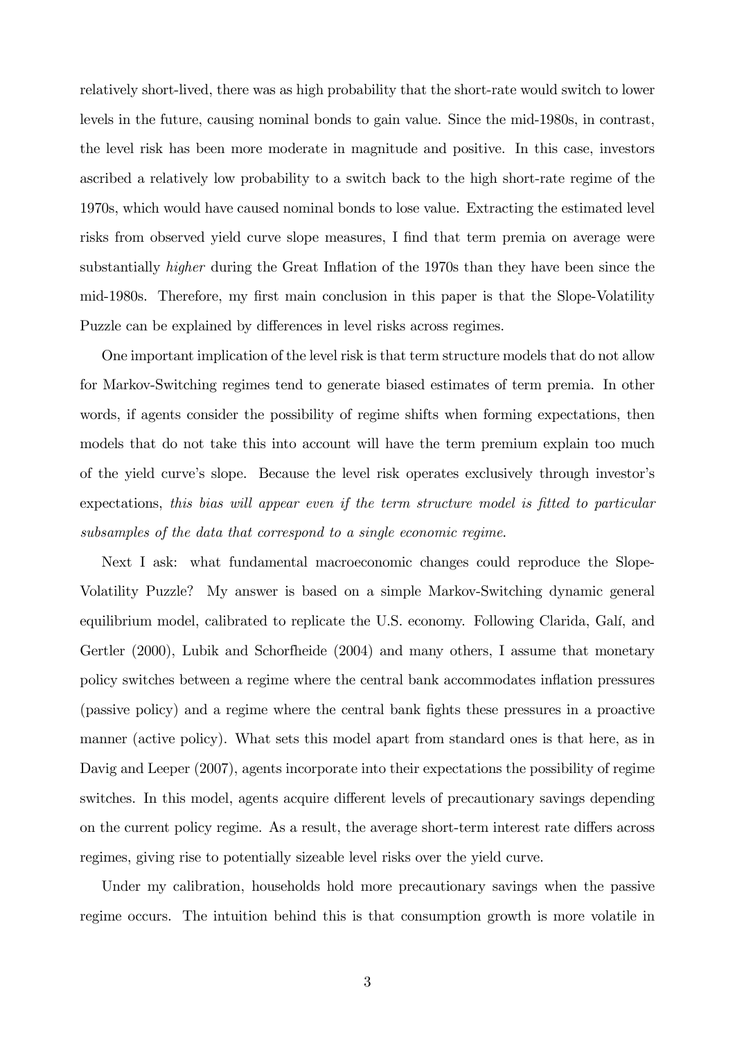relatively short-lived, there was as high probability that the short-rate would switch to lower levels in the future, causing nominal bonds to gain value. Since the mid-1980s, in contrast, the level risk has been more moderate in magnitude and positive. In this case, investors ascribed a relatively low probability to a switch back to the high short-rate regime of the 1970s, which would have caused nominal bonds to lose value. Extracting the estimated level risks from observed yield curve slope measures, I find that term premia on average were substantially *higher* during the Great Inflation of the 1970s than they have been since the mid-1980s. Therefore, my first main conclusion in this paper is that the Slope-Volatility Puzzle can be explained by differences in level risks across regimes.

One important implication of the level risk is that term structure models that do not allow for Markov-Switching regimes tend to generate biased estimates of term premia. In other words, if agents consider the possibility of regime shifts when forming expectations, then models that do not take this into account will have the term premium explain too much of the yield curve's slope. Because the level risk operates exclusively through investor's expectations, *this bias will appear even if the term structure model is fitted to particular subsamples of the data that correspond to a single economic regime.*

Next I ask: what fundamental macroeconomic changes could reproduce the Slope-Volatility Puzzle? My answer is based on a simple Markov-Switching dynamic general equilibrium model, calibrated to replicate the U.S. economy. Following Clarida, Galí, and Gertler (2000), Lubik and Schorfheide (2004) and many others, I assume that monetary policy switches between a regime where the central bank accommodates inflation pressures (passive policy) and a regime where the central bank fights these pressures in a proactive manner (active policy). What sets this model apart from standard ones is that here, as in Davig and Leeper (2007), agents incorporate into their expectations the possibility of regime switches. In this model, agents acquire different levels of precautionary savings depending on the current policy regime. As a result, the average short-term interest rate differs across regimes, giving rise to potentially sizeable level risks over the yield curve.

Under my calibration, households hold more precautionary savings when the passive regime occurs. The intuition behind this is that consumption growth is more volatile in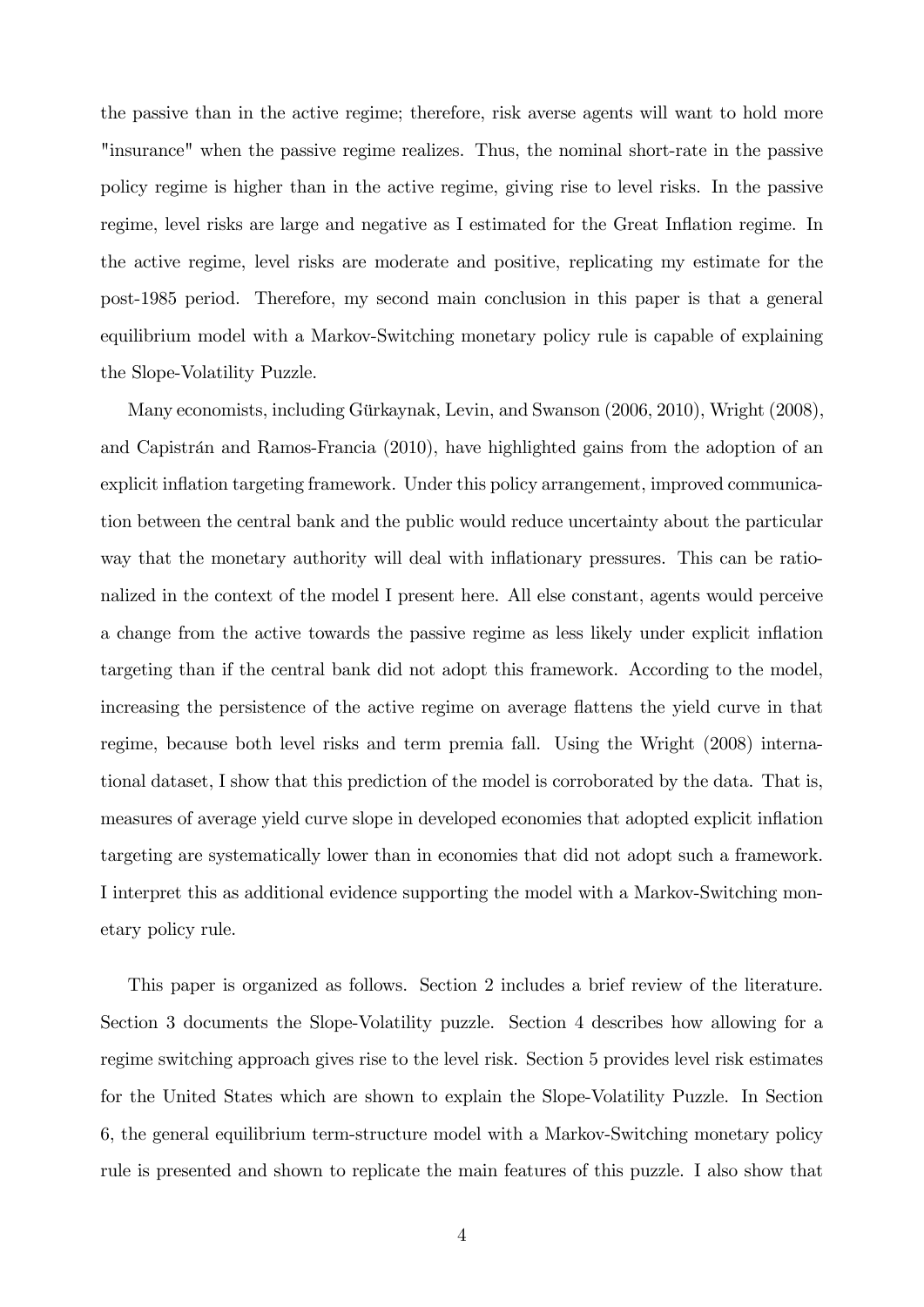the passive than in the active regime; therefore, risk averse agents will want to hold more "insurance" when the passive regime realizes. Thus, the nominal short-rate in the passive policy regime is higher than in the active regime, giving rise to level risks. In the passive regime, level risks are large and negative as I estimated for the Great Inflation regime. In the active regime, level risks are moderate and positive, replicating my estimate for the post-1985 period. Therefore, my second main conclusion in this paper is that a general equilibrium model with a Markov-Switching monetary policy rule is capable of explaining the Slope-Volatility Puzzle.

Many economists, including Gürkaynak, Levin, and Swanson (2006, 2010), Wright (2008), and Capistrán and Ramos-Francia (2010), have highlighted gains from the adoption of an explicit inflation targeting framework. Under this policy arrangement, improved communication between the central bank and the public would reduce uncertainty about the particular way that the monetary authority will deal with inflationary pressures. This can be rationalized in the context of the model I present here. All else constant, agents would perceive a change from the active towards the passive regime as less likely under explicit inflation targeting than if the central bank did not adopt this framework. According to the model, increasing the persistence of the active regime on average flattens the yield curve in that regime, because both level risks and term premia fall. Using the Wright (2008) international dataset, I show that this prediction of the model is corroborated by the data. That is, measures of average yield curve slope in developed economies that adopted explicit inflation targeting are systematically lower than in economies that did not adopt such a framework. I interpret this as additional evidence supporting the model with a Markov-Switching monetary policy rule.

This paper is organized as follows. Section 2 includes a brief review of the literature. Section 3 documents the Slope-Volatility puzzle. Section 4 describes how allowing for a regime switching approach gives rise to the level risk. Section 5 provides level risk estimates for the United States which are shown to explain the Slope-Volatility Puzzle. In Section 6, the general equilibrium term-structure model with a Markov-Switching monetary policy rule is presented and shown to replicate the main features of this puzzle. I also show that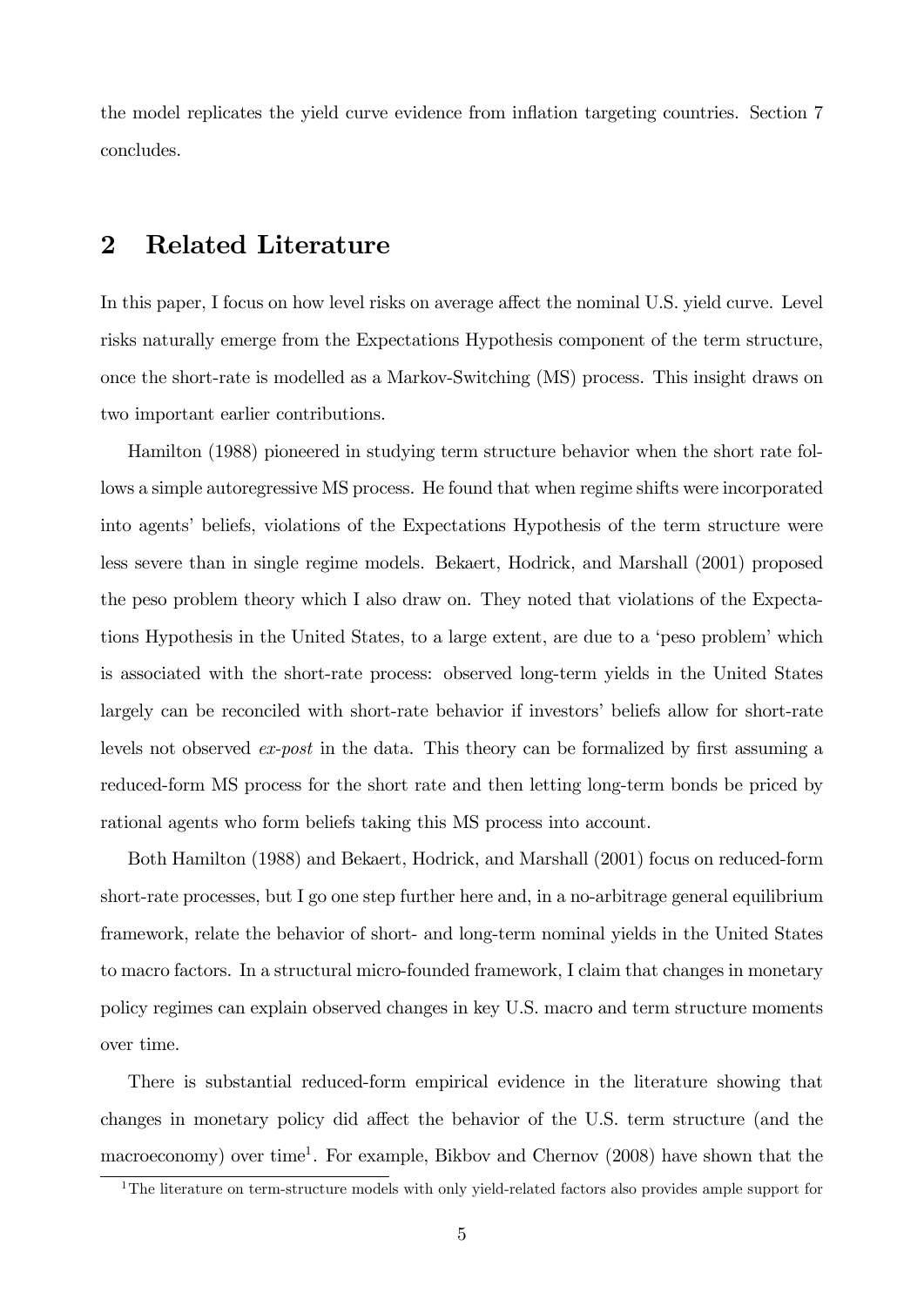the model replicates the yield curve evidence from inflation targeting countries. Section 7 concludes.

## 2 Related Literature

In this paper, I focus on how level risks on average affect the nominal U.S. yield curve. Level risks naturally emerge from the Expectations Hypothesis component of the term structure, once the short-rate is modelled as a Markov-Switching (MS) process. This insight draws on two important earlier contributions.

Hamilton (1988) pioneered in studying term structure behavior when the short rate follows a simple autoregressive MS process. He found that when regime shifts were incorporated into agents' beliefs, violations of the Expectations Hypothesis of the term structure were less severe than in single regime models. Bekaert, Hodrick, and Marshall (2001) proposed the peso problem theory which I also draw on. They noted that violations of the Expectations Hypothesis in the United States, to a large extent, are due to a 'peso problem' which is associated with the short-rate process: observed long-term yields in the United States largely can be reconciled with short-rate behavior if investors' beliefs allow for short-rate levels not observed *ex-post* in the data. This theory can be formalized by first assuming a reduced-form MS process for the short rate and then letting long-term bonds be priced by rational agents who form beliefs taking this MS process into account.

Both Hamilton (1988) and Bekaert, Hodrick, and Marshall (2001) focus on reduced-form short-rate processes, but I go one step further here and, in a no-arbitrage general equilibrium framework, relate the behavior of short- and long-term nominal yields in the United States to macro factors. In a structural micro-founded framework, I claim that changes in monetary policy regimes can explain observed changes in key U.S. macro and term structure moments over time.

There is substantial reduced-form empirical evidence in the literature showing that changes in monetary policy did affect the behavior of the U.S. term structure (and the macroeconomy) over time[1]. For example, Bikbov and Chernov (2008) have shown that the

[1] The literature on term-structure models with only yield-related factors also provides ample support for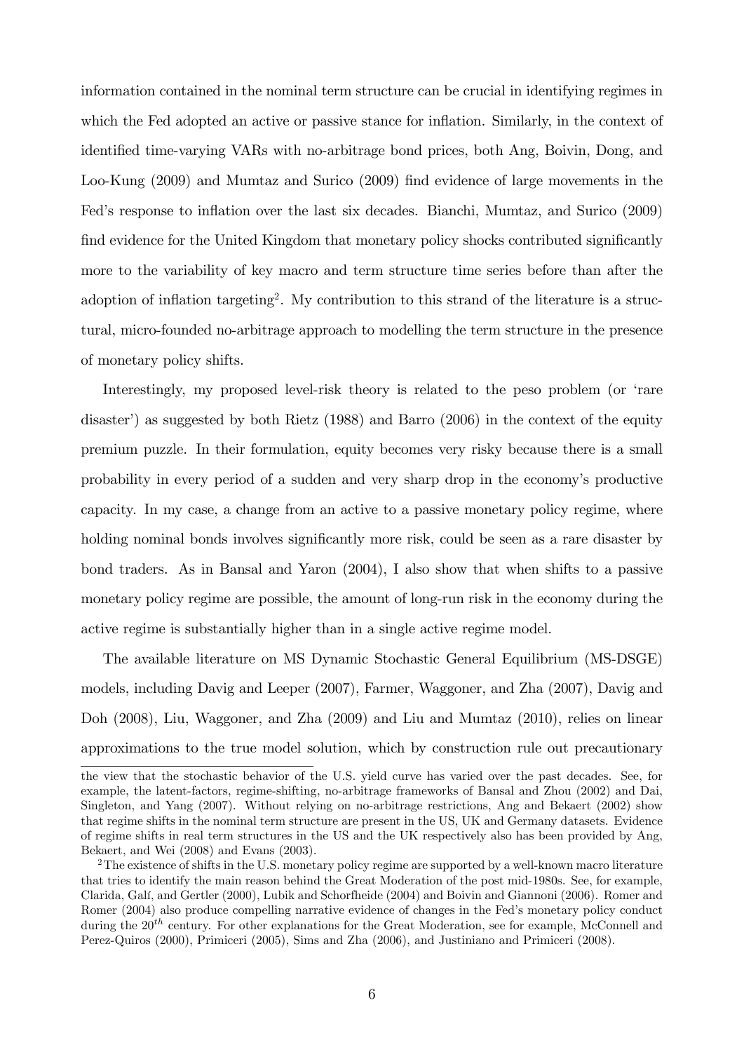information contained in the nominal term structure can be crucial in identifying regimes in which the Fed adopted an active or passive stance for inflation. Similarly, in the context of identified time-varying VARs with no-arbitrage bond prices, both Ang, Boivin, Dong, and Loo-Kung (2009) and Mumtaz and Surico (2009) find evidence of large movements in the Fed's response to inflation over the last six decades. Bianchi, Mumtaz, and Surico (2009) find evidence for the United Kingdom that monetary policy shocks contributed significantly more to the variability of key macro and term structure time series before than after the adoption of inflation targeting[2]. My contribution to this strand of the literature is a structural, micro-founded no-arbitrage approach to modelling the term structure in the presence of monetary policy shifts.

Interestingly, my proposed level-risk theory is related to the peso problem (or 'rare disaster') as suggested by both Rietz (1988) and Barro (2006) in the context of the equity premium puzzle. In their formulation, equity becomes very risky because there is a small probability in every period of a sudden and very sharp drop in the economy's productive capacity. In my case, a change from an active to a passive monetary policy regime, where holding nominal bonds involves significantly more risk, could be seen as a rare disaster by bond traders. As in Bansal and Yaron (2004), I also show that when shifts to a passive monetary policy regime are possible, the amount of long-run risk in the economy during the active regime is substantially higher than in a single active regime model.

The available literature on MS Dynamic Stochastic General Equilibrium (MS-DSGE) models, including Davig and Leeper (2007), Farmer, Waggoner, and Zha (2007), Davig and Doh (2008), Liu, Waggoner, and Zha (2009) and Liu and Mumtaz (2010), relies on linear approximations to the true model solution, which by construction rule out precautionary

---

the view that the stochastic behavior of the U.S. yield curve has varied over the past decades. See, for example, the latent-factors, regime-shifting, no-arbitrage frameworks of Bansal and Zhou (2002) and Dai, Singleton, and Yang (2007). Without relying on no-arbitrage restrictions, Ang and Bekaert (2002) show that regime shifts in the nominal term structure are present in the US, UK and Germany datasets. Evidence of regime shifts in real term structures in the US and the UK respectively also has been provided by Ang, Bekaert, and Wei (2008) and Evans (2003).

[2] The existence of shifts in the U.S. monetary policy regime are supported by a well-known macro literature that tries to identify the main reason behind the Great Moderation of the post mid-1980s. See, for example, Clarida, Galí, and Gertler (2000), Lubik and Schorfheide (2004) and Boivin and Giannoni (2006). Romer and Romer (2004) also produce compelling narrative evidence of changes in the Fed's monetary policy conduct during the $20^{th}$ century. For other explanations for the Great Moderation, see for example, McConnell and Perez-Quiros (2000), Primiceri (2005), Sims and Zha (2006), and Justiniano and Primiceri (2008).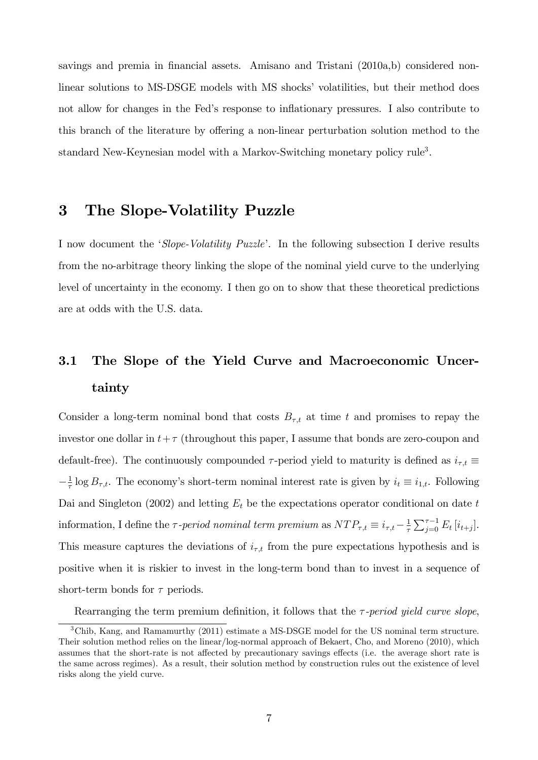savings and premia in financial assets. Amisano and Tristani (2010a,b) considered non-linear solutions to MS-DSGE models with MS shocks' volatilities, but their method does not allow for changes in the Fed's response to inflationary pressures. I also contribute to this branch of the literature by offering a non-linear perturbation solution method to the standard New-Keynesian model with a Markov-Switching monetary policy rule[3].

# 3 The Slope-Volatility Puzzle

I now document the '*Slope-Volatility Puzzle*'. In the following subsection I derive results from the no-arbitrage theory linking the slope of the nominal yield curve to the underlying level of uncertainty in the economy. I then go on to show that these theoretical predictions are at odds with the U.S. data.

## 3.1 The Slope of the Yield Curve and Macroeconomic Uncertainty

Consider a long-term nominal bond that costs $B_{\tau,t}$ at time $t$ and promises to repay the investor one dollar in $t+\tau$ (throughout this paper, I assume that bonds are zero-coupon and default-free). The continuously compounded $\tau$-period yield to maturity is defined as $i_{\tau,t} \equiv -\frac{1}{\tau}\log B_{\tau,t}$. The economy's short-term nominal interest rate is given by $i_t \equiv i_{1,t}$. Following Dai and Singleton (2002) and letting $E_t$ be the expectations operator conditional on date $t$ information, I define the *$\tau$-period nominal term premium* as $NTP_{\tau,t} \equiv i_{\tau,t} - \frac{1}{\tau}\sum_{j=0}^{\tau-1} E_t\left[i_{t+j}\right]$. This measure captures the deviations of $i_{\tau,t}$ from the pure expectations hypothesis and is positive when it is riskier to invest in the long-term bond than to invest in a sequence of short-term bonds for $\tau$ periods.

Rearranging the term premium definition, it follows that the *$\tau$-period yield curve slope*,

[3] Chib, Kang, and Ramamurthy (2011) estimate a MS-DSGE model for the US nominal term structure. Their solution method relies on the linear/log-normal approach of Bekaert, Cho, and Moreno (2010), which assumes that the short-rate is not affected by precautionary savings effects (i.e. the average short rate is the same across regimes). As a result, their solution method by construction rules out the existence of level risks along the yield curve.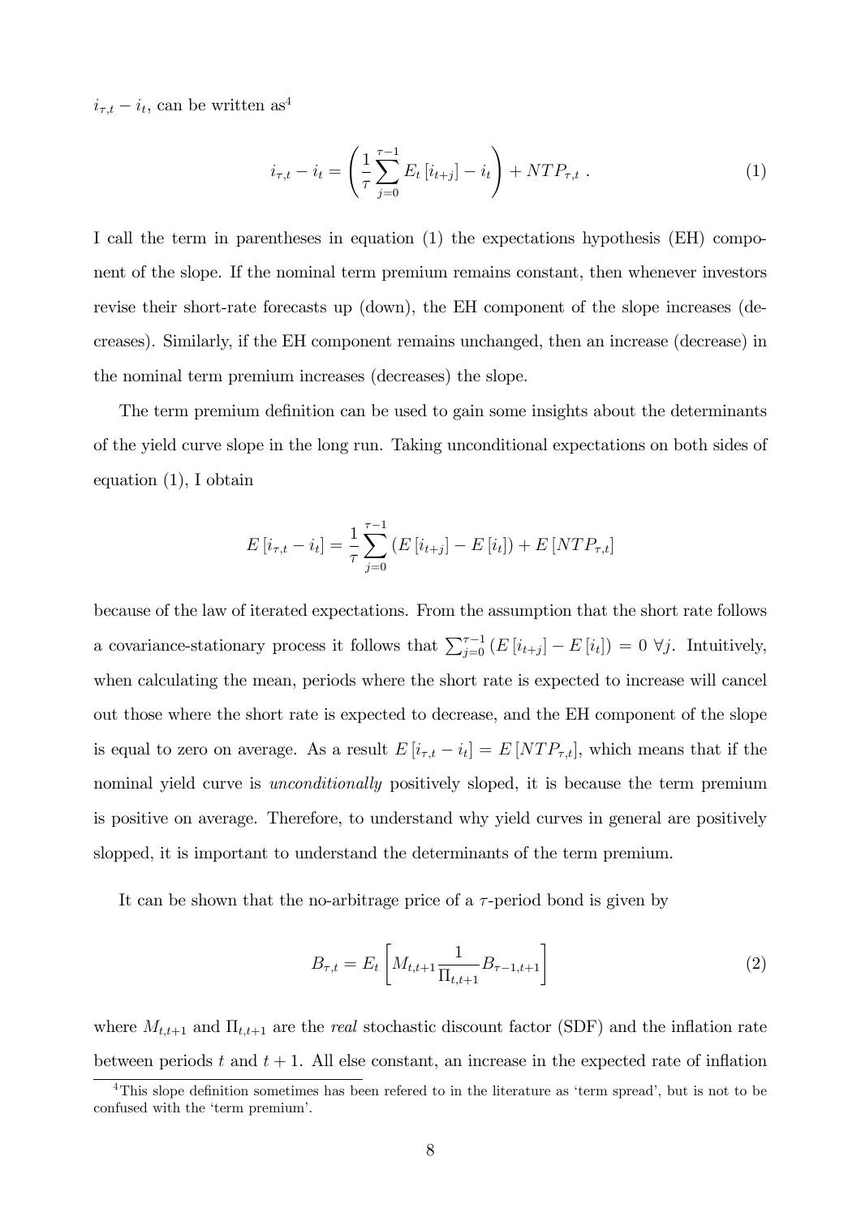$i_{\tau,t} - i_t$, can be written as[4]

$$i_{\tau,t} - i_t = \left( \frac{1}{\tau} \sum_{j=0}^{\tau-1} E_t \left[ i_{t+j} \right] - i_t \right) + NTP_{\tau,t} \ . \tag{1}$$

I call the term in parentheses in equation (1) the expectations hypothesis (EH) component of the slope. If the nominal term premium remains constant, then whenever investors revise their short-rate forecasts up (down), the EH component of the slope increases (decreases). Similarly, if the EH component remains unchanged, then an increase (decrease) in the nominal term premium increases (decreases) the slope.

The term premium definition can be used to gain some insights about the determinants of the yield curve slope in the long run. Taking unconditional expectations on both sides of equation (1), I obtain

$$E \left[ i_{\tau,t} - i_t \right] = \frac{1}{\tau} \sum_{j=0}^{\tau-1} \left( E \left[ i_{t+j} \right] - E \left[ i_t \right] \right) + E \left[ NTP_{\tau,t} \right]$$

because of the law of iterated expectations. From the assumption that the short rate follows a covariance-stationary process it follows that $\sum_{j=0}^{\tau-1} \left( E \left[ i_{t+j} \right] - E \left[ i_t \right] \right) = 0 \ \forall j$. Intuitively, when calculating the mean, periods where the short rate is expected to increase will cancel out those where the short rate is expected to decrease, and the EH component of the slope is equal to zero on average. As a result $E \left[ i_{\tau,t} - i_t \right] = E \left[ NTP_{\tau,t} \right]$, which means that if the nominal yield curve is *unconditionally* positively sloped, it is because the term premium is positive on average. Therefore, to understand why yield curves in general are positively slopped, it is important to understand the determinants of the term premium.

It can be shown that the no-arbitrage price of a $\tau$-period bond is given by

$$B_{\tau,t} = E_t \left[ M_{t,t+1} \frac{1}{\Pi_{t,t+1}} B_{\tau-1,t+1} \right] \tag{2}$$

where $M_{t,t+1}$ and $\Pi_{t,t+1}$ are the *real* stochastic discount factor (SDF) and the inflation rate between periods $t$ and $t+1$. All else constant, an increase in the expected rate of inflation

[4] This slope definition sometimes has been refered to in the literature as 'term spread', but is not to be confused with the 'term premium'.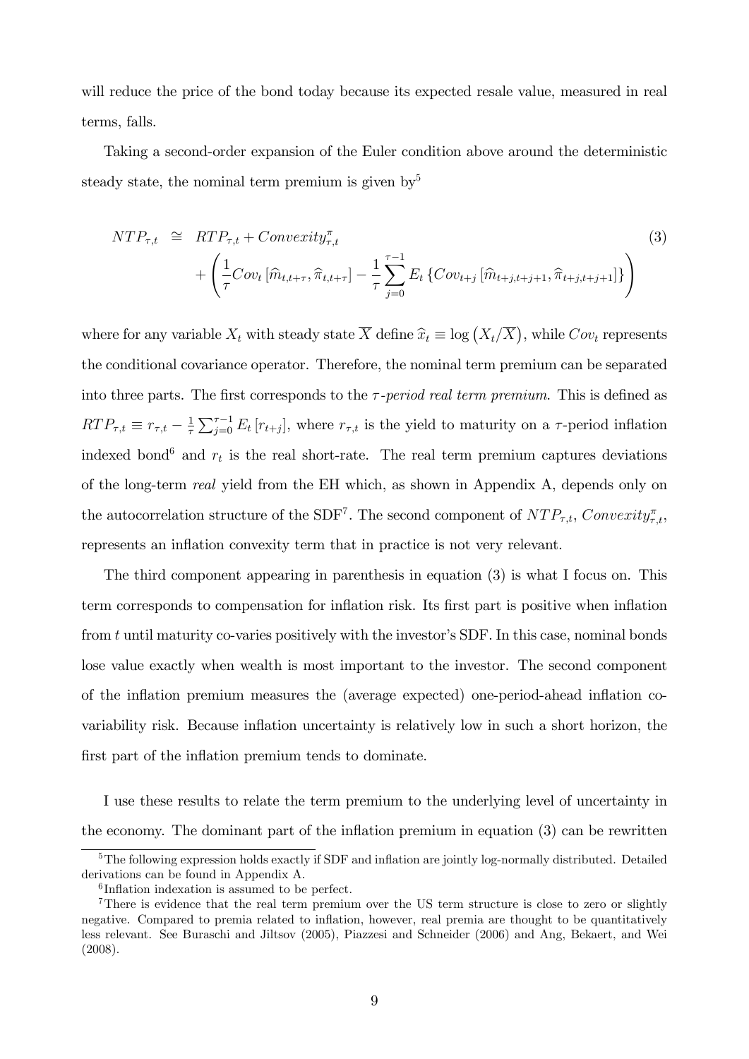will reduce the price of the bond today because its expected resale value, measured in real terms, falls.

Taking a second-order expansion of the Euler condition above around the deterministic steady state, the nominal term premium is given by[5]

$$
\begin{aligned}
NTP_{\tau,t} \;&\cong\; RTP_{\tau,t} + Convexity^{\pi}_{\tau,t} \\
&\quad + \left( \frac{1}{\tau} Cov_t \left[ \widehat{m}_{t,t+\tau}, \widehat{\pi}_{t,t+\tau} \right] - \frac{1}{\tau} \sum_{j=0}^{\tau-1} E_t \left\{ Cov_{t+j} \left[ \widehat{m}_{t+j,t+j+1}, \widehat{\pi}_{t+j,t+j+1} \right] \right\} \right)
\end{aligned}
\tag{3}
$$

where for any variable $X_t$ with steady state $\overline{X}$ define $\widehat{x}_t \equiv \log\left(X_t/\overline{X}\right)$, while $Cov_t$ represents the conditional covariance operator. Therefore, the nominal term premium can be separated into three parts. The first corresponds to the *$\tau$-period real term premium*. This is defined as $RTP_{\tau,t} \equiv r_{\tau,t} - \frac{1}{\tau}\sum_{j=0}^{\tau-1} E_t\left[r_{t+j}\right]$, where $r_{\tau,t}$ is the yield to maturity on a $\tau$-period inflation indexed bond[6] and $r_t$ is the real short-rate. The real term premium captures deviations of the long-term *real* yield from the EH which, as shown in Appendix A, depends only on the autocorrelation structure of the SDF[7]. The second component of $NTP_{\tau,t}$, $Convexity^{\pi}_{\tau,t}$, represents an inflation convexity term that in practice is not very relevant.

The third component appearing in parenthesis in equation (3) is what I focus on. This term corresponds to compensation for inflation risk. Its first part is positive when inflation from $t$ until maturity co-varies positively with the investor's SDF. In this case, nominal bonds lose value exactly when wealth is most important to the investor. The second component of the inflation premium measures the (average expected) one-period-ahead inflation co-variability risk. Because inflation uncertainty is relatively low in such a short horizon, the first part of the inflation premium tends to dominate.

I use these results to relate the term premium to the underlying level of uncertainty in the economy. The dominant part of the inflation premium in equation (3) can be rewritten

---

[5] The following expression holds exactly if SDF and inflation are jointly log-normally distributed. Detailed derivations can be found in Appendix A.

[6] Inflation indexation is assumed to be perfect.

[7] There is evidence that the real term premium over the US term structure is close to zero or slightly negative. Compared to premia related to inflation, however, real premia are thought to be quantitatively less relevant. See Buraschi and Jiltsov (2005), Piazzesi and Schneider (2006) and Ang, Bekaert, and Wei (2008).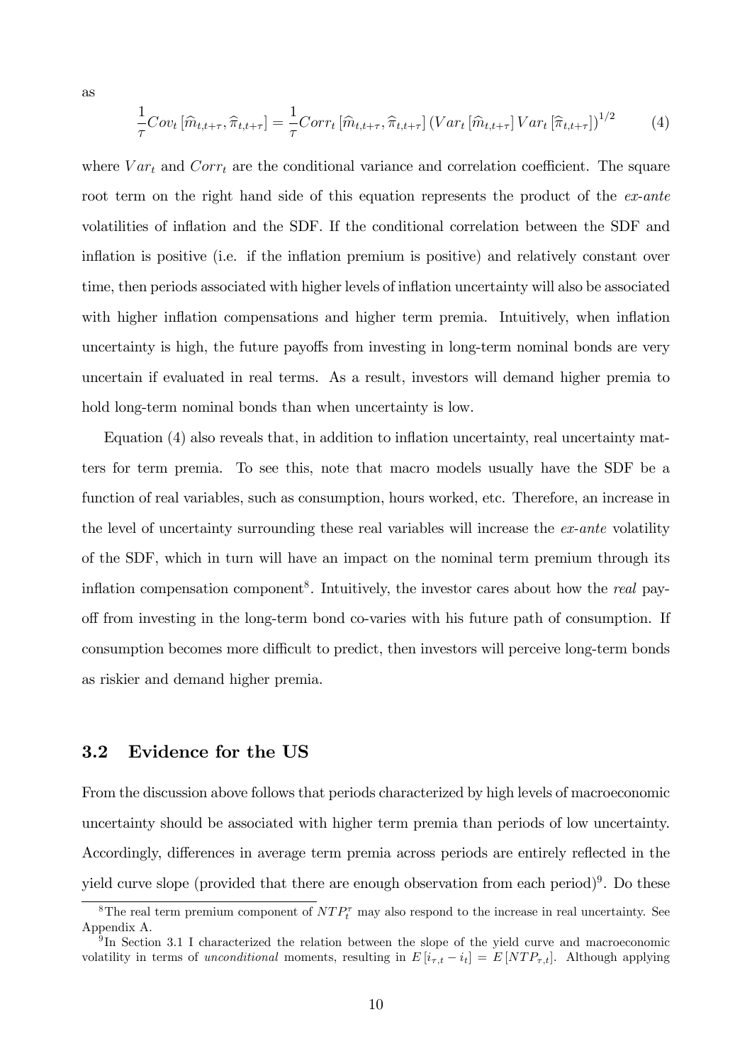as

$$\frac{1}{\tau}Cov_t\left[\widehat{m}_{t,t+\tau},\widehat{\pi}_{t,t+\tau}\right]=\frac{1}{\tau}Corr_t\left[\widehat{m}_{t,t+\tau},\widehat{\pi}_{t,t+\tau}\right]\left(Var_t\left[\widehat{m}_{t,t+\tau}\right]Var_t\left[\widehat{\pi}_{t,t+\tau}\right]\right)^{1/2} \tag{4}$$

where $Var_t$ and $Corr_t$ are the conditional variance and correlation coefficient. The square root term on the right hand side of this equation represents the product of the *ex-ante* volatilities of inflation and the SDF. If the conditional correlation between the SDF and inflation is positive (i.e. if the inflation premium is positive) and relatively constant over time, then periods associated with higher levels of inflation uncertainty will also be associated with higher inflation compensations and higher term premia. Intuitively, when inflation uncertainty is high, the future payoffs from investing in long-term nominal bonds are very uncertain if evaluated in real terms. As a result, investors will demand higher premia to hold long-term nominal bonds than when uncertainty is low.

Equation (4) also reveals that, in addition to inflation uncertainty, real uncertainty matters for term premia. To see this, note that macro models usually have the SDF be a function of real variables, such as consumption, hours worked, etc. Therefore, an increase in the level of uncertainty surrounding these real variables will increase the *ex-ante* volatility of the SDF, which in turn will have an impact on the nominal term premium through its inflation compensation component[8]. Intuitively, the investor cares about how the *real* payoff from investing in the long-term bond co-varies with his future path of consumption. If consumption becomes more difficult to predict, then investors will perceive long-term bonds as riskier and demand higher premia.

## 3.2 Evidence for the US

From the discussion above follows that periods characterized by high levels of macroeconomic uncertainty should be associated with higher term premia than periods of low uncertainty. Accordingly, differences in average term premia across periods are entirely reflected in the yield curve slope (provided that there are enough observation from each period)[9]. Do these

[8] The real term premium component of $NTP_t^{\tau}$ may also respond to the increase in real uncertainty. See Appendix A.

[9] In Section 3.1 I characterized the relation between the slope of the yield curve and macroeconomic volatility in terms of *unconditional* moments, resulting in $E\left[i_{\tau,t}-i_t\right]=E\left[NTP_{\tau,t}\right]$. Although applying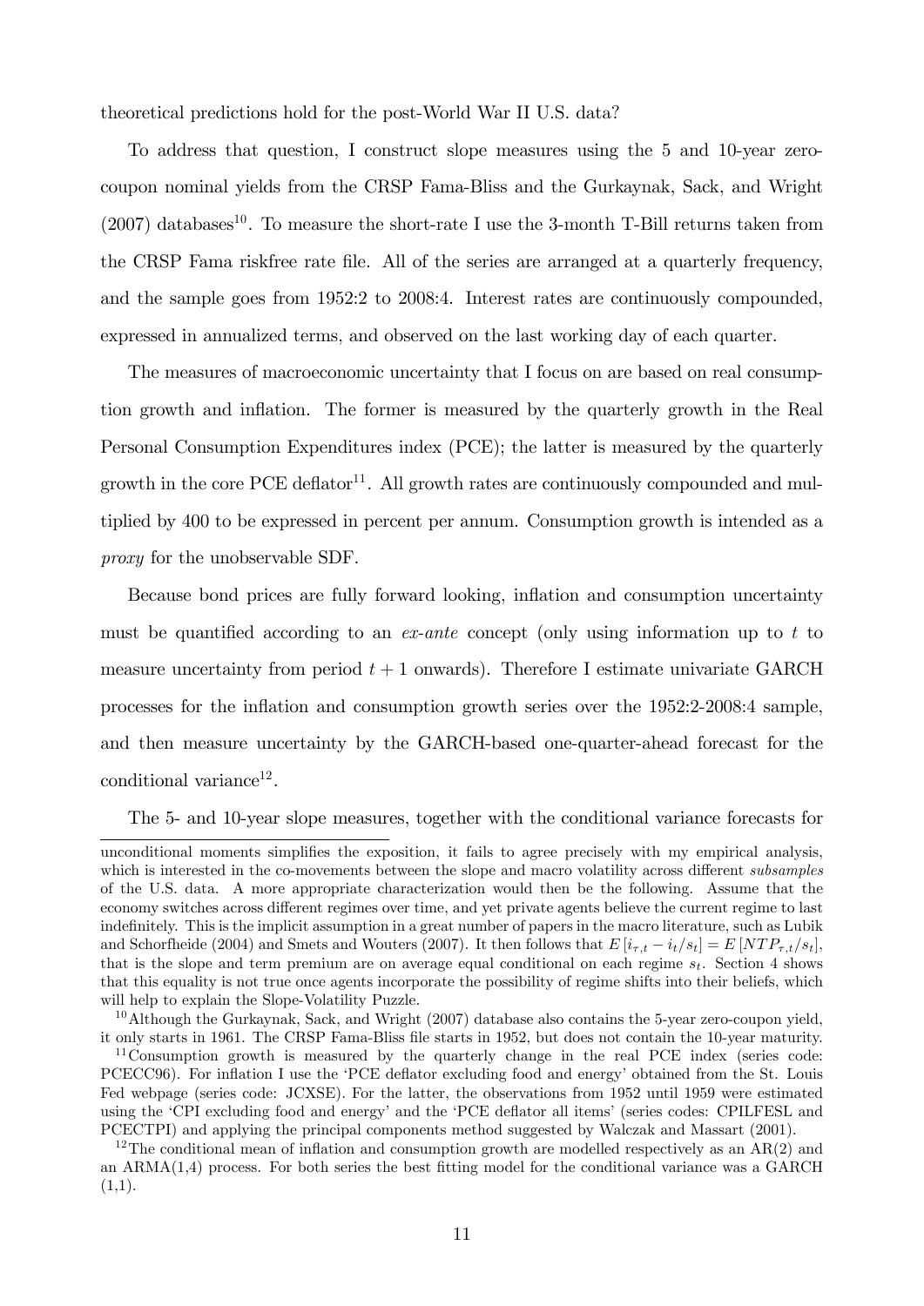theoretical predictions hold for the post-World War II U.S. data?

To address that question, I construct slope measures using the 5 and 10-year zero-coupon nominal yields from the CRSP Fama-Bliss and the Gurkaynak, Sack, and Wright (2007) databases[10]. To measure the short-rate I use the 3-month T-Bill returns taken from the CRSP Fama riskfree rate file. All of the series are arranged at a quarterly frequency, and the sample goes from 1952:2 to 2008:4. Interest rates are continuously compounded, expressed in annualized terms, and observed on the last working day of each quarter.

The measures of macroeconomic uncertainty that I focus on are based on real consumption growth and inflation. The former is measured by the quarterly growth in the Real Personal Consumption Expenditures index (PCE); the latter is measured by the quarterly growth in the core PCE deflator[11]. All growth rates are continuously compounded and multiplied by 400 to be expressed in percent per annum. Consumption growth is intended as a *proxy* for the unobservable SDF.

Because bond prices are fully forward looking, inflation and consumption uncertainty must be quantified according to an *ex-ante* concept (only using information up to $t$ to measure uncertainty from period $t+1$ onwards). Therefore I estimate univariate GARCH processes for the inflation and consumption growth series over the 1952:2-2008:4 sample, and then measure uncertainty by the GARCH-based one-quarter-ahead forecast for the conditional variance[12].

The 5- and 10-year slope measures, together with the conditional variance forecasts for

---

unconditional moments simplifies the exposition, it fails to agree precisely with my empirical analysis, which is interested in the co-movements between the slope and macro volatility across different *subsamples* of the U.S. data. A more appropriate characterization would then be the following. Assume that the economy switches across different regimes over time, and yet private agents believe the current regime to last indefinitely. This is the implicit assumption in a great number of papers in the macro literature, such as Lubik and Schorfheide (2004) and Smets and Wouters (2007). It then follows that $E\left[i_{\tau,t} - i_t/s_t\right] = E\left[NTP_{\tau,t}/s_t\right]$, that is the slope and term premium are on average equal conditional on each regime $s_t$. Section 4 shows that this equality is not true once agents incorporate the possibility of regime shifts into their beliefs, which will help to explain the Slope-Volatility Puzzle.

[10] Although the Gurkaynak, Sack, and Wright (2007) database also contains the 5-year zero-coupon yield, it only starts in 1961. The CRSP Fama-Bliss file starts in 1952, but does not contain the 10-year maturity.

[11] Consumption growth is measured by the quarterly change in the real PCE index (series code: PCECC96). For inflation I use the 'PCE deflator excluding food and energy' obtained from the St. Louis Fed webpage (series code: JCXSE). For the latter, the observations from 1952 until 1959 were estimated using the 'CPI excluding food and energy' and the 'PCE deflator all items' (series codes: CPILFESL and PCECTPI) and applying the principal components method suggested by Walczak and Massart (2001).

[12] The conditional mean of inflation and consumption growth are modelled respectively as an AR(2) and an ARMA(1,4) process. For both series the best fitting model for the conditional variance was a GARCH (1,1).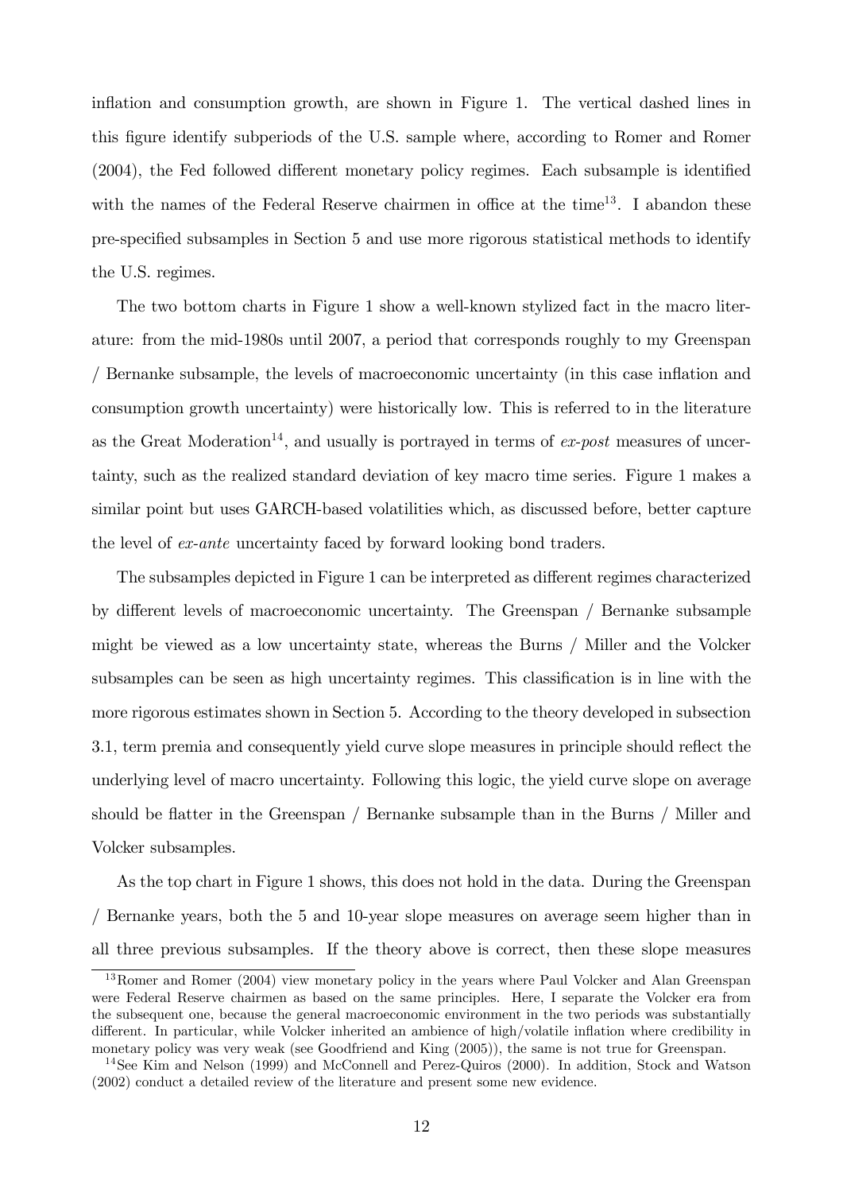inflation and consumption growth, are shown in Figure 1. The vertical dashed lines in this figure identify subperiods of the U.S. sample where, according to Romer and Romer (2004), the Fed followed different monetary policy regimes. Each subsample is identified with the names of the Federal Reserve chairmen in office at the time[13]. I abandon these pre-specified subsamples in Section 5 and use more rigorous statistical methods to identify the U.S. regimes.

The two bottom charts in Figure 1 show a well-known stylized fact in the macro literature: from the mid-1980s until 2007, a period that corresponds roughly to my Greenspan / Bernanke subsample, the levels of macroeconomic uncertainty (in this case inflation and consumption growth uncertainty) were historically low. This is referred to in the literature as the Great Moderation[14], and usually is portrayed in terms of *ex-post* measures of uncertainty, such as the realized standard deviation of key macro time series. Figure 1 makes a similar point but uses GARCH-based volatilities which, as discussed before, better capture the level of *ex-ante* uncertainty faced by forward looking bond traders.

The subsamples depicted in Figure 1 can be interpreted as different regimes characterized by different levels of macroeconomic uncertainty. The Greenspan / Bernanke subsample might be viewed as a low uncertainty state, whereas the Burns / Miller and the Volcker subsamples can be seen as high uncertainty regimes. This classification is in line with the more rigorous estimates shown in Section 5. According to the theory developed in subsection 3.1, term premia and consequently yield curve slope measures in principle should reflect the underlying level of macro uncertainty. Following this logic, the yield curve slope on average should be flatter in the Greenspan / Bernanke subsample than in the Burns / Miller and Volcker subsamples.

As the top chart in Figure 1 shows, this does not hold in the data. During the Greenspan / Bernanke years, both the 5 and 10-year slope measures on average seem higher than in all three previous subsamples. If the theory above is correct, then these slope measures

[13] Romer and Romer (2004) view monetary policy in the years where Paul Volcker and Alan Greenspan were Federal Reserve chairmen as based on the same principles. Here, I separate the Volcker era from the subsequent one, because the general macroeconomic environment in the two periods was substantially different. In particular, while Volcker inherited an ambience of high/volatile inflation where credibility in monetary policy was very weak (see Goodfriend and King (2005)), the same is not true for Greenspan.

[14] See Kim and Nelson (1999) and McConnell and Perez-Quiros (2000). In addition, Stock and Watson (2002) conduct a detailed review of the literature and present some new evidence.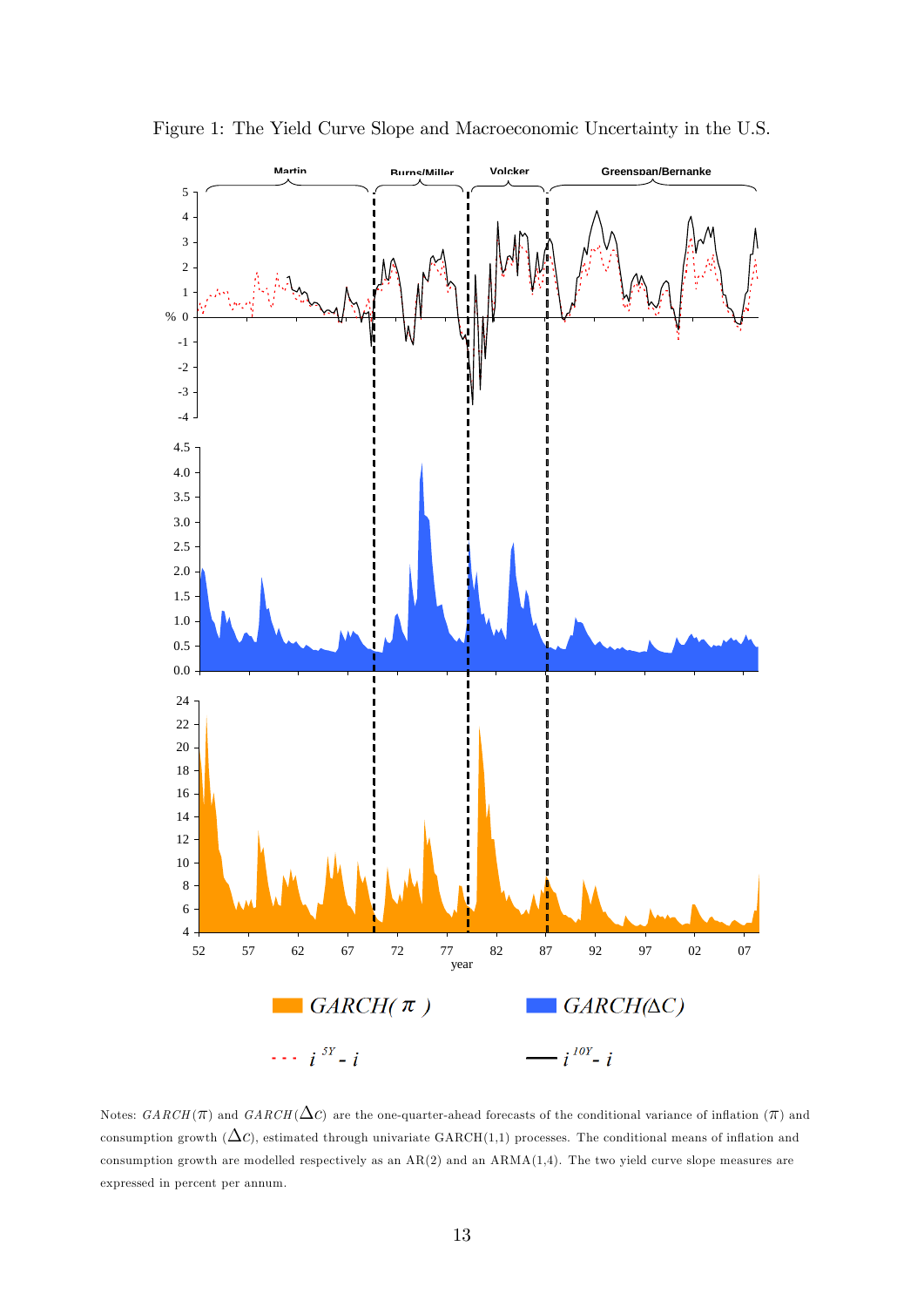Figure 1: The Yield Curve Slope and Macroeconomic Uncertainty in the U.S.

Notes: $GARCH(\pi)$ and $GARCH(\Delta C)$ are the one-quarter-ahead forecasts of the conditional variance of inflation ($\pi$) and consumption growth ($\Delta C$), estimated through univariate GARCH(1,1) processes. The conditional means of inflation and consumption growth are modelled respectively as an AR(2) and an ARMA(1,4). The two yield curve slope measures are expressed in percent per annum.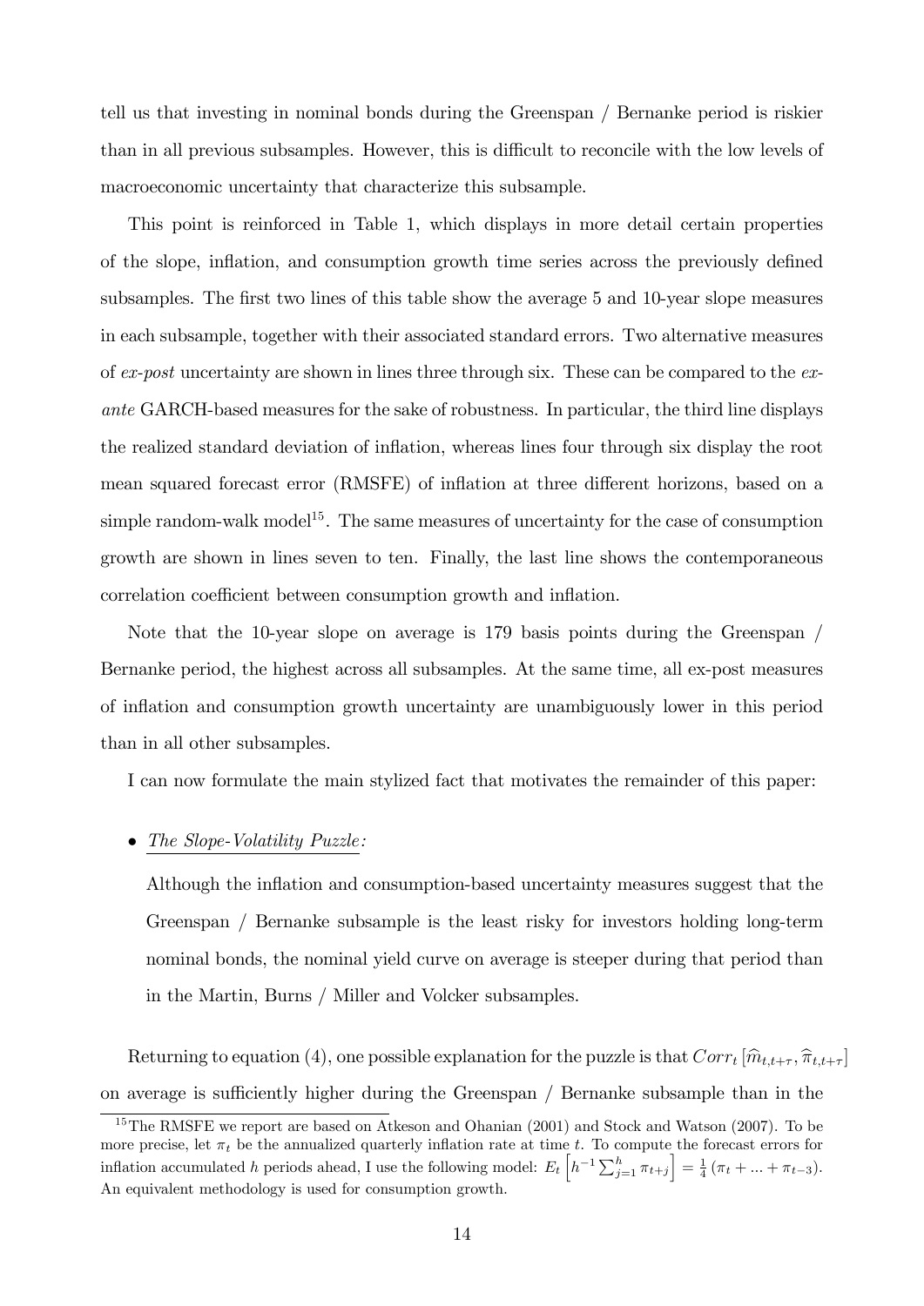tell us that investing in nominal bonds during the Greenspan / Bernanke period is riskier than in all previous subsamples. However, this is difficult to reconcile with the low levels of macroeconomic uncertainty that characterize this subsample.

This point is reinforced in Table 1, which displays in more detail certain properties of the slope, inflation, and consumption growth time series across the previously defined subsamples. The first two lines of this table show the average 5 and 10-year slope measures in each subsample, together with their associated standard errors. Two alternative measures of *ex-post* uncertainty are shown in lines three through six. These can be compared to the *ex-ante* GARCH-based measures for the sake of robustness. In particular, the third line displays the realized standard deviation of inflation, whereas lines four through six display the root mean squared forecast error (RMSFE) of inflation at three different horizons, based on a simple random-walk model[15]. The same measures of uncertainty for the case of consumption growth are shown in lines seven to ten. Finally, the last line shows the contemporaneous correlation coefficient between consumption growth and inflation.

Note that the 10-year slope on average is 179 basis points during the Greenspan / Bernanke period, the highest across all subsamples. At the same time, all ex-post measures of inflation and consumption growth uncertainty are unambiguously lower in this period than in all other subsamples.

I can now formulate the main stylized fact that motivates the remainder of this paper:

- *The Slope-Volatility Puzzle:*

  Although the inflation and consumption-based uncertainty measures suggest that the Greenspan / Bernanke subsample is the least risky for investors holding long-term nominal bonds, the nominal yield curve on average is steeper during that period than in the Martin, Burns / Miller and Volcker subsamples.

Returning to equation (4), one possible explanation for the puzzle is that $Corr_t\left[\widehat{m}_{t,t+\tau}, \widehat{\pi}_{t,t+\tau}\right]$ on average is sufficiently higher during the Greenspan / Bernanke subsample than in the

[15] The RMSFE we report are based on Atkeson and Ohanian (2001) and Stock and Watson (2007). To be more precise, let $\pi_t$ be the annualized quarterly inflation rate at time $t$. To compute the forecast errors for inflation accumulated $h$ periods ahead, I use the following model: $E_t\left[h^{-1}\sum_{j=1}^{h}\pi_{t+j}\right] = \frac{1}{4}\left(\pi_t + ... + \pi_{t-3}\right)$. An equivalent methodology is used for consumption growth.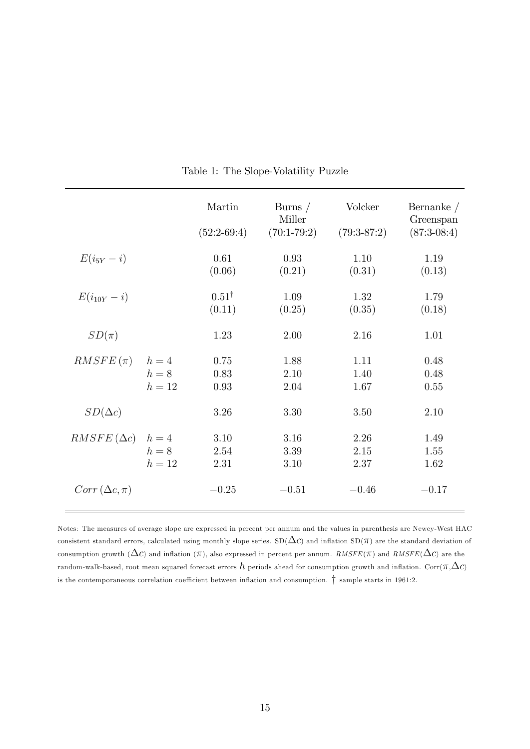Table 1: The Slope-Volatility Puzzle

| | | Martin (52:2-69:4) | Burns / Miller (70:1-79:2) | Volcker (79:3-87:2) | Bernanke / Greenspan (87:3-08:4) |
|---|---|---|---|---|---|
| $E(i_{5Y} - i)$ | | 0.61 | 0.93 | 1.10 | 1.19 |
| | | (0.06) | (0.21) | (0.31) | (0.13) |
| $E(i_{10Y} - i)$ | | $0.51^{\dagger}$ | 1.09 | 1.32 | 1.79 |
| | | (0.11) | (0.25) | (0.35) | (0.18) |
| $SD(\pi)$ | | 1.23 | 2.00 | 2.16 | 1.01 |
| $RMSFE\,(\pi)$ | $h = 4$ | 0.75 | 1.88 | 1.11 | 0.48 |
| | $h = 8$ | 0.83 | 2.10 | 1.40 | 0.48 |
| | $h = 12$ | 0.93 | 2.04 | 1.67 | 0.55 |
| $SD(\Delta c)$ | | 3.26 | 3.30 | 3.50 | 2.10 |
| $RMSFE\,(\Delta c)$ | $h = 4$ | 3.10 | 3.16 | 2.26 | 1.49 |
| | $h = 8$ | 2.54 | 3.39 | 2.15 | 1.55 |
| | $h = 12$ | 2.31 | 3.10 | 2.37 | 1.62 |
| $Corr\,(\Delta c, \pi)$ | | $-0.25$ | $-0.51$ | $-0.46$ | $-0.17$ |

Notes: The measures of average slope are expressed in percent per annum and the values in parenthesis are Newey-West HAC consistent standard errors, calculated using monthly slope series. SD($\Delta c$) and inflation SD($\pi$) are the standard deviation of consumption growth ($\Delta c$) and inflation ($\pi$), also expressed in percent per annum. $RMSFE(\pi)$ and $RMSFE(\Delta c)$ are the random-walk-based, root mean squared forecast errors $h$ periods ahead for consumption growth and inflation. Corr($\pi$,$\Delta c$) is the contemporaneous correlation coefficient between inflation and consumption. $\dagger$ sample starts in 1961:2.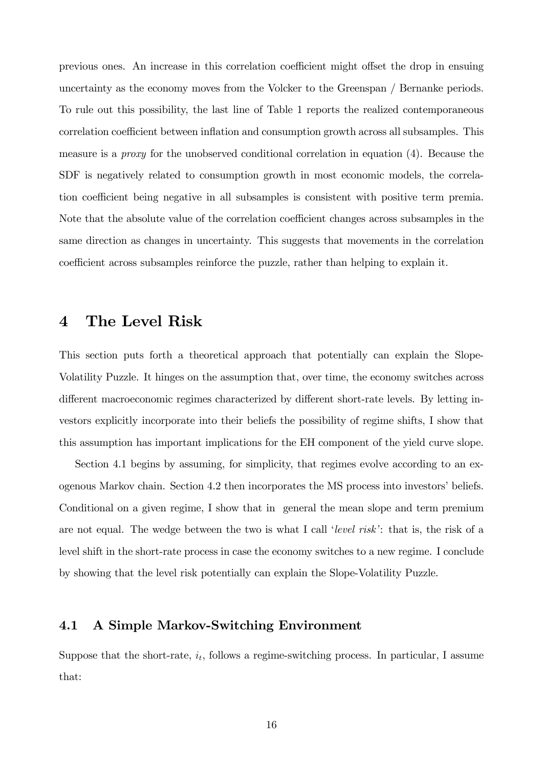previous ones. An increase in this correlation coefficient might offset the drop in ensuing uncertainty as the economy moves from the Volcker to the Greenspan / Bernanke periods. To rule out this possibility, the last line of Table 1 reports the realized contemporaneous correlation coefficient between inflation and consumption growth across all subsamples. This measure is a *proxy* for the unobserved conditional correlation in equation (4). Because the SDF is negatively related to consumption growth in most economic models, the correlation coefficient being negative in all subsamples is consistent with positive term premia. Note that the absolute value of the correlation coefficient changes across subsamples in the same direction as changes in uncertainty. This suggests that movements in the correlation coefficient across subsamples reinforce the puzzle, rather than helping to explain it.

# 4 The Level Risk

This section puts forth a theoretical approach that potentially can explain the Slope-Volatility Puzzle. It hinges on the assumption that, over time, the economy switches across different macroeconomic regimes characterized by different short-rate levels. By letting investors explicitly incorporate into their beliefs the possibility of regime shifts, I show that this assumption has important implications for the EH component of the yield curve slope.

Section 4.1 begins by assuming, for simplicity, that regimes evolve according to an exogenous Markov chain. Section 4.2 then incorporates the MS process into investors' beliefs. Conditional on a given regime, I show that in general the mean slope and term premium are not equal. The wedge between the two is what I call '*level risk*': that is, the risk of a level shift in the short-rate process in case the economy switches to a new regime. I conclude by showing that the level risk potentially can explain the Slope-Volatility Puzzle.

## 4.1 A Simple Markov-Switching Environment

Suppose that the short-rate, $i_t$, follows a regime-switching process. In particular, I assume that: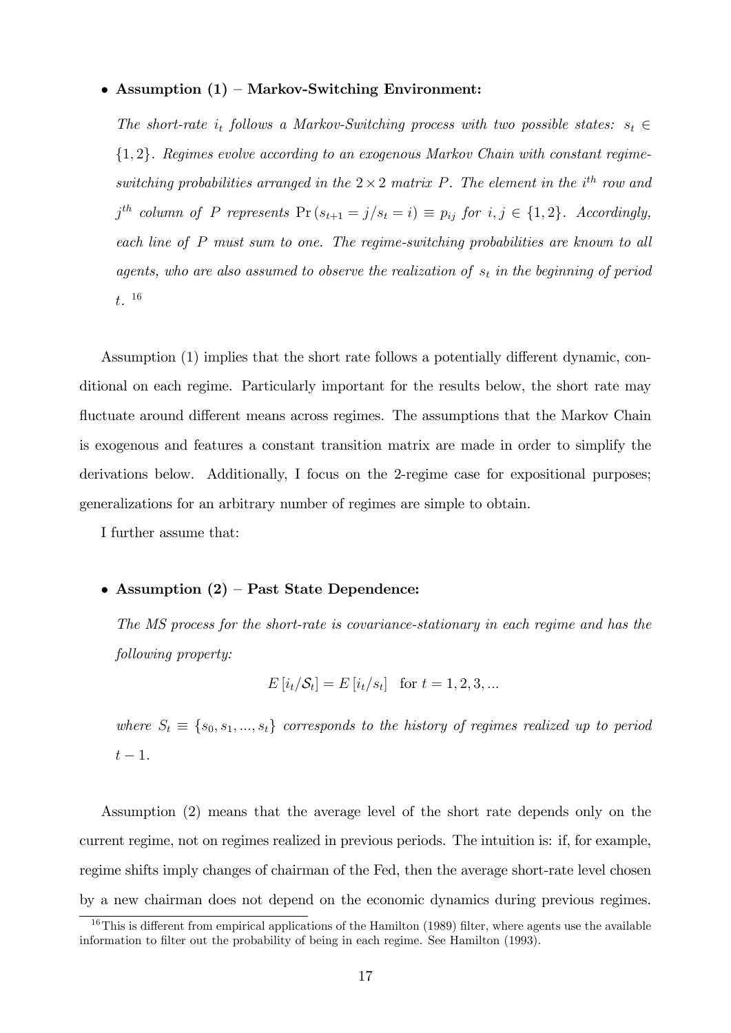- **Assumption (1) – Markov-Switching Environment:**

  *The short-rate $i_t$ follows a Markov-Switching process with two possible states: $s_t \in \{1, 2\}$. Regimes evolve according to an exogenous Markov Chain with constant regime-switching probabilities arranged in the $2 \times 2$ matrix $P$. The element in the $i^{th}$ row and $j^{th}$ column of $P$ represents $\Pr(s_{t+1} = j/s_t = i) \equiv p_{ij}$ for $i, j \in \{1, 2\}$. Accordingly, each line of $P$ must sum to one. The regime-switching probabilities are known to all agents, who are also assumed to observe the realization of $s_t$ in the beginning of period $t$.* [16]

Assumption (1) implies that the short rate follows a potentially different dynamic, conditional on each regime. Particularly important for the results below, the short rate may fluctuate around different means across regimes. The assumptions that the Markov Chain is exogenous and features a constant transition matrix are made in order to simplify the derivations below. Additionally, I focus on the 2-regime case for expositional purposes; generalizations for an arbitrary number of regimes are simple to obtain.

I further assume that:

- **Assumption (2) – Past State Dependence:**

  *The MS process for the short-rate is covariance-stationary in each regime and has the following property:*

$$E[i_t/\mathcal{S}_t] = E[i_t/s_t] \quad \text{for } t = 1, 2, 3, ...$$

  *where $S_t \equiv \{s_0, s_1, ..., s_t\}$ corresponds to the history of regimes realized up to period $t - 1$.*

Assumption (2) means that the average level of the short rate depends only on the current regime, not on regimes realized in previous periods. The intuition is: if, for example, regime shifts imply changes of chairman of the Fed, then the average short-rate level chosen by a new chairman does not depend on the economic dynamics during previous regimes.

[16] This is different from empirical applications of the Hamilton (1989) filter, where agents use the available information to filter out the probability of being in each regime. See Hamilton (1993).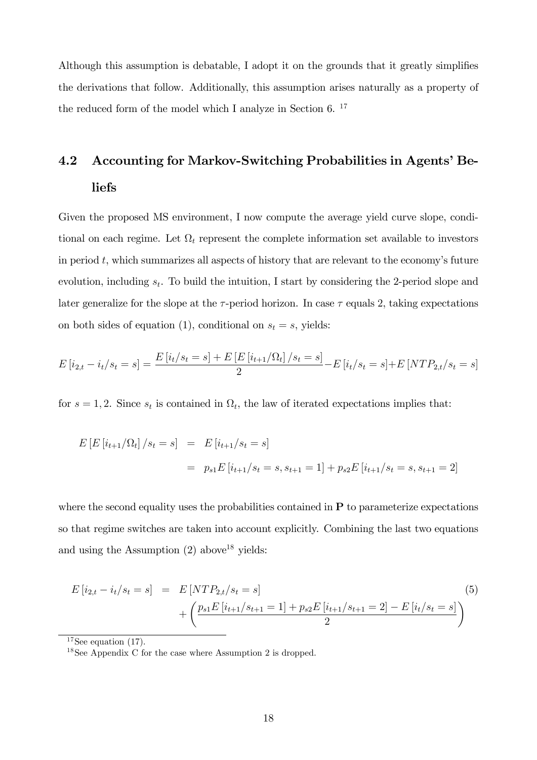Although this assumption is debatable, I adopt it on the grounds that it greatly simplifies the derivations that follow. Additionally, this assumption arises naturally as a property of the reduced form of the model which I analyze in Section 6. [17]

## 4.2 Accounting for Markov-Switching Probabilities in Agents' Beliefs

Given the proposed MS environment, I now compute the average yield curve slope, conditional on each regime. Let $\Omega_t$ represent the complete information set available to investors in period $t$, which summarizes all aspects of history that are relevant to the economy's future evolution, including $s_t$. To build the intuition, I start by considering the 2-period slope and later generalize for the slope at the $\tau$-period horizon. In case $\tau$ equals 2, taking expectations on both sides of equation (1), conditional on $s_t = s$, yields:

$$E\left[i_{2,t} - i_t / s_t = s\right] = \frac{E\left[i_t / s_t = s\right] + E\left[E\left[i_{t+1} / \Omega_t\right] / s_t = s\right]}{2} - E\left[i_t / s_t = s\right] + E\left[NTP_{2,t} / s_t = s\right]$$

for $s = 1, 2$. Since $s_t$ is contained in $\Omega_t$, the law of iterated expectations implies that:

$$\begin{aligned} E\left[E\left[i_{t+1} / \Omega_t\right] / s_t = s\right] &= E\left[i_{t+1} / s_t = s\right] \\ &= p_{s1} E\left[i_{t+1} / s_t = s, s_{t+1} = 1\right] + p_{s2} E\left[i_{t+1} / s_t = s, s_{t+1} = 2\right] \end{aligned}$$

where the second equality uses the probabilities contained in $\mathbf{P}$ to parameterize expectations so that regime switches are taken into account explicitly. Combining the last two equations and using the Assumption (2) above[18] yields:

$$\begin{aligned} E\left[i_{2,t} - i_t / s_t = s\right] &= E\left[NTP_{2,t} / s_t = s\right] \\ &\quad + \left( \frac{p_{s1} E\left[i_{t+1} / s_{t+1} = 1\right] + p_{s2} E\left[i_{t+1} / s_{t+1} = 2\right] - E\left[i_t / s_t = s\right]}{2} \right) \end{aligned} \tag{5}$$

[17] See equation (17).

[18] See Appendix C for the case where Assumption 2 is dropped.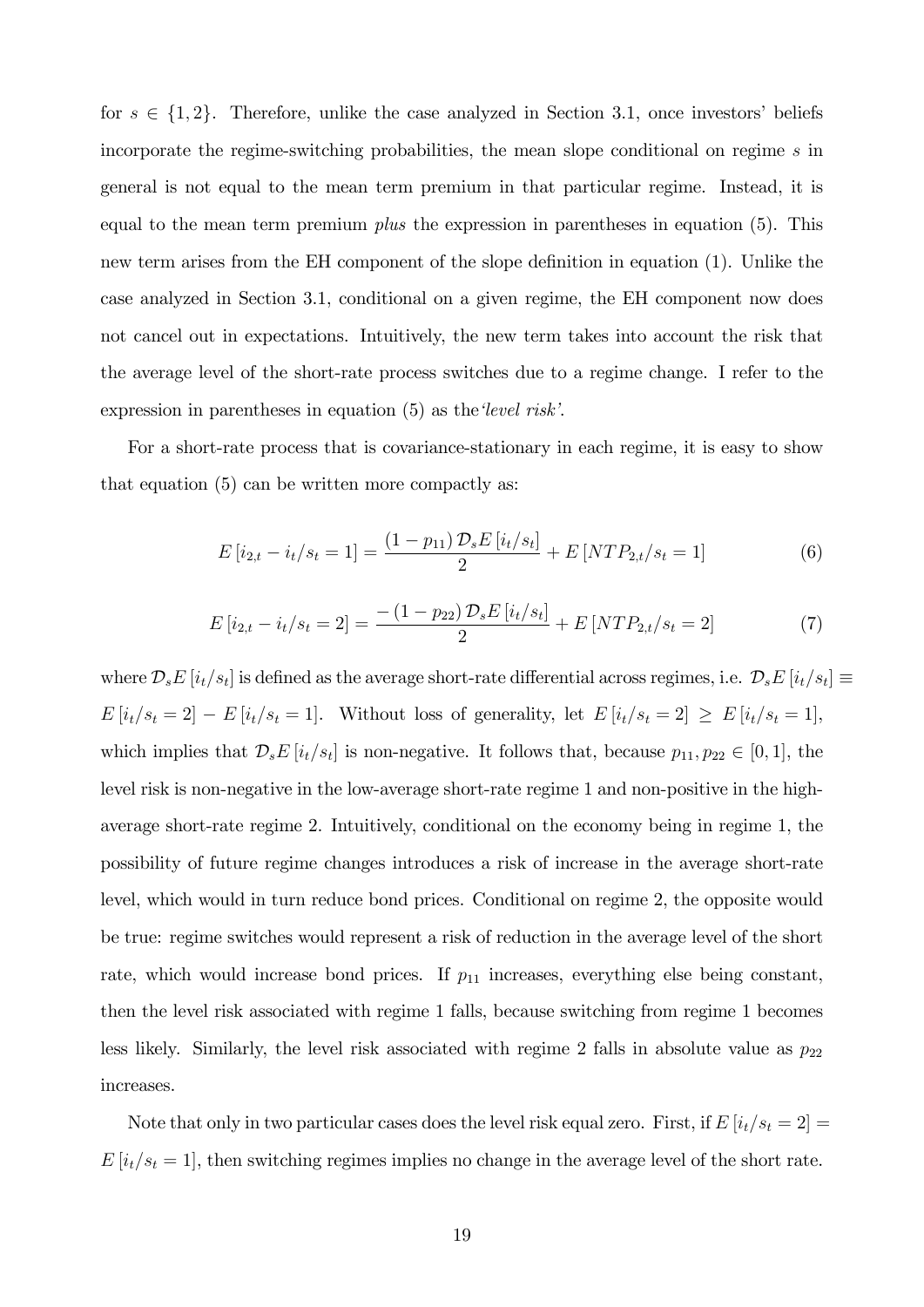for $s \in \{1, 2\}$. Therefore, unlike the case analyzed in Section 3.1, once investors' beliefs incorporate the regime-switching probabilities, the mean slope conditional on regime $s$ in general is not equal to the mean term premium in that particular regime. Instead, it is equal to the mean term premium *plus* the expression in parentheses in equation (5). This new term arises from the EH component of the slope definition in equation (1). Unlike the case analyzed in Section 3.1, conditional on a given regime, the EH component now does not cancel out in expectations. Intuitively, the new term takes into account the risk that the average level of the short-rate process switches due to a regime change. I refer to the expression in parentheses in equation (5) as the*'level risk'*.

For a short-rate process that is covariance-stationary in each regime, it is easy to show that equation (5) can be written more compactly as:

$$E\left[i_{2,t} - i_t / s_t = 1\right] = \frac{(1 - p_{11})\, \mathcal{D}_s E\left[i_t / s_t\right]}{2} + E\left[NTP_{2,t} / s_t = 1\right] \tag{6}$$

$$E\left[i_{2,t} - i_t / s_t = 2\right] = \frac{-(1 - p_{22})\, \mathcal{D}_s E\left[i_t / s_t\right]}{2} + E\left[NTP_{2,t} / s_t = 2\right] \tag{7}$$

where $\mathcal{D}_s E\left[i_t / s_t\right]$ is defined as the average short-rate differential across regimes, i.e. $\mathcal{D}_s E\left[i_t / s_t\right] \equiv E\left[i_t / s_t = 2\right] - E\left[i_t / s_t = 1\right]$. Without loss of generality, let $E\left[i_t / s_t = 2\right] \geq E\left[i_t / s_t = 1\right]$, which implies that $\mathcal{D}_s E\left[i_t / s_t\right]$ is non-negative. It follows that, because $p_{11}, p_{22} \in [0, 1]$, the level risk is non-negative in the low-average short-rate regime 1 and non-positive in the high-average short-rate regime 2. Intuitively, conditional on the economy being in regime 1, the possibility of future regime changes introduces a risk of increase in the average short-rate level, which would in turn reduce bond prices. Conditional on regime 2, the opposite would be true: regime switches would represent a risk of reduction in the average level of the short rate, which would increase bond prices. If $p_{11}$ increases, everything else being constant, then the level risk associated with regime 1 falls, because switching from regime 1 becomes less likely. Similarly, the level risk associated with regime 2 falls in absolute value as $p_{22}$ increases.

Note that only in two particular cases does the level risk equal zero. First, if $E\left[i_t / s_t = 2\right] = E\left[i_t / s_t = 1\right]$, then switching regimes implies no change in the average level of the short rate.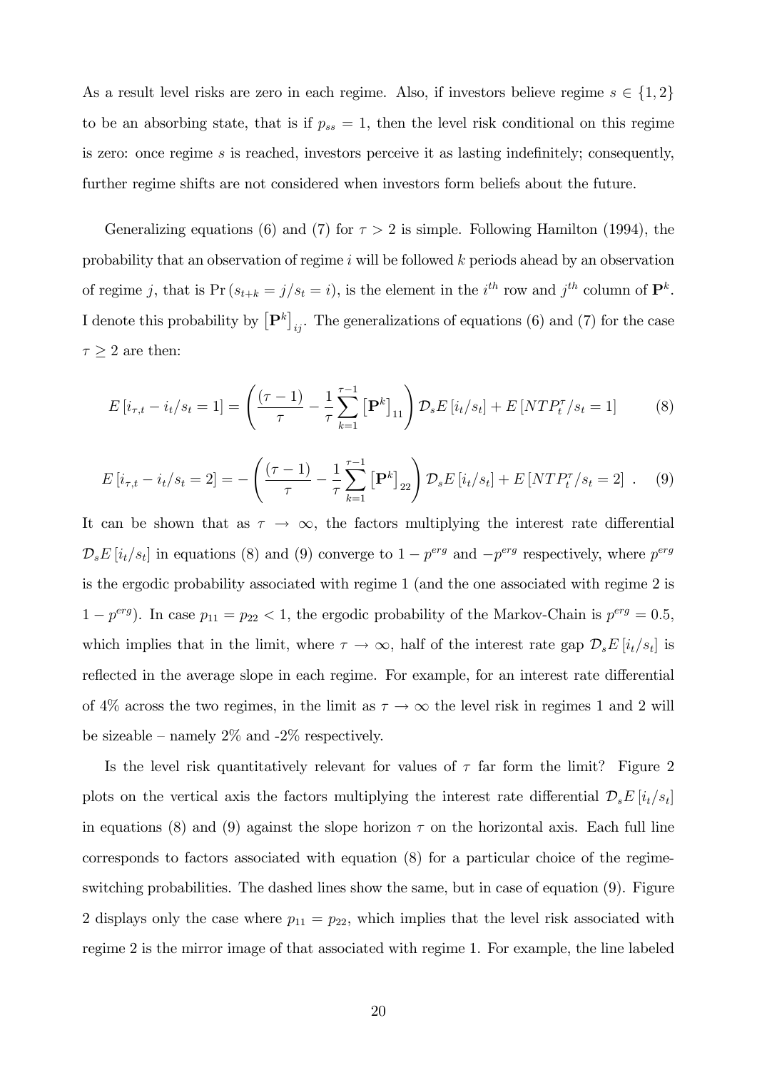As a result level risks are zero in each regime. Also, if investors believe regime $s \in \{1, 2\}$ to be an absorbing state, that is if $p_{ss} = 1$, then the level risk conditional on this regime is zero: once regime $s$ is reached, investors perceive it as lasting indefinitely; consequently, further regime shifts are not considered when investors form beliefs about the future.

Generalizing equations (6) and (7) for $\tau > 2$ is simple. Following Hamilton (1994), the probability that an observation of regime $i$ will be followed $k$ periods ahead by an observation of regime $j$, that is $\Pr(s_{t+k} = j/s_t = i)$, is the element in the $i^{th}$ row and $j^{th}$ column of $\mathbf{P}^k$. I denote this probability by $\left[\mathbf{P}^k\right]_{ij}$. The generalizations of equations (6) and (7) for the case $\tau \geq 2$ are then:

$$E\left[i_{\tau,t} - i_t/s_t = 1\right] = \left(\frac{(\tau-1)}{\tau} - \frac{1}{\tau}\sum_{k=1}^{\tau-1}\left[\mathbf{P}^k\right]_{11}\right)\mathcal{D}_s E\left[i_t/s_t\right] + E\left[NTP_t^{\tau}/s_t = 1\right] \tag{8}$$

$$E\left[i_{\tau,t} - i_t/s_t = 2\right] = -\left(\frac{(\tau-1)}{\tau} - \frac{1}{\tau}\sum_{k=1}^{\tau-1}\left[\mathbf{P}^k\right]_{22}\right)\mathcal{D}_s E\left[i_t/s_t\right] + E\left[NTP_t^{\tau}/s_t = 2\right] \ . \tag{9}$$

It can be shown that as $\tau \to \infty$, the factors multiplying the interest rate differential $\mathcal{D}_s E\left[i_t/s_t\right]$ in equations (8) and (9) converge to $1 - p^{erg}$ and $-p^{erg}$ respectively, where $p^{erg}$ is the ergodic probability associated with regime 1 (and the one associated with regime 2 is $1 - p^{erg}$). In case $p_{11} = p_{22} < 1$, the ergodic probability of the Markov-Chain is $p^{erg} = 0.5$, which implies that in the limit, where $\tau \to \infty$, half of the interest rate gap $\mathcal{D}_s E\left[i_t/s_t\right]$ is reflected in the average slope in each regime. For example, for an interest rate differential of 4% across the two regimes, in the limit as $\tau \to \infty$ the level risk in regimes 1 and 2 will be sizeable – namely 2% and -2% respectively.

Is the level risk quantitatively relevant for values of $\tau$ far form the limit? Figure 2 plots on the vertical axis the factors multiplying the interest rate differential $\mathcal{D}_s E\left[i_t/s_t\right]$ in equations (8) and (9) against the slope horizon $\tau$ on the horizontal axis. Each full line corresponds to factors associated with equation (8) for a particular choice of the regime-switching probabilities. The dashed lines show the same, but in case of equation (9). Figure 2 displays only the case where $p_{11} = p_{22}$, which implies that the level risk associated with regime 2 is the mirror image of that associated with regime 1. For example, the line labeled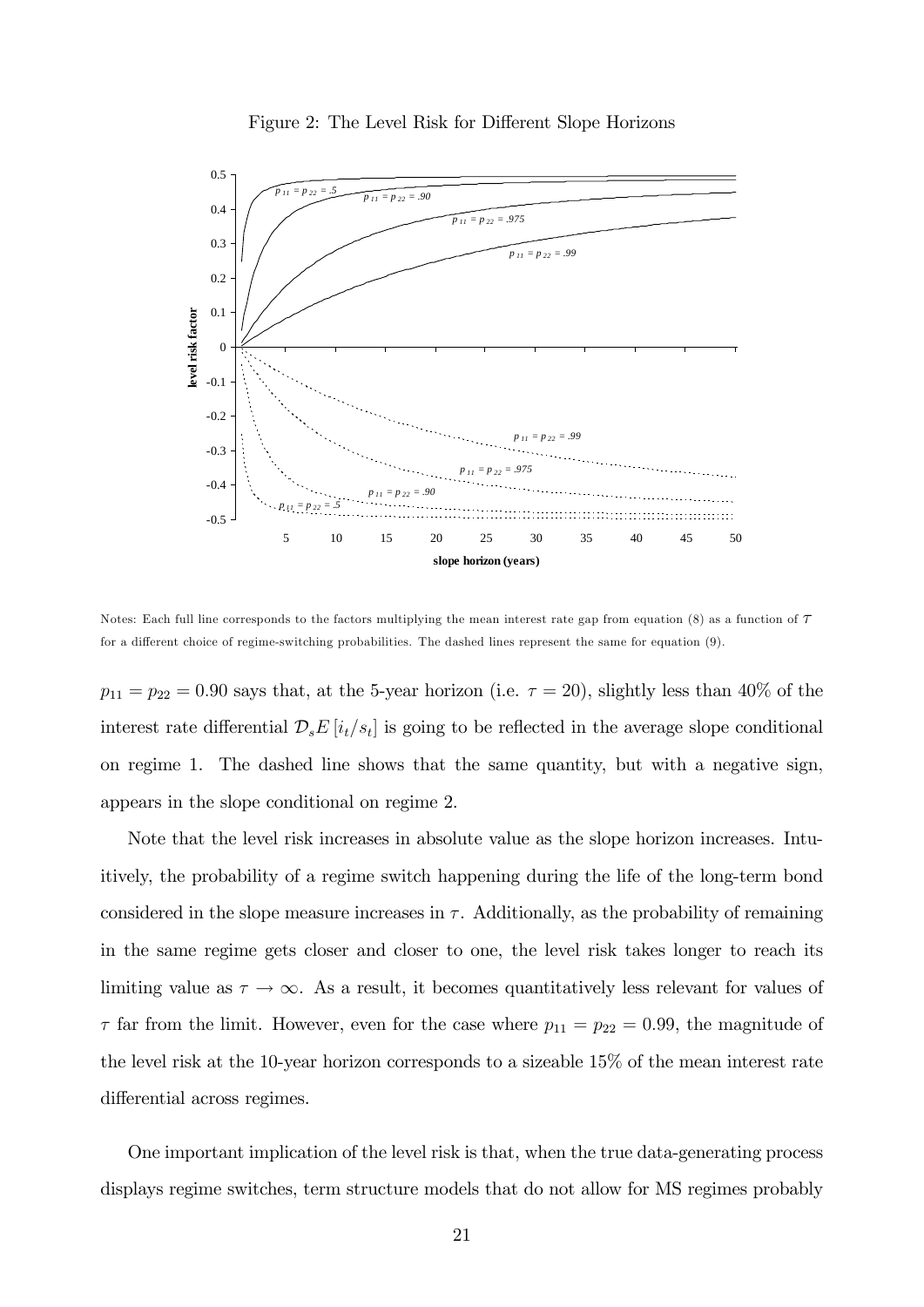Figure 2: The Level Risk for Different Slope Horizons

Notes: Each full line corresponds to the factors multiplying the mean interest rate gap from equation (8) as a function of $\tau$ for a different choice of regime-switching probabilities. The dashed lines represent the same for equation (9).

$p_{11} = p_{22} = 0.90$ says that, at the 5-year horizon (i.e. $\tau = 20$), slightly less than 40% of the interest rate differential $\mathcal{D}_s E[i_t/s_t]$ is going to be reflected in the average slope conditional on regime 1. The dashed line shows that the same quantity, but with a negative sign, appears in the slope conditional on regime 2.

Note that the level risk increases in absolute value as the slope horizon increases. Intuitively, the probability of a regime switch happening during the life of the long-term bond considered in the slope measure increases in $\tau$. Additionally, as the probability of remaining in the same regime gets closer and closer to one, the level risk takes longer to reach its limiting value as $\tau \to \infty$. As a result, it becomes quantitatively less relevant for values of $\tau$ far from the limit. However, even for the case where $p_{11} = p_{22} = 0.99$, the magnitude of the level risk at the 10-year horizon corresponds to a sizeable 15% of the mean interest rate differential across regimes.

One important implication of the level risk is that, when the true data-generating process displays regime switches, term structure models that do not allow for MS regimes probably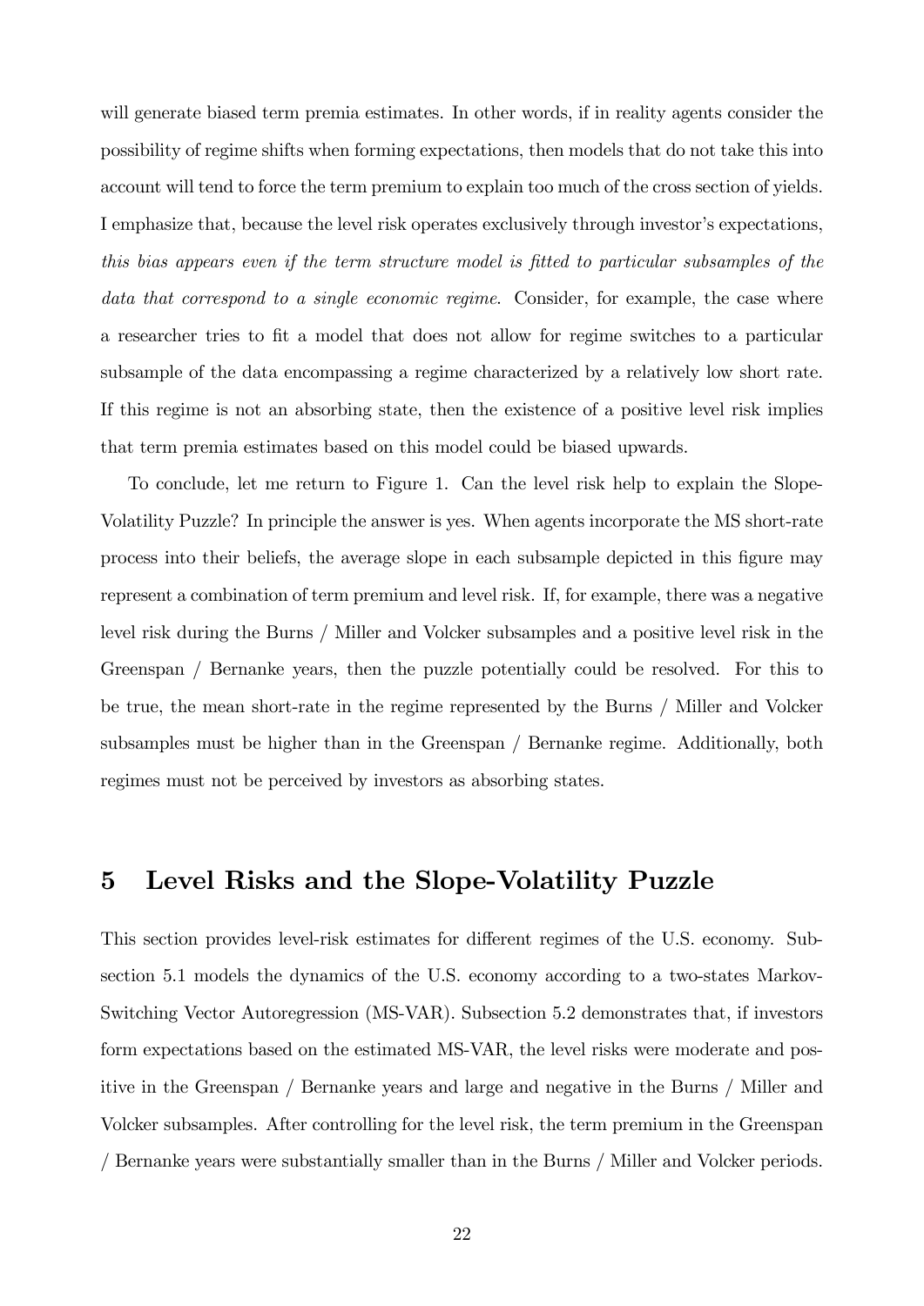will generate biased term premia estimates. In other words, if in reality agents consider the possibility of regime shifts when forming expectations, then models that do not take this into account will tend to force the term premium to explain too much of the cross section of yields. I emphasize that, because the level risk operates exclusively through investor's expectations, *this bias appears even if the term structure model is fitted to particular subsamples of the data that correspond to a single economic regime*. Consider, for example, the case where a researcher tries to fit a model that does not allow for regime switches to a particular subsample of the data encompassing a regime characterized by a relatively low short rate. If this regime is not an absorbing state, then the existence of a positive level risk implies that term premia estimates based on this model could be biased upwards.

To conclude, let me return to Figure 1. Can the level risk help to explain the Slope-Volatility Puzzle? In principle the answer is yes. When agents incorporate the MS short-rate process into their beliefs, the average slope in each subsample depicted in this figure may represent a combination of term premium and level risk. If, for example, there was a negative level risk during the Burns / Miller and Volcker subsamples and a positive level risk in the Greenspan / Bernanke years, then the puzzle potentially could be resolved. For this to be true, the mean short-rate in the regime represented by the Burns / Miller and Volcker subsamples must be higher than in the Greenspan / Bernanke regime. Additionally, both regimes must not be perceived by investors as absorbing states.

# 5 Level Risks and the Slope-Volatility Puzzle

This section provides level-risk estimates for different regimes of the U.S. economy. Subsection 5.1 models the dynamics of the U.S. economy according to a two-states Markov-Switching Vector Autoregression (MS-VAR). Subsection 5.2 demonstrates that, if investors form expectations based on the estimated MS-VAR, the level risks were moderate and positive in the Greenspan / Bernanke years and large and negative in the Burns / Miller and Volcker subsamples. After controlling for the level risk, the term premium in the Greenspan / Bernanke years were substantially smaller than in the Burns / Miller and Volcker periods.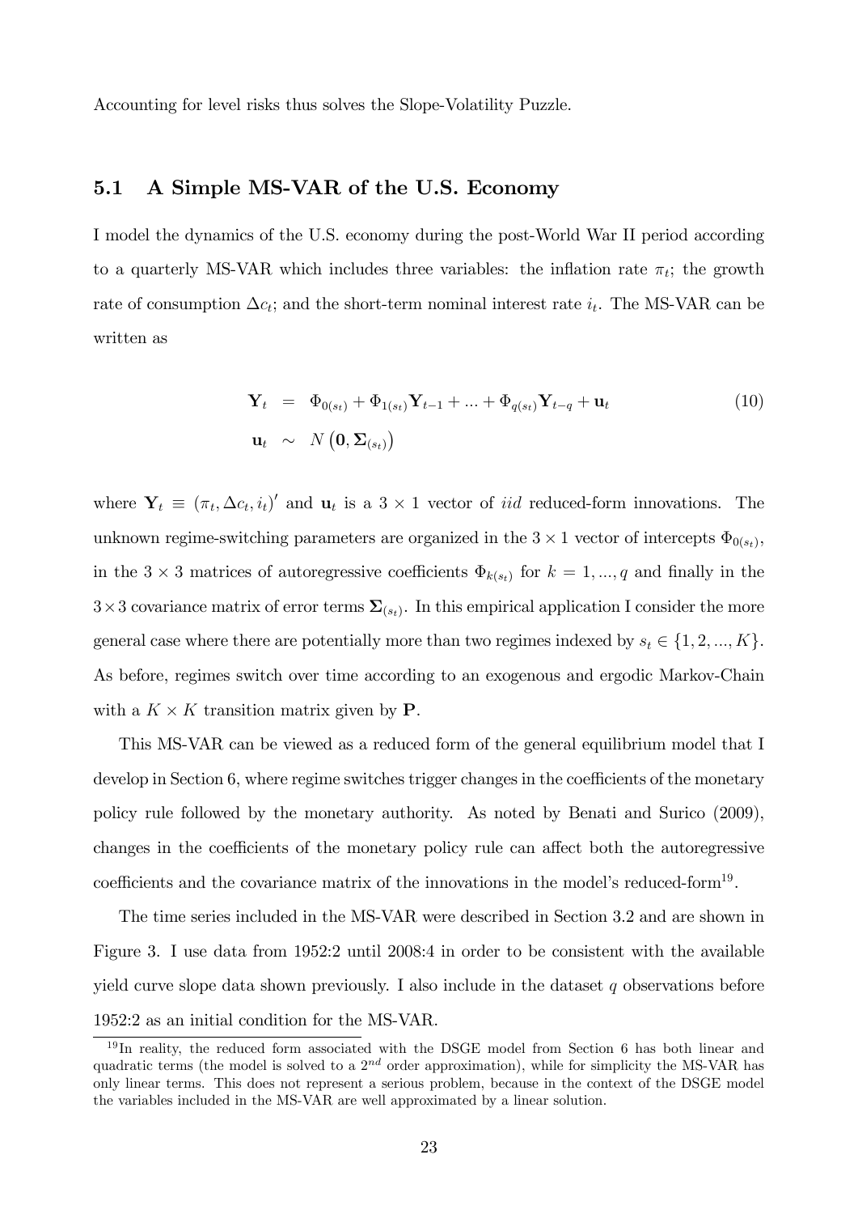Accounting for level risks thus solves the Slope-Volatility Puzzle.

### 5.1 A Simple MS-VAR of the U.S. Economy

I model the dynamics of the U.S. economy during the post-World War II period according to a quarterly MS-VAR which includes three variables: the inflation rate $\pi_t$; the growth rate of consumption $\Delta c_t$; and the short-term nominal interest rate $i_t$. The MS-VAR can be written as

$$
\begin{aligned}
\mathbf{Y}_t &= \Phi_{0(s_t)} + \Phi_{1(s_t)}\mathbf{Y}_{t-1} + ... + \Phi_{q(s_t)}\mathbf{Y}_{t-q} + \mathbf{u}_t \\
\mathbf{u}_t &\sim N\left(\mathbf{0}, \mathbf{\Sigma}_{(s_t)}\right)
\end{aligned}
\tag{10}
$$

where $\mathbf{Y}_t \equiv (\pi_t, \Delta c_t, i_t)'$ and $\mathbf{u}_t$ is a $3 \times 1$ vector of *iid* reduced-form innovations. The unknown regime-switching parameters are organized in the $3 \times 1$ vector of intercepts $\Phi_{0(s_t)}$, in the $3 \times 3$ matrices of autoregressive coefficients $\Phi_{k(s_t)}$ for $k = 1, ..., q$ and finally in the $3 \times 3$ covariance matrix of error terms $\mathbf{\Sigma}_{(s_t)}$. In this empirical application I consider the more general case where there are potentially more than two regimes indexed by $s_t \in \{1, 2, ..., K\}$. As before, regimes switch over time according to an exogenous and ergodic Markov-Chain with a $K \times K$ transition matrix given by $\mathbf{P}$.

This MS-VAR can be viewed as a reduced form of the general equilibrium model that I develop in Section 6, where regime switches trigger changes in the coefficients of the monetary policy rule followed by the monetary authority. As noted by Benati and Surico (2009), changes in the coefficients of the monetary policy rule can affect both the autoregressive coefficients and the covariance matrix of the innovations in the model's reduced-form[19].

The time series included in the MS-VAR were described in Section 3.2 and are shown in Figure 3. I use data from 1952:2 until 2008:4 in order to be consistent with the available yield curve slope data shown previously. I also include in the dataset $q$ observations before 1952:2 as an initial condition for the MS-VAR.

[19] In reality, the reduced form associated with the DSGE model from Section 6 has both linear and quadratic terms (the model is solved to a $2^{nd}$ order approximation), while for simplicity the MS-VAR has only linear terms. This does not represent a serious problem, because in the context of the DSGE model the variables included in the MS-VAR are well approximated by a linear solution.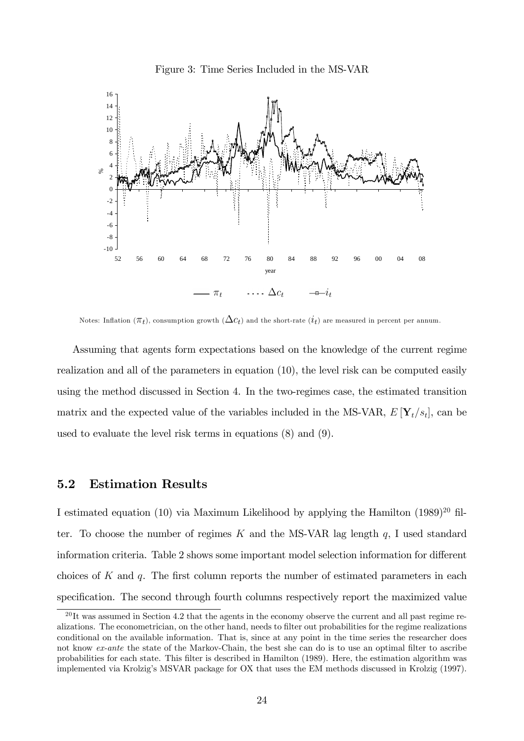Figure 3: Time Series Included in the MS-VAR

Notes: Inflation ($\pi_t$), consumption growth ($\Delta c_t$) and the short-rate ($i_t$) are measured in percent per annum.

Assuming that agents form expectations based on the knowledge of the current regime realization and all of the parameters in equation (10), the level risk can be computed easily using the method discussed in Section 4. In the two-regimes case, the estimated transition matrix and the expected value of the variables included in the MS-VAR, $E[\mathbf{Y}_t/s_t]$, can be used to evaluate the level risk terms in equations (8) and (9).

## 5.2 Estimation Results

I estimated equation (10) via Maximum Likelihood by applying the Hamilton (1989)[20] filter. To choose the number of regimes $K$ and the MS-VAR lag length $q$, I used standard information criteria. Table 2 shows some important model selection information for different choices of $K$ and $q$. The first column reports the number of estimated parameters in each specification. The second through fourth columns respectively report the maximized value

[20] It was assumed in Section 4.2 that the agents in the economy observe the current and all past regime realizations. The econometrician, on the other hand, needs to filter out probabilities for the regime realizations conditional on the available information. That is, since at any point in the time series the researcher does not know *ex-ante* the state of the Markov-Chain, the best she can do is to use an optimal filter to ascribe probabilities for each state. This filter is described in Hamilton (1989). Here, the estimation algorithm was implemented via Krolzig's MSVAR package for OX that uses the EM methods discussed in Krolzig (1997).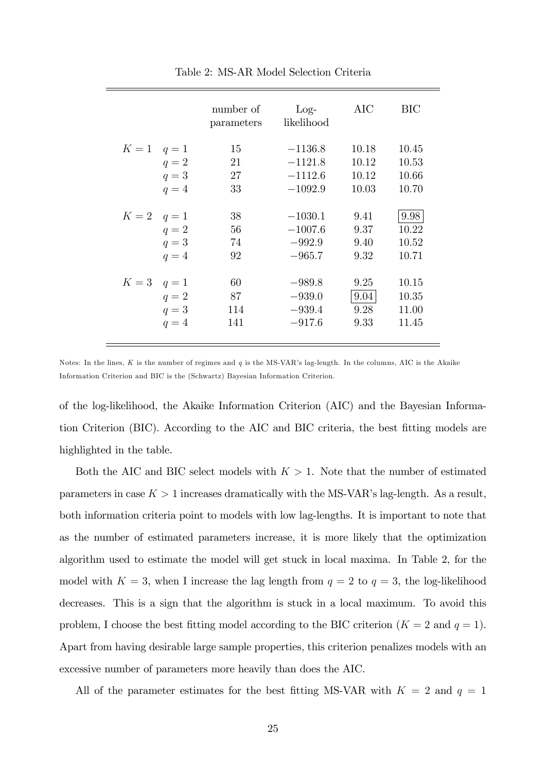Table 2: MS-AR Model Selection Criteria

| | | number of parameters | Log-likelihood | AIC | BIC |
|---|---|---|---|---|---|
| $K = 1$ | $q = 1$ | 15 | $-1136.8$ | 10.18 | 10.45 |
| | $q = 2$ | 21 | $-1121.8$ | 10.12 | 10.53 |
| | $q = 3$ | 27 | $-1112.6$ | 10.12 | 10.66 |
| | $q = 4$ | 33 | $-1092.9$ | 10.03 | 10.70 |
| $K = 2$ | $q = 1$ | 38 | $-1030.1$ | 9.41 | **9.98** |
| | $q = 2$ | 56 | $-1007.6$ | 9.37 | 10.22 |
| | $q = 3$ | 74 | $-992.9$ | 9.40 | 10.52 |
| | $q = 4$ | 92 | $-965.7$ | 9.32 | 10.71 |
| $K = 3$ | $q = 1$ | 60 | $-989.8$ | 9.25 | 10.15 |
| | $q = 2$ | 87 | $-939.0$ | **9.04** | 10.35 |
| | $q = 3$ | 114 | $-939.4$ | 9.28 | 11.00 |
| | $q = 4$ | 141 | $-917.6$ | 9.33 | 11.45 |

Notes: In the lines, $K$ is the number of regimes and $q$ is the MS-VAR's lag-length. In the columns, AIC is the Akaike Information Criterion and BIC is the (Schwartz) Bayesian Information Criterion.

of the log-likelihood, the Akaike Information Criterion (AIC) and the Bayesian Information Criterion (BIC). According to the AIC and BIC criteria, the best fitting models are highlighted in the table.

Both the AIC and BIC select models with $K > 1$. Note that the number of estimated parameters in case $K > 1$ increases dramatically with the MS-VAR's lag-length. As a result, both information criteria point to models with low lag-lengths. It is important to note that as the number of estimated parameters increase, it is more likely that the optimization algorithm used to estimate the model will get stuck in local maxima. In Table 2, for the model with $K = 3$, when I increase the lag length from $q = 2$ to $q = 3$, the log-likelihood decreases. This is a sign that the algorithm is stuck in a local maximum. To avoid this problem, I choose the best fitting model according to the BIC criterion ($K = 2$ and $q = 1$). Apart from having desirable large sample properties, this criterion penalizes models with an excessive number of parameters more heavily than does the AIC.

All of the parameter estimates for the best fitting MS-VAR with $K = 2$ and $q = 1$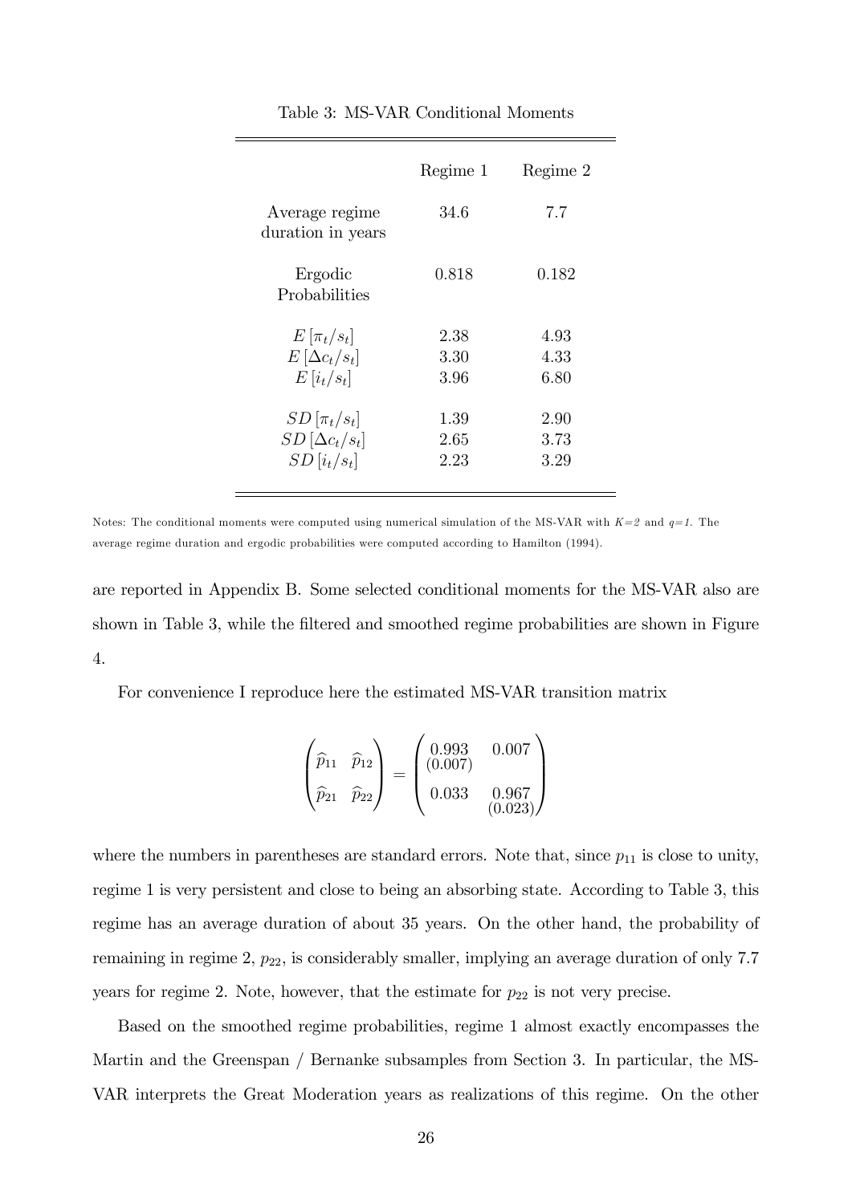Table 3: MS-VAR Conditional Moments

| | Regime 1 | Regime 2 |
|---|---|---|
| Average regime duration in years | 34.6 | 7.7 |
| Ergodic Probabilities | 0.818 | 0.182 |
| $E\left[\pi_t/s_t\right]$ | 2.38 | 4.93 |
| $E\left[\Delta c_t/s_t\right]$ | 3.30 | 4.33 |
| $E\left[i_t/s_t\right]$ | 3.96 | 6.80 |
| $SD\left[\pi_t/s_t\right]$ | 1.39 | 2.90 |
| $SD\left[\Delta c_t/s_t\right]$ | 2.65 | 3.73 |
| $SD\left[i_t/s_t\right]$ | 2.23 | 3.29 |

Notes: The conditional moments were computed using numerical simulation of the MS-VAR with $K=2$ and $q=1$. The average regime duration and ergodic probabilities were computed according to Hamilton (1994).

are reported in Appendix B. Some selected conditional moments for the MS-VAR also are shown in Table 3, while the filtered and smoothed regime probabilities are shown in Figure 4.

For convenience I reproduce here the estimated MS-VAR transition matrix

$$\begin{pmatrix} \widehat{p}_{11} & \widehat{p}_{12} \\ \widehat{p}_{21} & \widehat{p}_{22} \end{pmatrix} = \begin{pmatrix} \underset{(0.007)}{0.993} & 0.007 \\ 0.033 & \underset{(0.023)}{0.967} \end{pmatrix}$$

where the numbers in parentheses are standard errors. Note that, since $p_{11}$ is close to unity, regime 1 is very persistent and close to being an absorbing state. According to Table 3, this regime has an average duration of about 35 years. On the other hand, the probability of remaining in regime 2, $p_{22}$, is considerably smaller, implying an average duration of only 7.7 years for regime 2. Note, however, that the estimate for $p_{22}$ is not very precise.

Based on the smoothed regime probabilities, regime 1 almost exactly encompasses the Martin and the Greenspan / Bernanke subsamples from Section 3. In particular, the MS-VAR interprets the Great Moderation years as realizations of this regime. On the other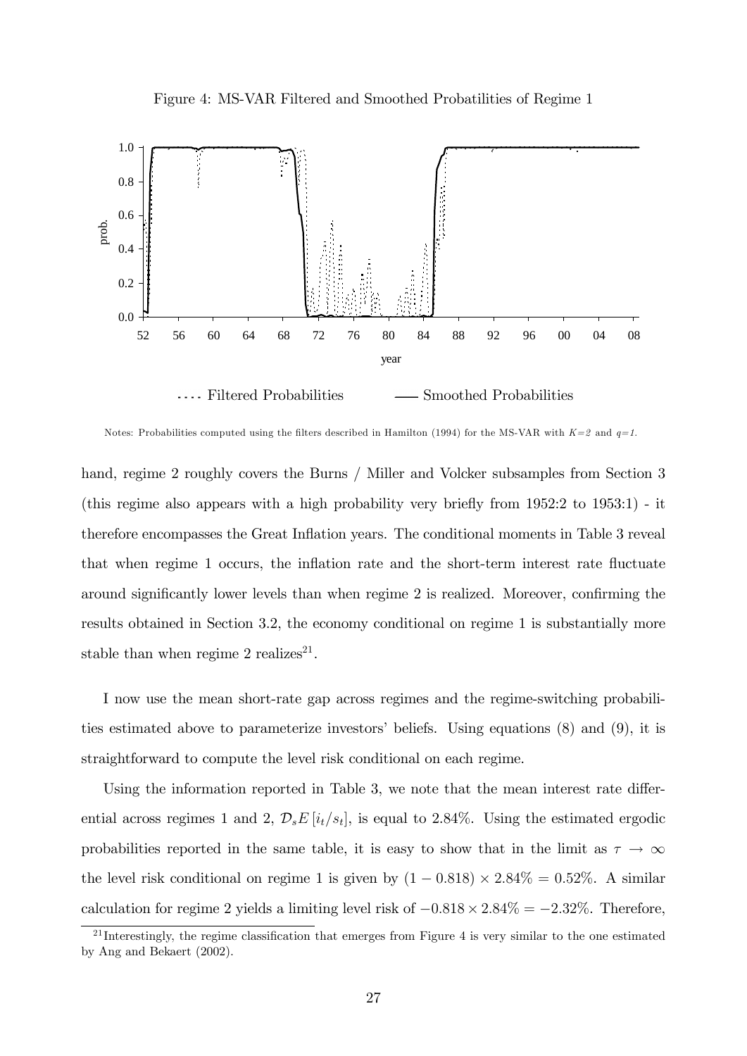Figure 4: MS-VAR Filtered and Smoothed Probatilities of Regime 1

Notes: Probabilities computed using the filters described in Hamilton (1994) for the MS-VAR with $K=2$ and $q=1$.

hand, regime 2 roughly covers the Burns / Miller and Volcker subsamples from Section 3 (this regime also appears with a high probability very briefly from 1952:2 to 1953:1) - it therefore encompasses the Great Inflation years. The conditional moments in Table 3 reveal that when regime 1 occurs, the inflation rate and the short-term interest rate fluctuate around significantly lower levels than when regime 2 is realized. Moreover, confirming the results obtained in Section 3.2, the economy conditional on regime 1 is substantially more stable than when regime 2 realizes[21].

I now use the mean short-rate gap across regimes and the regime-switching probabilities estimated above to parameterize investors' beliefs. Using equations (8) and (9), it is straightforward to compute the level risk conditional on each regime.

Using the information reported in Table 3, we note that the mean interest rate differential across regimes 1 and 2, $\mathcal{D}_s E\left[i_t/s_t\right]$, is equal to 2.84%. Using the estimated ergodic probabilities reported in the same table, it is easy to show that in the limit as $\tau \to \infty$ the level risk conditional on regime 1 is given by $(1 - 0.818) \times 2.84\% = 0.52\%$. A similar calculation for regime 2 yields a limiting level risk of $-0.818 \times 2.84\% = -2.32\%$. Therefore,

[21] Interestingly, the regime classification that emerges from Figure 4 is very similar to the one estimated by Ang and Bekaert (2002).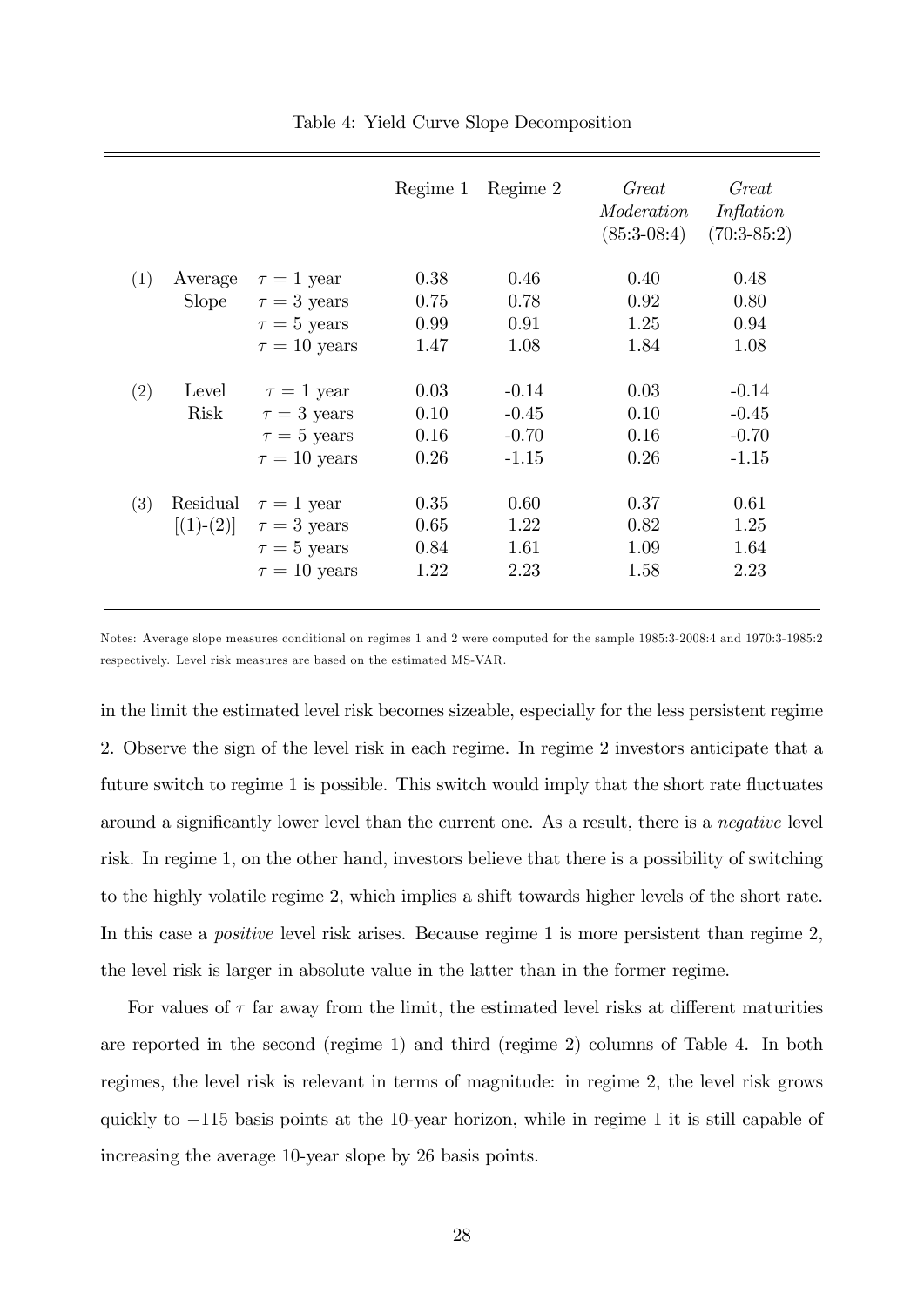Table 4: Yield Curve Slope Decomposition

| | | | Regime 1 | Regime 2 | *Great Moderation* (85:3-08:4) | *Great Inflation* (70:3-85:2) |
|---|---|---|---|---|---|---|
| (1) | Average Slope | $\tau = 1$ year | 0.38 | 0.46 | 0.40 | 0.48 |
| | | $\tau = 3$ years | 0.75 | 0.78 | 0.92 | 0.80 |
| | | $\tau = 5$ years | 0.99 | 0.91 | 1.25 | 0.94 |
| | | $\tau = 10$ years | 1.47 | 1.08 | 1.84 | 1.08 |
| (2) | Level Risk | $\tau = 1$ year | 0.03 | -0.14 | 0.03 | -0.14 |
| | | $\tau = 3$ years | 0.10 | -0.45 | 0.10 | -0.45 |
| | | $\tau = 5$ years | 0.16 | -0.70 | 0.16 | -0.70 |
| | | $\tau = 10$ years | 0.26 | -1.15 | 0.26 | -1.15 |
| (3) | Residual [(1)-(2)] | $\tau = 1$ year | 0.35 | 0.60 | 0.37 | 0.61 |
| | | $\tau = 3$ years | 0.65 | 1.22 | 0.82 | 1.25 |
| | | $\tau = 5$ years | 0.84 | 1.61 | 1.09 | 1.64 |
| | | $\tau = 10$ years | 1.22 | 2.23 | 1.58 | 2.23 |

Notes: Average slope measures conditional on regimes 1 and 2 were computed for the sample 1985:3-2008:4 and 1970:3-1985:2 respectively. Level risk measures are based on the estimated MS-VAR.

in the limit the estimated level risk becomes sizeable, especially for the less persistent regime 2. Observe the sign of the level risk in each regime. In regime 2 investors anticipate that a future switch to regime 1 is possible. This switch would imply that the short rate fluctuates around a significantly lower level than the current one. As a result, there is a *negative* level risk. In regime 1, on the other hand, investors believe that there is a possibility of switching to the highly volatile regime 2, which implies a shift towards higher levels of the short rate. In this case a *positive* level risk arises. Because regime 1 is more persistent than regime 2, the level risk is larger in absolute value in the latter than in the former regime.

For values of $\tau$ far away from the limit, the estimated level risks at different maturities are reported in the second (regime 1) and third (regime 2) columns of Table 4. In both regimes, the level risk is relevant in terms of magnitude: in regime 2, the level risk grows quickly to $-115$ basis points at the 10-year horizon, while in regime 1 it is still capable of increasing the average 10-year slope by 26 basis points.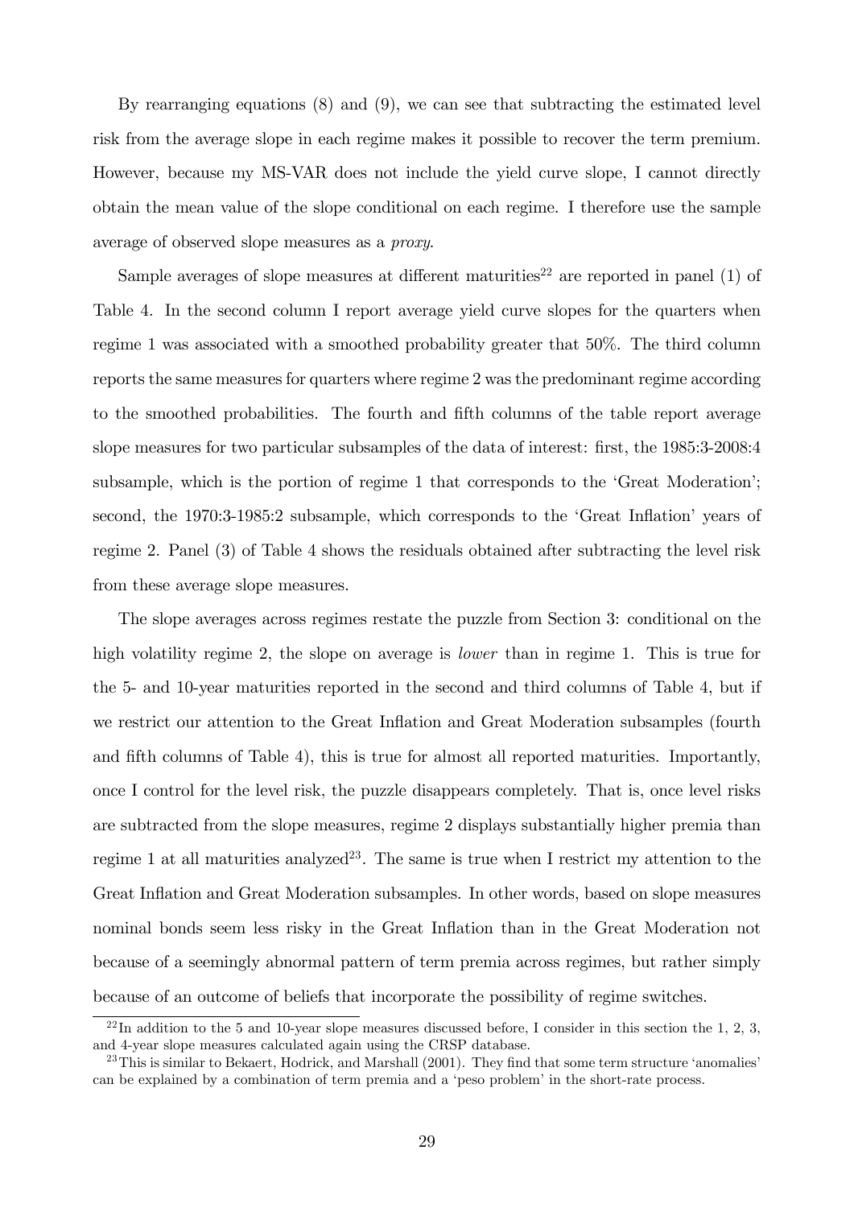By rearranging equations (8) and (9), we can see that subtracting the estimated level risk from the average slope in each regime makes it possible to recover the term premium. However, because my MS-VAR does not include the yield curve slope, I cannot directly obtain the mean value of the slope conditional on each regime. I therefore use the sample average of observed slope measures as a *proxy*.

Sample averages of slope measures at different maturities[22] are reported in panel (1) of Table 4. In the second column I report average yield curve slopes for the quarters when regime 1 was associated with a smoothed probability greater that 50%. The third column reports the same measures for quarters where regime 2 was the predominant regime according to the smoothed probabilities. The fourth and fifth columns of the table report average slope measures for two particular subsamples of the data of interest: first, the 1985:3-2008:4 subsample, which is the portion of regime 1 that corresponds to the 'Great Moderation'; second, the 1970:3-1985:2 subsample, which corresponds to the 'Great Inflation' years of regime 2. Panel (3) of Table 4 shows the residuals obtained after subtracting the level risk from these average slope measures.

The slope averages across regimes restate the puzzle from Section 3: conditional on the high volatility regime 2, the slope on average is *lower* than in regime 1. This is true for the 5- and 10-year maturities reported in the second and third columns of Table 4, but if we restrict our attention to the Great Inflation and Great Moderation subsamples (fourth and fifth columns of Table 4), this is true for almost all reported maturities. Importantly, once I control for the level risk, the puzzle disappears completely. That is, once level risks are subtracted from the slope measures, regime 2 displays substantially higher premia than regime 1 at all maturities analyzed[23]. The same is true when I restrict my attention to the Great Inflation and Great Moderation subsamples. In other words, based on slope measures nominal bonds seem less risky in the Great Inflation than in the Great Moderation not because of a seemingly abnormal pattern of term premia across regimes, but rather simply because of an outcome of beliefs that incorporate the possibility of regime switches.

[22] In addition to the 5 and 10-year slope measures discussed before, I consider in this section the 1, 2, 3, and 4-year slope measures calculated again using the CRSP database.

[23] This is similar to Bekaert, Hodrick, and Marshall (2001). They find that some term structure 'anomalies' can be explained by a combination of term premia and a 'peso problem' in the short-rate process.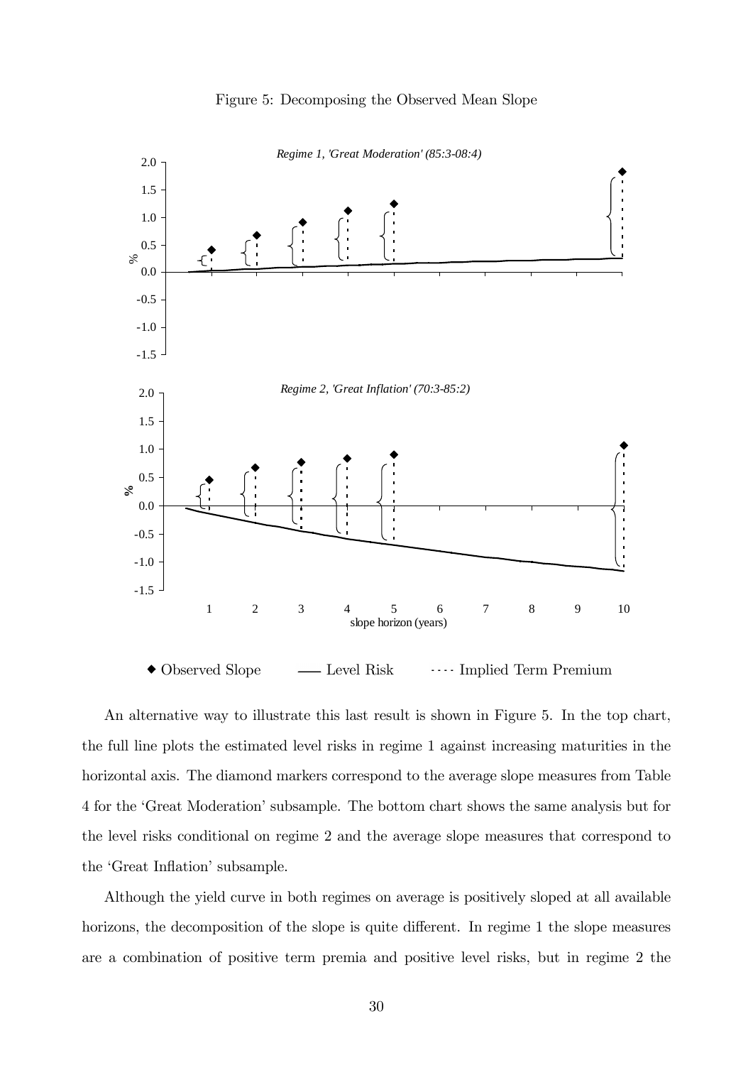Figure 5: Decomposing the Observed Mean Slope

An alternative way to illustrate this last result is shown in Figure 5. In the top chart, the full line plots the estimated level risks in regime 1 against increasing maturities in the horizontal axis. The diamond markers correspond to the average slope measures from Table 4 for the 'Great Moderation' subsample. The bottom chart shows the same analysis but for the level risks conditional on regime 2 and the average slope measures that correspond to the 'Great Inflation' subsample.

Although the yield curve in both regimes on average is positively sloped at all available horizons, the decomposition of the slope is quite different. In regime 1 the slope measures are a combination of positive term premia and positive level risks, but in regime 2 the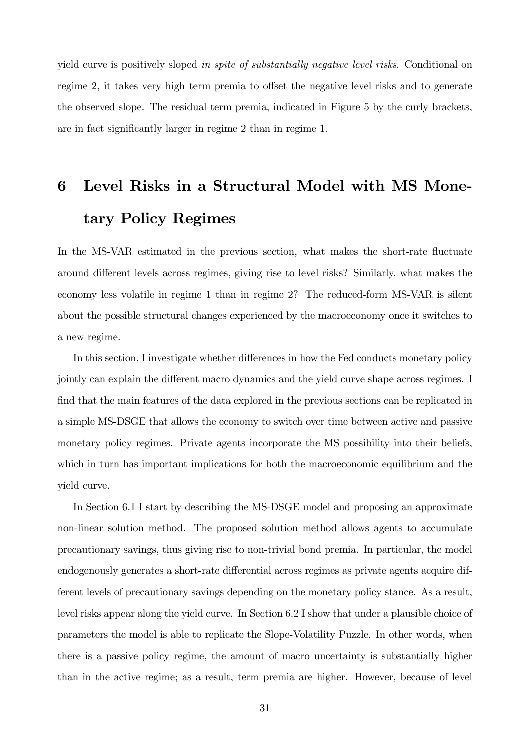yield curve is positively sloped *in spite of substantially negative level risks*. Conditional on regime 2, it takes very high term premia to offset the negative level risks and to generate the observed slope. The residual term premia, indicated in Figure 5 by the curly brackets, are in fact significantly larger in regime 2 than in regime 1.

# 6 Level Risks in a Structural Model with MS Monetary Policy Regimes

In the MS-VAR estimated in the previous section, what makes the short-rate fluctuate around different levels across regimes, giving rise to level risks? Similarly, what makes the economy less volatile in regime 1 than in regime 2? The reduced-form MS-VAR is silent about the possible structural changes experienced by the macroeconomy once it switches to a new regime.

In this section, I investigate whether differences in how the Fed conducts monetary policy jointly can explain the different macro dynamics and the yield curve shape across regimes. I find that the main features of the data explored in the previous sections can be replicated in a simple MS-DSGE that allows the economy to switch over time between active and passive monetary policy regimes. Private agents incorporate the MS possibility into their beliefs, which in turn has important implications for both the macroeconomic equilibrium and the yield curve.

In Section 6.1 I start by describing the MS-DSGE model and proposing an approximate non-linear solution method. The proposed solution method allows agents to accumulate precautionary savings, thus giving rise to non-trivial bond premia. In particular, the model endogenously generates a short-rate differential across regimes as private agents acquire different levels of precautionary savings depending on the monetary policy stance. As a result, level risks appear along the yield curve. In Section 6.2 I show that under a plausible choice of parameters the model is able to replicate the Slope-Volatility Puzzle. In other words, when there is a passive policy regime, the amount of macro uncertainty is substantially higher than in the active regime; as a result, term premia are higher. However, because of level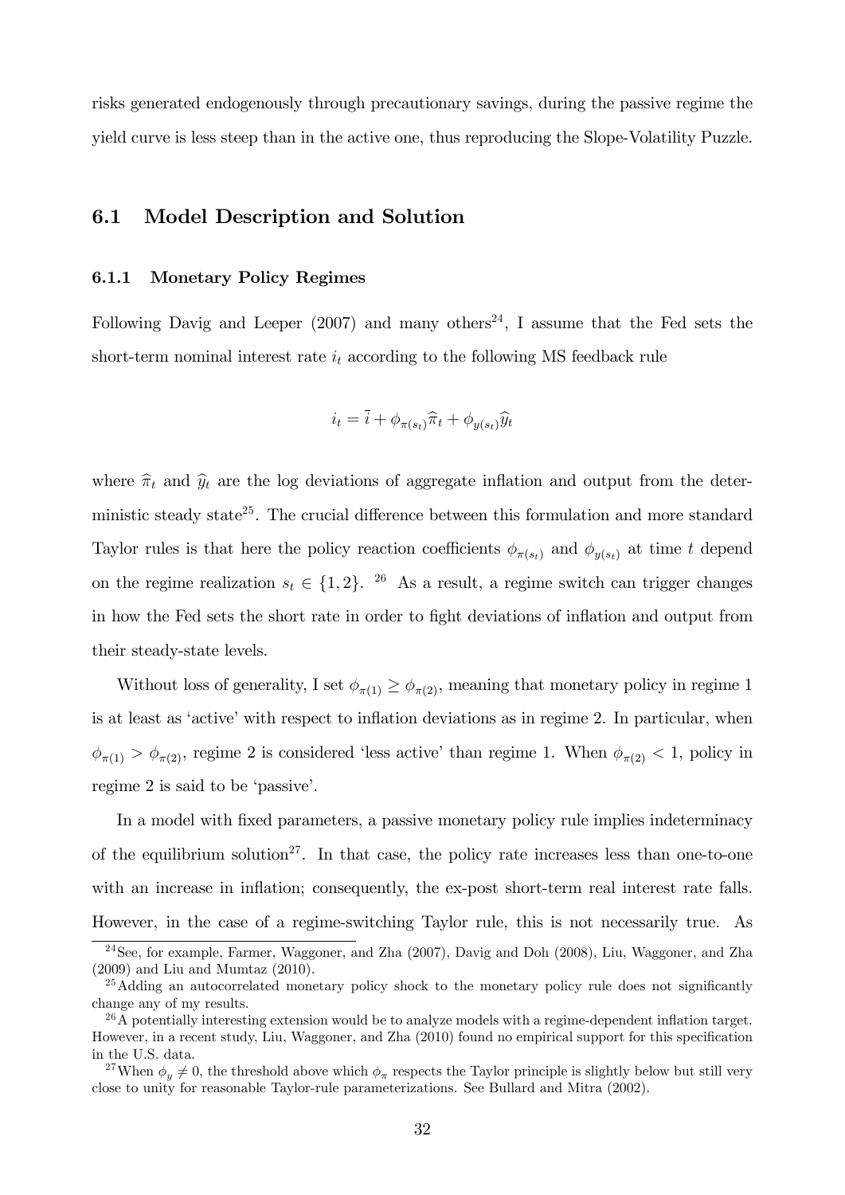risks generated endogenously through precautionary savings, during the passive regime the yield curve is less steep than in the active one, thus reproducing the Slope-Volatility Puzzle.

## 6.1 Model Description and Solution

### 6.1.1 Monetary Policy Regimes

Following Davig and Leeper (2007) and many others[24], I assume that the Fed sets the short-term nominal interest rate $i_t$ according to the following MS feedback rule

$$i_t = \bar{i} + \phi_{\pi(s_t)}\widehat{\pi}_t + \phi_{y(s_t)}\widehat{y}_t$$

where $\widehat{\pi}_t$ and $\widehat{y}_t$ are the log deviations of aggregate inflation and output from the deterministic steady state[25]. The crucial difference between this formulation and more standard Taylor rules is that here the policy reaction coefficients $\phi_{\pi(s_t)}$ and $\phi_{y(s_t)}$ at time $t$ depend on the regime realization $s_t \in \{1, 2\}$. [26] As a result, a regime switch can trigger changes in how the Fed sets the short rate in order to fight deviations of inflation and output from their steady-state levels.

Without loss of generality, I set $\phi_{\pi(1)} \geq \phi_{\pi(2)}$, meaning that monetary policy in regime 1 is at least as 'active' with respect to inflation deviations as in regime 2. In particular, when $\phi_{\pi(1)} > \phi_{\pi(2)}$, regime 2 is considered 'less active' than regime 1. When $\phi_{\pi(2)} < 1$, policy in regime 2 is said to be 'passive'.

In a model with fixed parameters, a passive monetary policy rule implies indeterminacy of the equilibrium solution[27]. In that case, the policy rate increases less than one-to-one with an increase in inflation; consequently, the ex-post short-term real interest rate falls. However, in the case of a regime-switching Taylor rule, this is not necessarily true. As

[24] See, for example, Farmer, Waggoner, and Zha (2007), Davig and Doh (2008), Liu, Waggoner, and Zha (2009) and Liu and Mumtaz (2010).

[25] Adding an autocorrelated monetary policy shock to the monetary policy rule does not significantly change any of my results.

[26] A potentially interesting extension would be to analyze models with a regime-dependent inflation target. However, in a recent study, Liu, Waggoner, and Zha (2010) found no empirical support for this specification in the U.S. data.

[27] When $\phi_y \neq 0$, the threshold above which $\phi_\pi$ respects the Taylor principle is slightly below but still very close to unity for reasonable Taylor-rule parameterizations. See Bullard and Mitra (2002).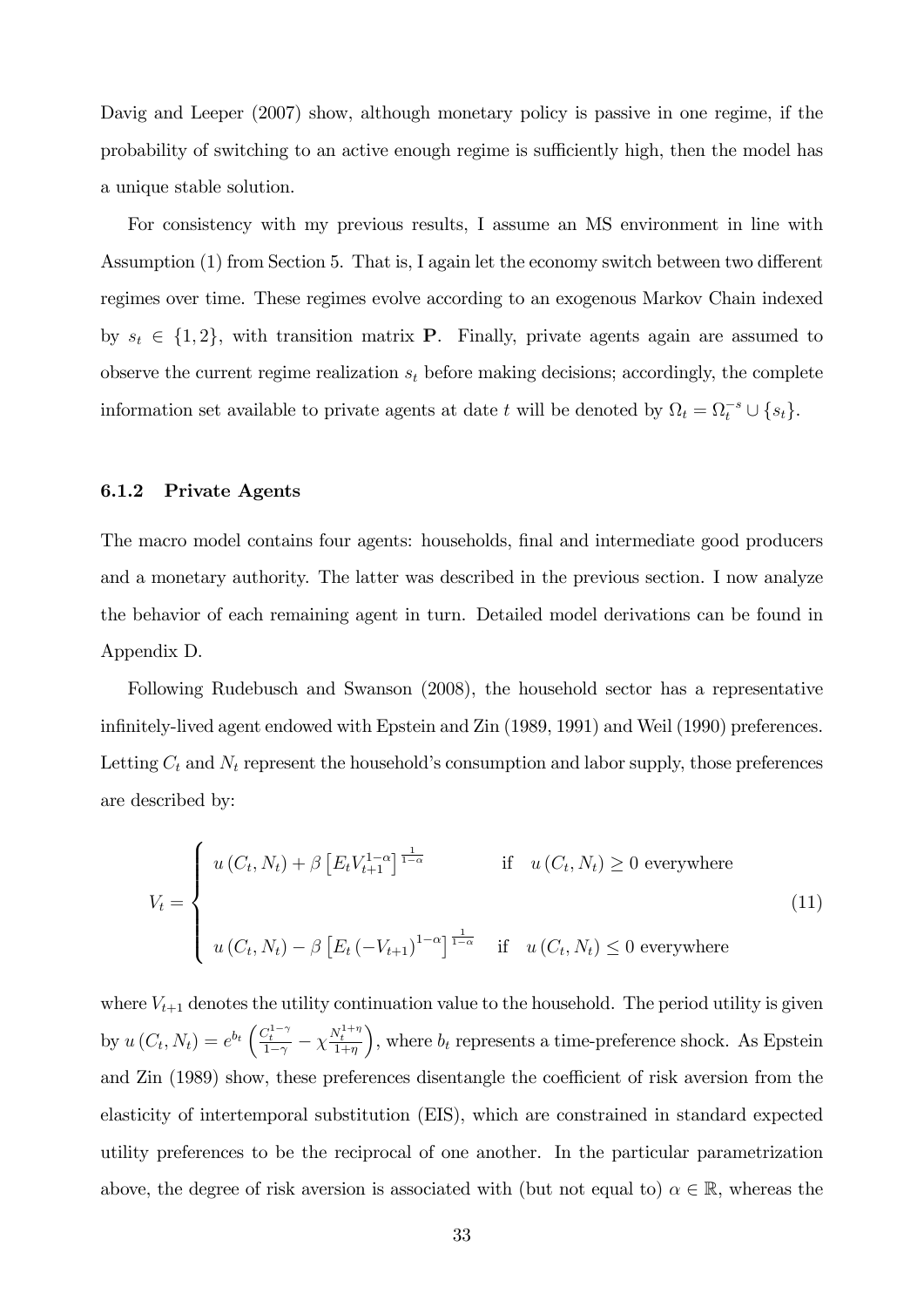Davig and Leeper (2007) show, although monetary policy is passive in one regime, if the probability of switching to an active enough regime is sufficiently high, then the model has a unique stable solution.

For consistency with my previous results, I assume an MS environment in line with Assumption (1) from Section 5. That is, I again let the economy switch between two different regimes over time. These regimes evolve according to an exogenous Markov Chain indexed by $s_t \in \{1, 2\}$, with transition matrix $\mathbf{P}$. Finally, private agents again are assumed to observe the current regime realization $s_t$ before making decisions; accordingly, the complete information set available to private agents at date $t$ will be denoted by $\Omega_t = \Omega_t^{-s} \cup \{s_t\}$.

### 6.1.2 Private Agents

The macro model contains four agents: households, final and intermediate good producers and a monetary authority. The latter was described in the previous section. I now analyze the behavior of each remaining agent in turn. Detailed model derivations can be found in Appendix D.

Following Rudebusch and Swanson (2008), the household sector has a representative infinitely-lived agent endowed with Epstein and Zin (1989, 1991) and Weil (1990) preferences. Letting $C_t$ and $N_t$ represent the household's consumption and labor supply, those preferences are described by:

$$V_t = \begin{cases} u(C_t, N_t) + \beta \left[ E_t V_{t+1}^{1-\alpha} \right]^{\frac{1}{1-\alpha}} & \text{if} \quad u(C_t, N_t) \geq 0 \text{ everywhere} \\ \\ u(C_t, N_t) - \beta \left[ E_t \left( -V_{t+1} \right)^{1-\alpha} \right]^{\frac{1}{1-\alpha}} & \text{if} \quad u(C_t, N_t) \leq 0 \text{ everywhere} \end{cases} \tag{11}$$

where $V_{t+1}$ denotes the utility continuation value to the household. The period utility is given by $u(C_t, N_t) = e^{b_t} \left( \frac{C_t^{1-\gamma}}{1-\gamma} - \chi \frac{N_t^{1+\eta}}{1+\eta} \right)$, where $b_t$ represents a time-preference shock. As Epstein and Zin (1989) show, these preferences disentangle the coefficient of risk aversion from the elasticity of intertemporal substitution (EIS), which are constrained in standard expected utility preferences to be the reciprocal of one another. In the particular parametrization above, the degree of risk aversion is associated with (but not equal to) $\alpha \in \mathbb{R}$, whereas the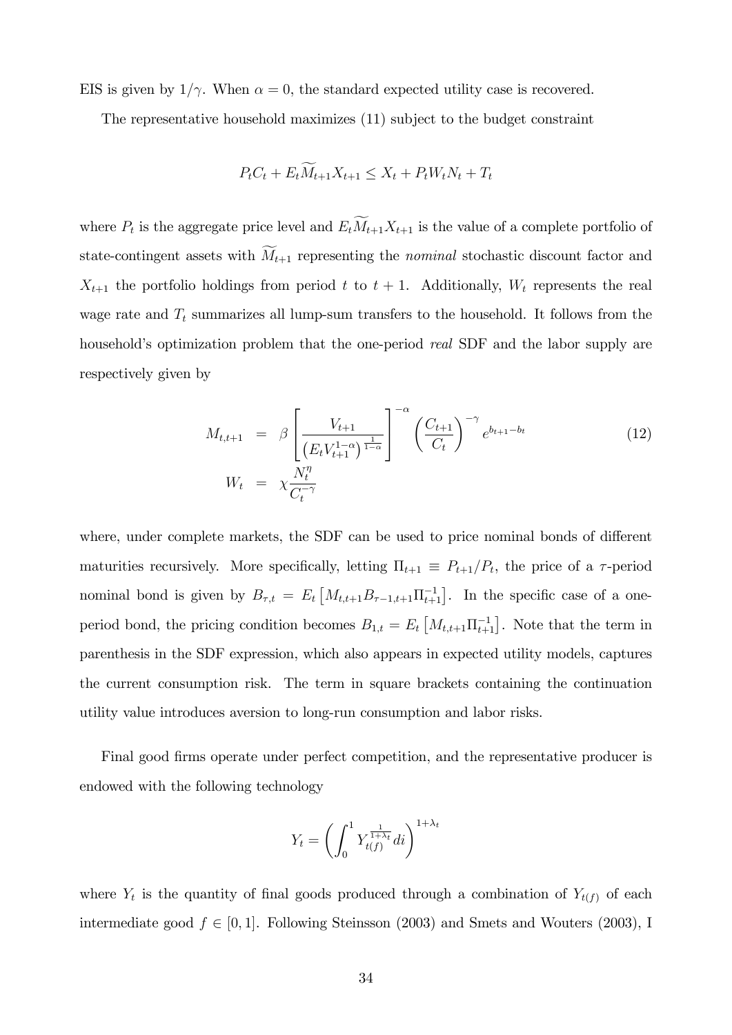EIS is given by $1/\gamma$. When $\alpha = 0$, the standard expected utility case is recovered.

The representative household maximizes (11) subject to the budget constraint

$$P_t C_t + E_t \widetilde{M}_{t+1} X_{t+1} \leq X_t + P_t W_t N_t + T_t$$

where $P_t$ is the aggregate price level and $E_t \widetilde{M}_{t+1} X_{t+1}$ is the value of a complete portfolio of state-contingent assets with $\widetilde{M}_{t+1}$ representing the *nominal* stochastic discount factor and $X_{t+1}$ the portfolio holdings from period $t$ to $t+1$. Additionally, $W_t$ represents the real wage rate and $T_t$ summarizes all lump-sum transfers to the household. It follows from the household's optimization problem that the one-period *real* SDF and the labor supply are respectively given by

$$
\begin{aligned}
M_{t,t+1} &= \beta \left[ \frac{V_{t+1}}{\left( E_t V_{t+1}^{1-\alpha} \right)^{\frac{1}{1-\alpha}}} \right]^{-\alpha} \left( \frac{C_{t+1}}{C_t} \right)^{-\gamma} e^{b_{t+1} - b_t} \\
W_t &= \chi \frac{N_t^{\eta}}{C_t^{-\gamma}}
\end{aligned}
\tag{12}
$$

where, under complete markets, the SDF can be used to price nominal bonds of different maturities recursively. More specifically, letting $\Pi_{t+1} \equiv P_{t+1}/P_t$, the price of a $\tau$-period nominal bond is given by $B_{\tau,t} = E_t \left[ M_{t,t+1} B_{\tau-1,t+1} \Pi_{t+1}^{-1} \right]$. In the specific case of a one-period bond, the pricing condition becomes $B_{1,t} = E_t \left[ M_{t,t+1} \Pi_{t+1}^{-1} \right]$. Note that the term in parenthesis in the SDF expression, which also appears in expected utility models, captures the current consumption risk. The term in square brackets containing the continuation utility value introduces aversion to long-run consumption and labor risks.

Final good firms operate under perfect competition, and the representative producer is endowed with the following technology

$$Y_t = \left( \int_0^1 Y_{t(f)}^{\frac{1}{1+\lambda_t}} di \right)^{1+\lambda_t}$$

where $Y_t$ is the quantity of final goods produced through a combination of $Y_{t(f)}$ of each intermediate good $f \in [0,1]$. Following Steinsson (2003) and Smets and Wouters (2003), I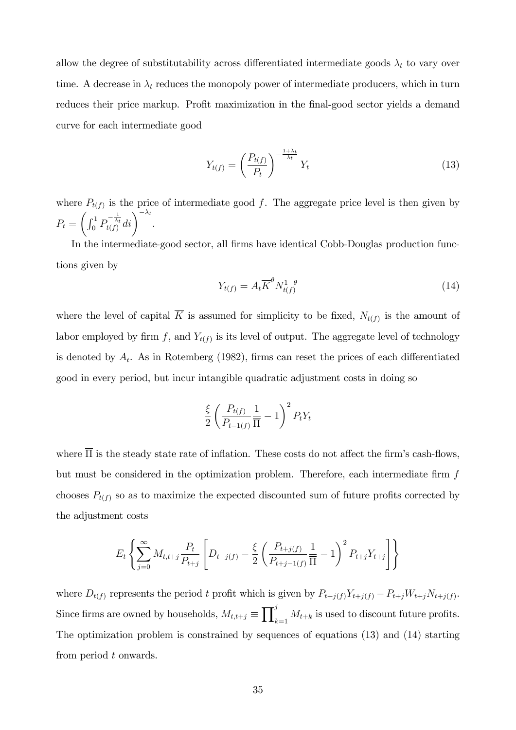allow the degree of substitutability across differentiated intermediate goods $\lambda_t$ to vary over time. A decrease in $\lambda_t$ reduces the monopoly power of intermediate producers, which in turn reduces their price markup. Profit maximization in the final-good sector yields a demand curve for each intermediate good

$$Y_{t(f)} = \left(\frac{P_{t(f)}}{P_t}\right)^{-\frac{1+\lambda_t}{\lambda_t}} Y_t \tag{13}$$

where $P_{t(f)}$ is the price of intermediate good $f$. The aggregate price level is then given by $P_t = \left(\int_0^1 P_{t(f)}^{-\frac{1}{\lambda_t}} di\right)^{-\lambda_t}$.

In the intermediate-good sector, all firms have identical Cobb-Douglas production functions given by

$$Y_{t(f)} = A_t \overline{K}^{\theta} N_{t(f)}^{1-\theta} \tag{14}$$

where the level of capital $\overline{K}$ is assumed for simplicity to be fixed, $N_{t(f)}$ is the amount of labor employed by firm $f$, and $Y_{t(f)}$ is its level of output. The aggregate level of technology is denoted by $A_t$. As in Rotemberg (1982), firms can reset the prices of each differentiated good in every period, but incur intangible quadratic adjustment costs in doing so

$$\frac{\xi}{2}\left(\frac{P_{t(f)}}{P_{t-1(f)}}\frac{1}{\overline{\Pi}} - 1\right)^2 P_t Y_t$$

where $\overline{\Pi}$ is the steady state rate of inflation. These costs do not affect the firm's cash-flows, but must be considered in the optimization problem. Therefore, each intermediate firm $f$ chooses $P_{t(f)}$ so as to maximize the expected discounted sum of future profits corrected by the adjustment costs

$$E_t \left\{ \sum_{j=0}^{\infty} M_{t,t+j} \frac{P_t}{P_{t+j}} \left[ D_{t+j(f)} - \frac{\xi}{2}\left(\frac{P_{t+j(f)}}{P_{t+j-1(f)}}\frac{1}{\overline{\Pi}} - 1\right)^2 P_{t+j} Y_{t+j} \right] \right\}$$

where $D_{t(f)}$ represents the period $t$ profit which is given by $P_{t+j(f)}Y_{t+j(f)} - P_{t+j}W_{t+j}N_{t+j(f)}$. Since firms are owned by households, $M_{t,t+j} \equiv \prod_{k=1}^{j} M_{t+k}$ is used to discount future profits. The optimization problem is constrained by sequences of equations (13) and (14) starting from period $t$ onwards.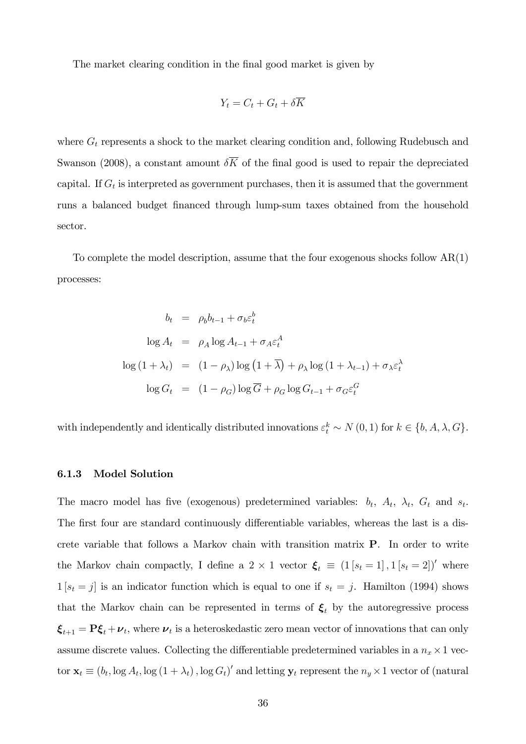The market clearing condition in the final good market is given by

$$Y_t = C_t + G_t + \delta \overline{K}$$

where $G_t$ represents a shock to the market clearing condition and, following Rudebusch and Swanson (2008), a constant amount $\delta \overline{K}$ of the final good is used to repair the depreciated capital. If $G_t$ is interpreted as government purchases, then it is assumed that the government runs a balanced budget financed through lump-sum taxes obtained from the household sector.

To complete the model description, assume that the four exogenous shocks follow AR(1) processes:

$$\begin{aligned}
b_t &= \rho_b b_{t-1} + \sigma_b \varepsilon_t^b \\
\log A_t &= \rho_A \log A_{t-1} + \sigma_A \varepsilon_t^A \\
\log(1+\lambda_t) &= (1-\rho_\lambda)\log\left(1+\overline{\lambda}\right) + \rho_\lambda \log(1+\lambda_{t-1}) + \sigma_\lambda \varepsilon_t^\lambda \\
\log G_t &= (1-\rho_G)\log \overline{G} + \rho_G \log G_{t-1} + \sigma_G \varepsilon_t^G
\end{aligned}$$

with independently and identically distributed innovations $\varepsilon_t^k \sim N(0,1)$ for $k \in \{b, A, \lambda, G\}$.

### 6.1.3 Model Solution

The macro model has five (exogenous) predetermined variables: $b_t$, $A_t$, $\lambda_t$, $G_t$ and $s_t$. The first four are standard continuously differentiable variables, whereas the last is a discrete variable that follows a Markov chain with transition matrix $\mathbf{P}$. In order to write the Markov chain compactly, I define a $2 \times 1$ vector $\boldsymbol{\xi}_t \equiv (1[s_t = 1], 1[s_t = 2])'$ where $1[s_t = j]$ is an indicator function which is equal to one if $s_t = j$. Hamilton (1994) shows that the Markov chain can be represented in terms of $\boldsymbol{\xi}_t$ by the autoregressive process $\boldsymbol{\xi}_{t+1} = \mathbf{P}\boldsymbol{\xi}_t + \boldsymbol{\nu}_t$, where $\boldsymbol{\nu}_t$ is a heteroskedastic zero mean vector of innovations that can only assume discrete values. Collecting the differentiable predetermined variables in a $n_x \times 1$ vector $\mathbf{x}_t \equiv (b_t, \log A_t, \log(1+\lambda_t), \log G_t)'$ and letting $\mathbf{y}_t$ represent the $n_y \times 1$ vector of (natural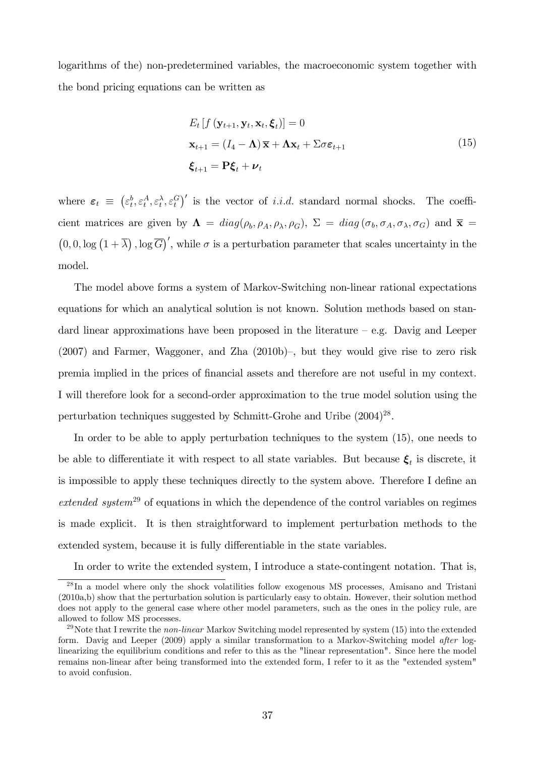logarithms of the) non-predetermined variables, the macroeconomic system together with the bond pricing equations can be written as

$$
\begin{aligned}
&E_t \left[ f \left( \mathbf{y}_{t+1}, \mathbf{y}_t, \mathbf{x}_t, \boldsymbol{\xi}_t \right) \right] = 0 \\
&\mathbf{x}_{t+1} = \left( I_4 - \boldsymbol{\Lambda} \right) \overline{\mathbf{x}} + \boldsymbol{\Lambda} \mathbf{x}_t + \Sigma \sigma \boldsymbol{\varepsilon}_{t+1} \\
&\boldsymbol{\xi}_{t+1} = \mathbf{P} \boldsymbol{\xi}_t + \boldsymbol{\nu}_t
\end{aligned} \tag{15}
$$

where $\boldsymbol{\varepsilon}_t \equiv \left( \varepsilon_t^b, \varepsilon_t^A, \varepsilon_t^\lambda, \varepsilon_t^G \right)'$ is the vector of *i.i.d.* standard normal shocks. The coefficient matrices are given by $\boldsymbol{\Lambda} = diag(\rho_b, \rho_A, \rho_\lambda, \rho_G)$, $\Sigma = diag\left( \sigma_b, \sigma_A, \sigma_\lambda, \sigma_G \right)$ and $\overline{\mathbf{x}} = \left( 0, 0, \log\left(1 + \overline{\lambda}\right), \log \overline{G} \right)'$, while $\sigma$ is a perturbation parameter that scales uncertainty in the model.

The model above forms a system of Markov-Switching non-linear rational expectations equations for which an analytical solution is not known. Solution methods based on standard linear approximations have been proposed in the literature – e.g. Davig and Leeper (2007) and Farmer, Waggoner, and Zha (2010b)–, but they would give rise to zero risk premia implied in the prices of financial assets and therefore are not useful in my context. I will therefore look for a second-order approximation to the true model solution using the perturbation techniques suggested by Schmitt-Grohe and Uribe (2004)[28].

In order to be able to apply perturbation techniques to the system (15), one needs to be able to differentiate it with respect to all state variables. But because $\boldsymbol{\xi}_t$ is discrete, it is impossible to apply these techniques directly to the system above. Therefore I define an *extended system*[29] of equations in which the dependence of the control variables on regimes is made explicit. It is then straightforward to implement perturbation methods to the extended system, because it is fully differentiable in the state variables.

In order to write the extended system, I introduce a state-contingent notation. That is,

---

[28] In a model where only the shock volatilities follow exogenous MS processes, Amisano and Tristani (2010a,b) show that the perturbation solution is particularly easy to obtain. However, their solution method does not apply to the general case where other model parameters, such as the ones in the policy rule, are allowed to follow MS processes.

[29] Note that I rewrite the *non-linear* Markov Switching model represented by system (15) into the extended form. Davig and Leeper (2009) apply a similar transformation to a Markov-Switching model *after* log-linearizing the equilibrium conditions and refer to this as the "linear representation". Since here the model remains non-linear after being transformed into the extended form, I refer to it as the "extended system" to avoid confusion.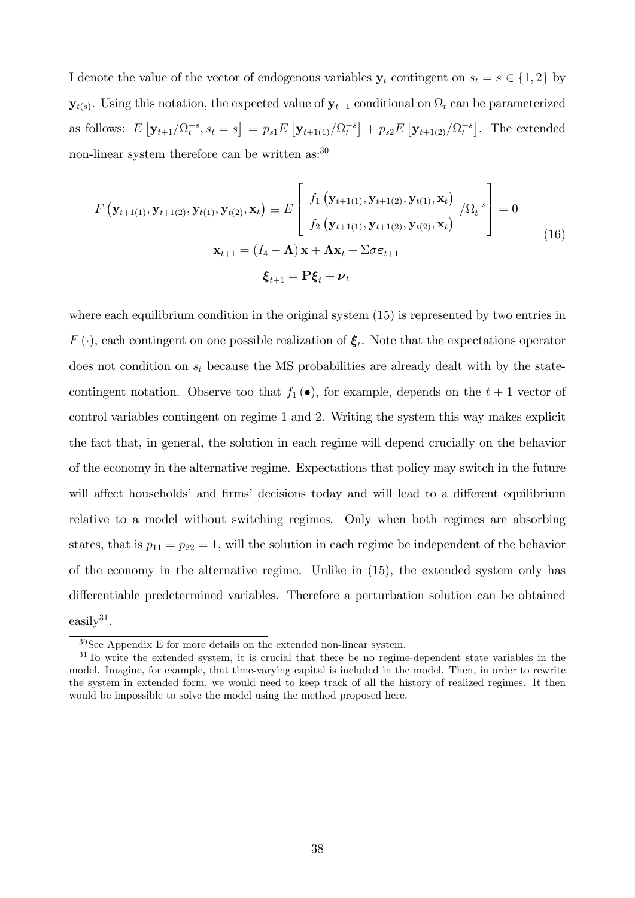I denote the value of the vector of endogenous variables $\mathbf{y}_t$ contingent on $s_t = s \in \{1, 2\}$ by $\mathbf{y}_{t(s)}$. Using this notation, the expected value of $\mathbf{y}_{t+1}$ conditional on $\Omega_t$ can be parameterized as follows: $E\left[\mathbf{y}_{t+1}/\Omega_t^{-s}, s_t = s\right] = p_{s1}E\left[\mathbf{y}_{t+1(1)}/\Omega_t^{-s}\right] + p_{s2}E\left[\mathbf{y}_{t+1(2)}/\Omega_t^{-s}\right]$. The extended non-linear system therefore can be written as:[30]

$$
\begin{gathered}
F\left(\mathbf{y}_{t+1(1)}, \mathbf{y}_{t+1(2)}, \mathbf{y}_{t(1)}, \mathbf{y}_{t(2)}, \mathbf{x}_t\right) \equiv E\left[\begin{array}{c} f_1\left(\mathbf{y}_{t+1(1)}, \mathbf{y}_{t+1(2)}, \mathbf{y}_{t(1)}, \mathbf{x}_t\right) \\ f_2\left(\mathbf{y}_{t+1(1)}, \mathbf{y}_{t+1(2)}, \mathbf{y}_{t(2)}, \mathbf{x}_t\right) \end{array} /\Omega_t^{-s}\right] = 0 \\
\mathbf{x}_{t+1} = \left(I_4 - \mathbf{\Lambda}\right)\overline{\mathbf{x}} + \mathbf{\Lambda}\mathbf{x}_t + \Sigma\sigma\boldsymbol{\varepsilon}_{t+1} \\
\boldsymbol{\xi}_{t+1} = \mathbf{P}\boldsymbol{\xi}_t + \boldsymbol{\nu}_t
\end{gathered} \tag{16}
$$

where each equilibrium condition in the original system (15) is represented by two entries in $F(\cdot)$, each contingent on one possible realization of $\boldsymbol{\xi}_t$. Note that the expectations operator does not condition on $s_t$ because the MS probabilities are already dealt with by the state-contingent notation. Observe too that $f_1(\bullet)$, for example, depends on the $t+1$ vector of control variables contingent on regime 1 and 2. Writing the system this way makes explicit the fact that, in general, the solution in each regime will depend crucially on the behavior of the economy in the alternative regime. Expectations that policy may switch in the future will affect households' and firms' decisions today and will lead to a different equilibrium relative to a model without switching regimes. Only when both regimes are absorbing states, that is $p_{11} = p_{22} = 1$, will the solution in each regime be independent of the behavior of the economy in the alternative regime. Unlike in (15), the extended system only has differentiable predetermined variables. Therefore a perturbation solution can be obtained easily[31].

[30] See Appendix E for more details on the extended non-linear system.

[31] To write the extended system, it is crucial that there be no regime-dependent state variables in the model. Imagine, for example, that time-varying capital is included in the model. Then, in order to rewrite the system in extended form, we would need to keep track of all the history of realized regimes. It then would be impossible to solve the model using the method proposed here.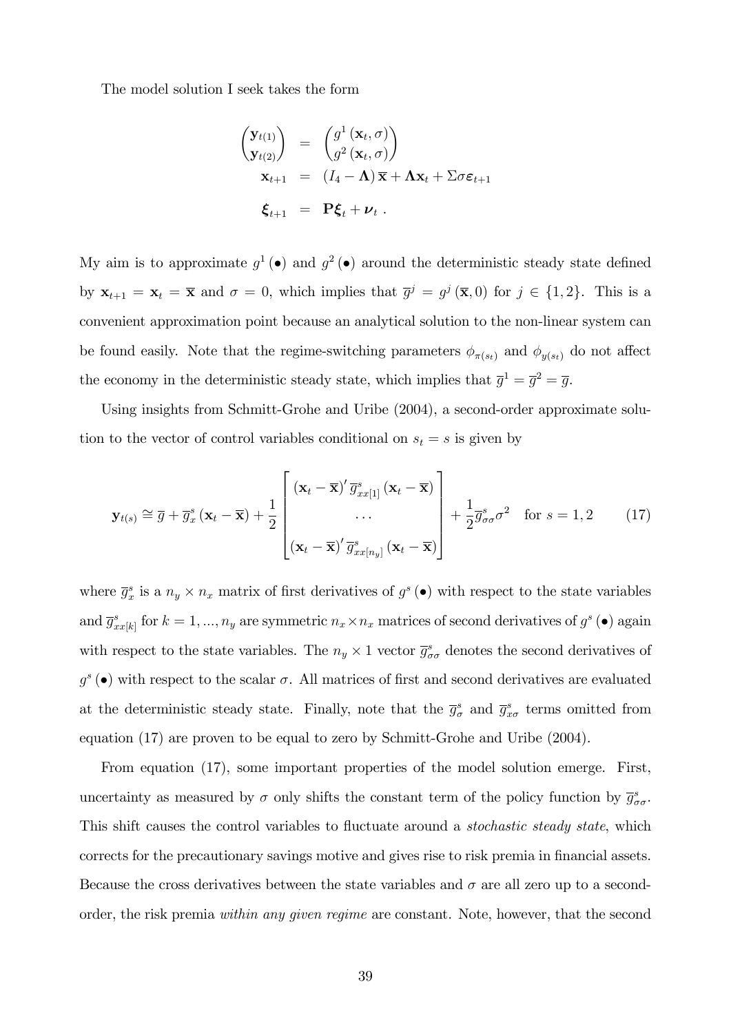The model solution I seek takes the form

$$
\begin{aligned}
\begin{pmatrix} \mathbf{y}_{t(1)} \\ \mathbf{y}_{t(2)} \end{pmatrix} &= \begin{pmatrix} g^1(\mathbf{x}_t, \sigma) \\ g^2(\mathbf{x}_t, \sigma) \end{pmatrix} \\
\mathbf{x}_{t+1} &= (I_4 - \mathbf{\Lambda})\,\overline{\mathbf{x}} + \mathbf{\Lambda}\mathbf{x}_t + \Sigma\sigma\boldsymbol{\varepsilon}_{t+1} \\
\boldsymbol{\xi}_{t+1} &= \mathbf{P}\boldsymbol{\xi}_t + \boldsymbol{\nu}_t\ .
\end{aligned}
$$

My aim is to approximate $g^1(\bullet)$ and $g^2(\bullet)$ around the deterministic steady state defined by $\mathbf{x}_{t+1} = \mathbf{x}_t = \overline{\mathbf{x}}$ and $\sigma = 0$, which implies that $\overline{g}^j = g^j(\overline{\mathbf{x}}, 0)$ for $j \in \{1, 2\}$. This is a convenient approximation point because an analytical solution to the non-linear system can be found easily. Note that the regime-switching parameters $\phi_{\pi(s_t)}$ and $\phi_{y(s_t)}$ do not affect the economy in the deterministic steady state, which implies that $\overline{g}^1 = \overline{g}^2 = \overline{g}$.

Using insights from Schmitt-Grohe and Uribe (2004), a second-order approximate solution to the vector of control variables conditional on $s_t = s$ is given by

$$
\mathbf{y}_{t(s)} \cong \overline{g} + \overline{g}^s_x(\mathbf{x}_t - \overline{\mathbf{x}}) + \frac{1}{2}\begin{bmatrix} (\mathbf{x}_t - \overline{\mathbf{x}})'\,\overline{g}^s_{xx[1]}(\mathbf{x}_t - \overline{\mathbf{x}}) \\ \cdots \\ (\mathbf{x}_t - \overline{\mathbf{x}})'\,\overline{g}^s_{xx[n_y]}(\mathbf{x}_t - \overline{\mathbf{x}}) \end{bmatrix} + \frac{1}{2}\overline{g}^s_{\sigma\sigma}\sigma^2 \quad \text{for } s = 1, 2 \tag{17}
$$

where $\overline{g}^s_x$ is a $n_y \times n_x$ matrix of first derivatives of $g^s(\bullet)$ with respect to the state variables and $\overline{g}^s_{xx[k]}$ for $k = 1, ..., n_y$ are symmetric $n_x \times n_x$ matrices of second derivatives of $g^s(\bullet)$ again with respect to the state variables. The $n_y \times 1$ vector $\overline{g}^s_{\sigma\sigma}$ denotes the second derivatives of $g^s(\bullet)$ with respect to the scalar $\sigma$. All matrices of first and second derivatives are evaluated at the deterministic steady state. Finally, note that the $\overline{g}^s_\sigma$ and $\overline{g}^s_{x\sigma}$ terms omitted from equation (17) are proven to be equal to zero by Schmitt-Grohe and Uribe (2004).

From equation (17), some important properties of the model solution emerge. First, uncertainty as measured by $\sigma$ only shifts the constant term of the policy function by $\overline{g}^s_{\sigma\sigma}$. This shift causes the control variables to fluctuate around a *stochastic steady state*, which corrects for the precautionary savings motive and gives rise to risk premia in financial assets. Because the cross derivatives between the state variables and $\sigma$ are all zero up to a second-order, the risk premia *within any given regime* are constant. Note, however, that the second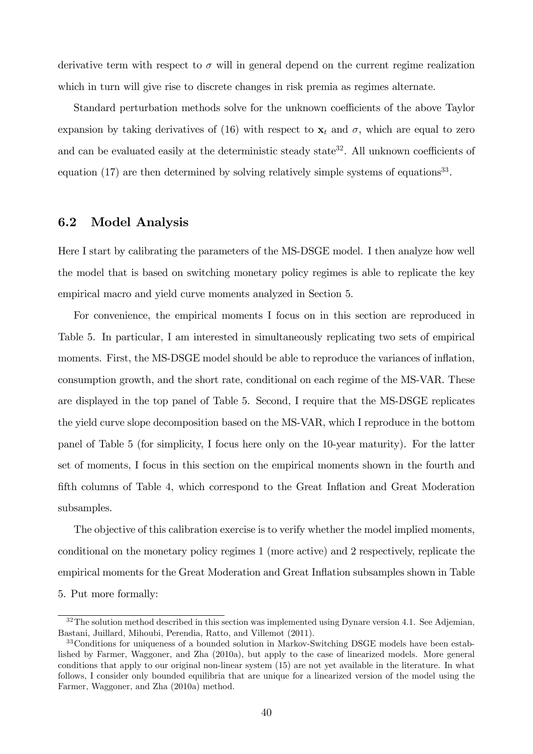derivative term with respect to $\sigma$ will in general depend on the current regime realization which in turn will give rise to discrete changes in risk premia as regimes alternate.

Standard perturbation methods solve for the unknown coefficients of the above Taylor expansion by taking derivatives of (16) with respect to $\mathbf{x}_t$ and $\sigma$, which are equal to zero and can be evaluated easily at the deterministic steady state[32]. All unknown coefficients of equation (17) are then determined by solving relatively simple systems of equations[33].

## 6.2 Model Analysis

Here I start by calibrating the parameters of the MS-DSGE model. I then analyze how well the model that is based on switching monetary policy regimes is able to replicate the key empirical macro and yield curve moments analyzed in Section 5.

For convenience, the empirical moments I focus on in this section are reproduced in Table 5. In particular, I am interested in simultaneously replicating two sets of empirical moments. First, the MS-DSGE model should be able to reproduce the variances of inflation, consumption growth, and the short rate, conditional on each regime of the MS-VAR. These are displayed in the top panel of Table 5. Second, I require that the MS-DSGE replicates the yield curve slope decomposition based on the MS-VAR, which I reproduce in the bottom panel of Table 5 (for simplicity, I focus here only on the 10-year maturity). For the latter set of moments, I focus in this section on the empirical moments shown in the fourth and fifth columns of Table 4, which correspond to the Great Inflation and Great Moderation subsamples.

The objective of this calibration exercise is to verify whether the model implied moments, conditional on the monetary policy regimes 1 (more active) and 2 respectively, replicate the empirical moments for the Great Moderation and Great Inflation subsamples shown in Table 5. Put more formally:

---

[32] The solution method described in this section was implemented using Dynare version 4.1. See Adjemian, Bastani, Juillard, Mihoubi, Perendia, Ratto, and Villemot (2011).

[33] Conditions for uniqueness of a bounded solution in Markov-Switching DSGE models have been established by Farmer, Waggoner, and Zha (2010a), but apply to the case of linearized models. More general conditions that apply to our original non-linear system (15) are not yet available in the literature. In what follows, I consider only bounded equilibria that are unique for a linearized version of the model using the Farmer, Waggoner, and Zha (2010a) method.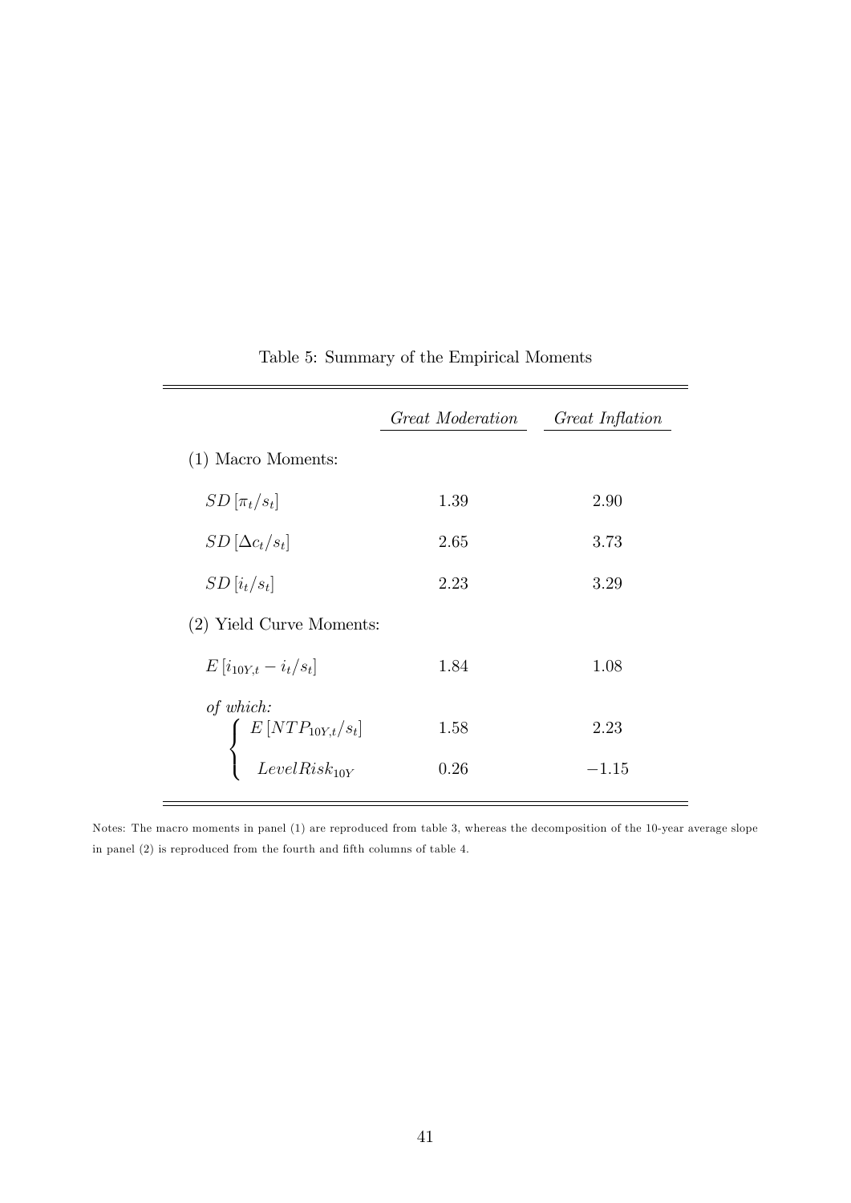Table 5: Summary of the Empirical Moments

| | *Great Moderation* | *Great Inflation* |
|---|---|---|
| (1) Macro Moments: | | |
| $SD\left[\pi_t/s_t\right]$ | 1.39 | 2.90 |
| $SD\left[\Delta c_t/s_t\right]$ | 2.65 | 3.73 |
| $SD\left[i_t/s_t\right]$ | 2.23 | 3.29 |
| (2) Yield Curve Moments: | | |
| $E\left[i_{10Y,t} - i_t/s_t\right]$ | 1.84 | 1.08 |
| *of which:* | | |
| $E\left[NTP_{10Y,t}/s_t\right]$ | 1.58 | 2.23 |
| $LevelRisk_{10Y}$ | 0.26 | $-1.15$ |

Notes: The macro moments in panel (1) are reproduced from table 3, whereas the decomposition of the 10-year average slope in panel (2) is reproduced from the fourth and fifth columns of table 4.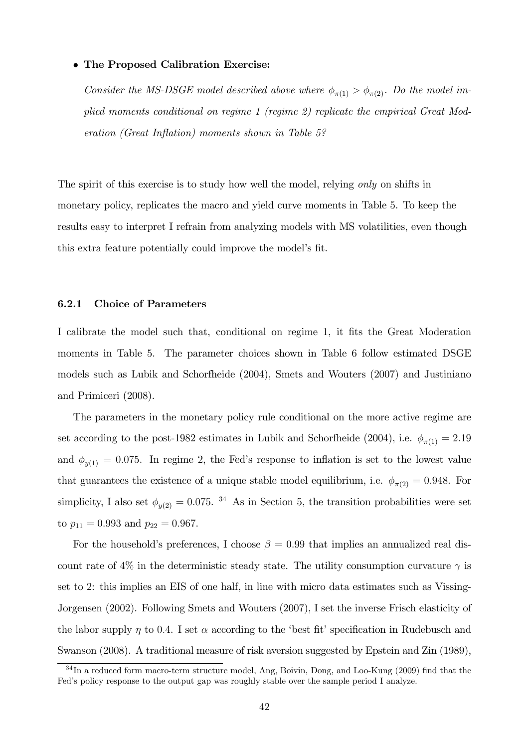- **The Proposed Calibration Exercise:**

  *Consider the MS-DSGE model described above where $\phi_{\pi(1)} > \phi_{\pi(2)}$. Do the model implied moments conditional on regime 1 (regime 2) replicate the empirical Great Moderation (Great Inflation) moments shown in Table 5?*

The spirit of this exercise is to study how well the model, relying *only* on shifts in monetary policy, replicates the macro and yield curve moments in Table 5. To keep the results easy to interpret I refrain from analyzing models with MS volatilities, even though this extra feature potentially could improve the model's fit.

### 6.2.1 Choice of Parameters

I calibrate the model such that, conditional on regime 1, it fits the Great Moderation moments in Table 5. The parameter choices shown in Table 6 follow estimated DSGE models such as Lubik and Schorfheide (2004), Smets and Wouters (2007) and Justiniano and Primiceri (2008).

The parameters in the monetary policy rule conditional on the more active regime are set according to the post-1982 estimates in Lubik and Schorfheide (2004), i.e. $\phi_{\pi(1)} = 2.19$ and $\phi_{y(1)} = 0.075$. In regime 2, the Fed's response to inflation is set to the lowest value that guarantees the existence of a unique stable model equilibrium, i.e. $\phi_{\pi(2)} = 0.948$. For simplicity, I also set $\phi_{y(2)} = 0.075$. [34] As in Section 5, the transition probabilities were set to $p_{11} = 0.993$ and $p_{22} = 0.967$.

For the household's preferences, I choose $\beta = 0.99$ that implies an annualized real discount rate of 4% in the deterministic steady state. The utility consumption curvature $\gamma$ is set to 2: this implies an EIS of one half, in line with micro data estimates such as Vissing-Jorgensen (2002). Following Smets and Wouters (2007), I set the inverse Frisch elasticity of the labor supply $\eta$ to 0.4. I set $\alpha$ according to the 'best fit' specification in Rudebusch and Swanson (2008). A traditional measure of risk aversion suggested by Epstein and Zin (1989),

[34] In a reduced form macro-term structure model, Ang, Boivin, Dong, and Loo-Kung (2009) find that the Fed's policy response to the output gap was roughly stable over the sample period I analyze.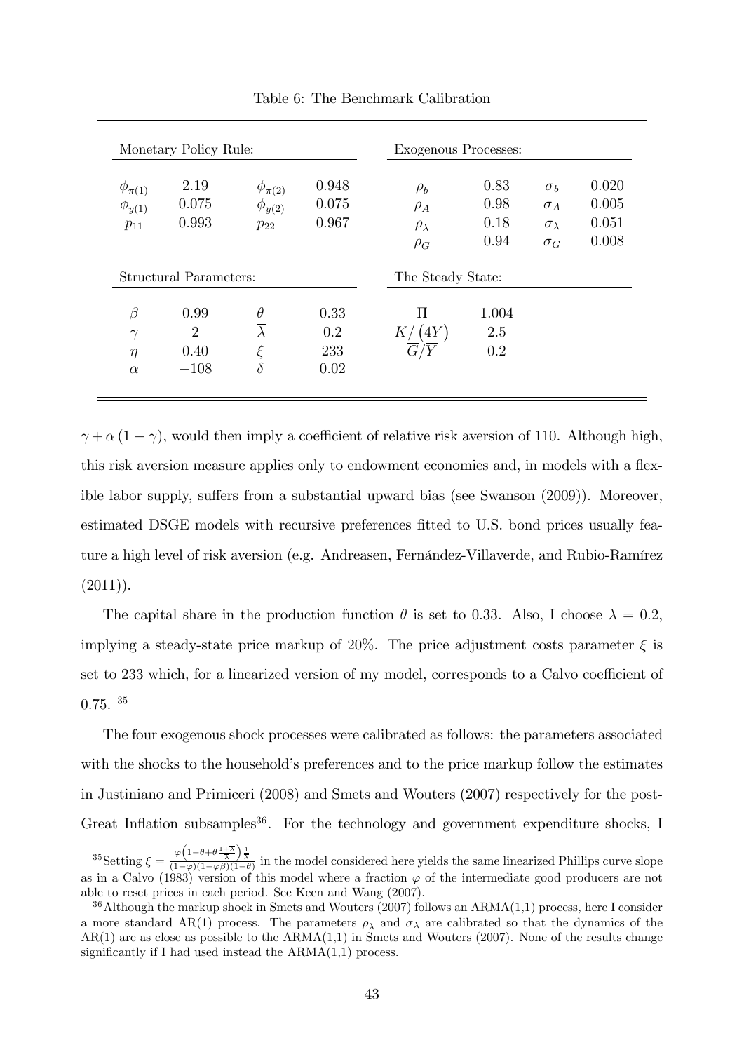Table 6: The Benchmark Calibration

| Monetary Policy Rule: | | | | Exogenous Processes: | | | |
|---|---|---|---|---|---|---|---|
| $\phi_{\pi(1)}$ | 2.19 | $\phi_{\pi(2)}$ | 0.948 | $\rho_b$ | 0.83 | $\sigma_b$ | 0.020 |
| $\phi_{y(1)}$ | 0.075 | $\phi_{y(2)}$ | 0.075 | $\rho_A$ | 0.98 | $\sigma_A$ | 0.005 |
| $p_{11}$ | 0.993 | $p_{22}$ | 0.967 | $\rho_\lambda$ | 0.18 | $\sigma_\lambda$ | 0.051 |
| | | | | $\rho_G$ | 0.94 | $\sigma_G$ | 0.008 |
| **Structural Parameters:** | | | | **The Steady State:** | | | |
| $\beta$ | 0.99 | $\theta$ | 0.33 | $\overline{\Pi}$ | 1.004 | | |
| $\gamma$ | 2 | $\overline{\lambda}$ | 0.2 | $\overline{K}/\left(4\overline{Y}\right)$ | 2.5 | | |
| $\eta$ | 0.40 | $\xi$ | 233 | $\overline{G}/\overline{Y}$ | 0.2 | | |
| $\alpha$ | $-108$ | $\delta$ | 0.02 | | | | |

$\gamma + \alpha(1-\gamma)$, would then imply a coefficient of relative risk aversion of 110. Although high, this risk aversion measure applies only to endowment economies and, in models with a flexible labor supply, suffers from a substantial upward bias (see Swanson (2009)). Moreover, estimated DSGE models with recursive preferences fitted to U.S. bond prices usually feature a high level of risk aversion (e.g. Andreasen, Fernández-Villaverde, and Rubio-Ramírez (2011)).

The capital share in the production function $\theta$ is set to 0.33. Also, I choose $\overline{\lambda} = 0.2$, implying a steady-state price markup of 20%. The price adjustment costs parameter $\xi$ is set to 233 which, for a linearized version of my model, corresponds to a Calvo coefficient of 0.75. [35]

The four exogenous shock processes were calibrated as follows: the parameters associated with the shocks to the household's preferences and to the price markup follow the estimates in Justiniano and Primiceri (2008) and Smets and Wouters (2007) respectively for the post-Great Inflation subsamples[36]. For the technology and government expenditure shocks, I

[35] Setting $\xi = \frac{\varphi\left(1-\theta+\theta\frac{1+\overline{\lambda}}{\overline{\lambda}}\right)\frac{1}{\overline{\lambda}}}{(1-\varphi)(1-\varphi\beta)(1-\theta)}$ in the model considered here yields the same linearized Phillips curve slope as in a Calvo (1983) version of this model where a fraction $\varphi$ of the intermediate good producers are not able to reset prices in each period. See Keen and Wang (2007).

[36] Although the markup shock in Smets and Wouters (2007) follows an ARMA(1,1) process, here I consider a more standard AR(1) process. The parameters $\rho_\lambda$ and $\sigma_\lambda$ are calibrated so that the dynamics of the AR(1) are as close as possible to the ARMA(1,1) in Smets and Wouters (2007). None of the results change significantly if I had used instead the ARMA(1,1) process.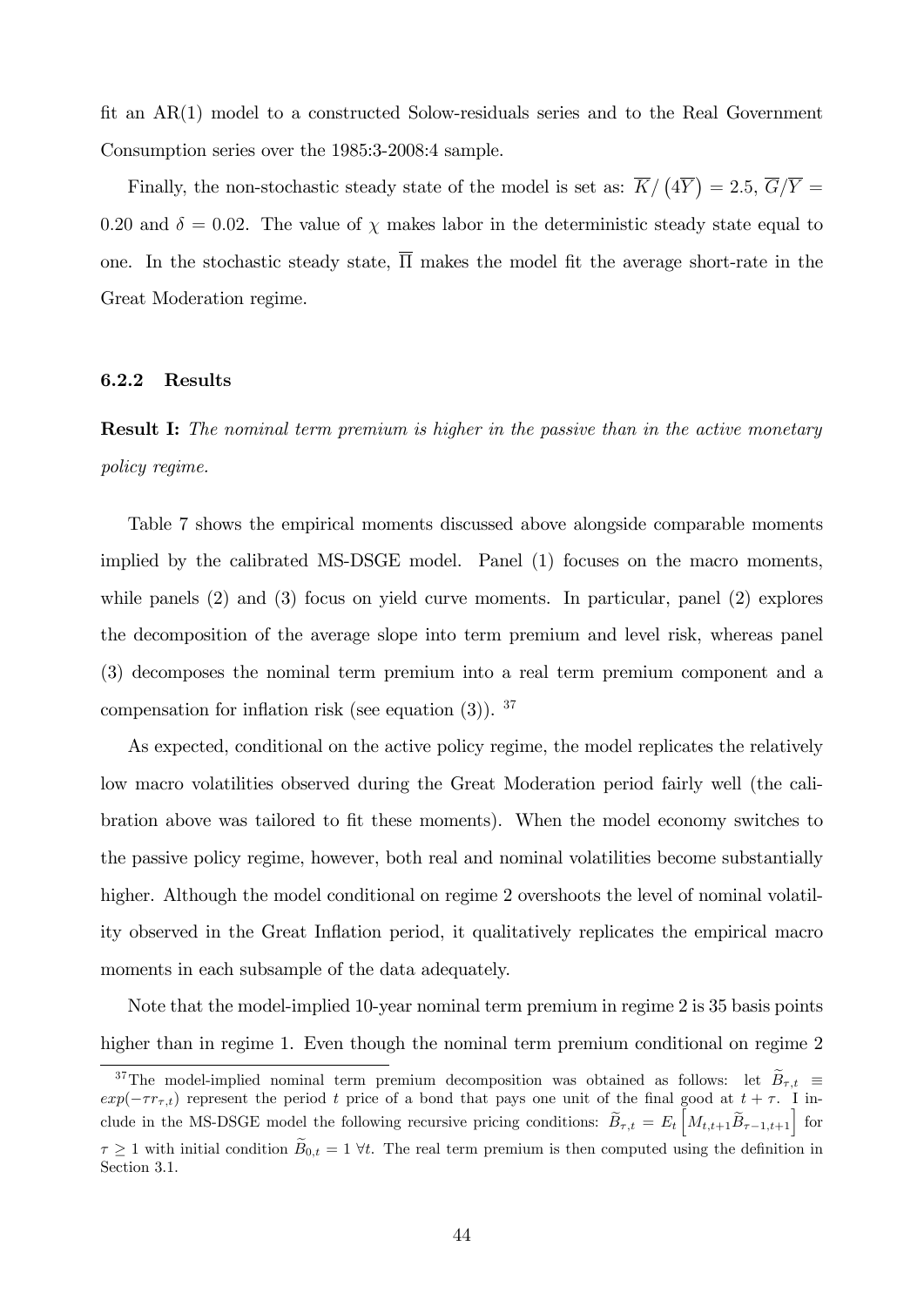fit an AR(1) model to a constructed Solow-residuals series and to the Real Government Consumption series over the 1985:3-2008:4 sample.

Finally, the non-stochastic steady state of the model is set as: $\overline{K}/\left(4\overline{Y}\right) = 2.5$, $\overline{G}/\overline{Y} = 0.20$ and $\delta = 0.02$. The value of $\chi$ makes labor in the deterministic steady state equal to one. In the stochastic steady state, $\overline{\Pi}$ makes the model fit the average short-rate in the Great Moderation regime.

#### 6.2.2 Results

**Result I:** *The nominal term premium is higher in the passive than in the active monetary policy regime.*

Table 7 shows the empirical moments discussed above alongside comparable moments implied by the calibrated MS-DSGE model. Panel (1) focuses on the macro moments, while panels (2) and (3) focus on yield curve moments. In particular, panel (2) explores the decomposition of the average slope into term premium and level risk, whereas panel (3) decomposes the nominal term premium into a real term premium component and a compensation for inflation risk (see equation (3)). [37]

As expected, conditional on the active policy regime, the model replicates the relatively low macro volatilities observed during the Great Moderation period fairly well (the calibration above was tailored to fit these moments). When the model economy switches to the passive policy regime, however, both real and nominal volatilities become substantially higher. Although the model conditional on regime 2 overshoots the level of nominal volatility observed in the Great Inflation period, it qualitatively replicates the empirical macro moments in each subsample of the data adequately.

Note that the model-implied 10-year nominal term premium in regime 2 is 35 basis points higher than in regime 1. Even though the nominal term premium conditional on regime 2

[37] The model-implied nominal term premium decomposition was obtained as follows: let $\widetilde{B}_{\tau,t} \equiv exp(-\tau r_{\tau,t})$ represent the period $t$ price of a bond that pays one unit of the final good at $t+\tau$. I include in the MS-DSGE model the following recursive pricing conditions: $\widetilde{B}_{\tau,t} = E_t\left[M_{t,t+1}\widetilde{B}_{\tau-1,t+1}\right]$ for $\tau \geq 1$ with initial condition $\widetilde{B}_{0,t} = 1\ \forall t$. The real term premium is then computed using the definition in Section 3.1.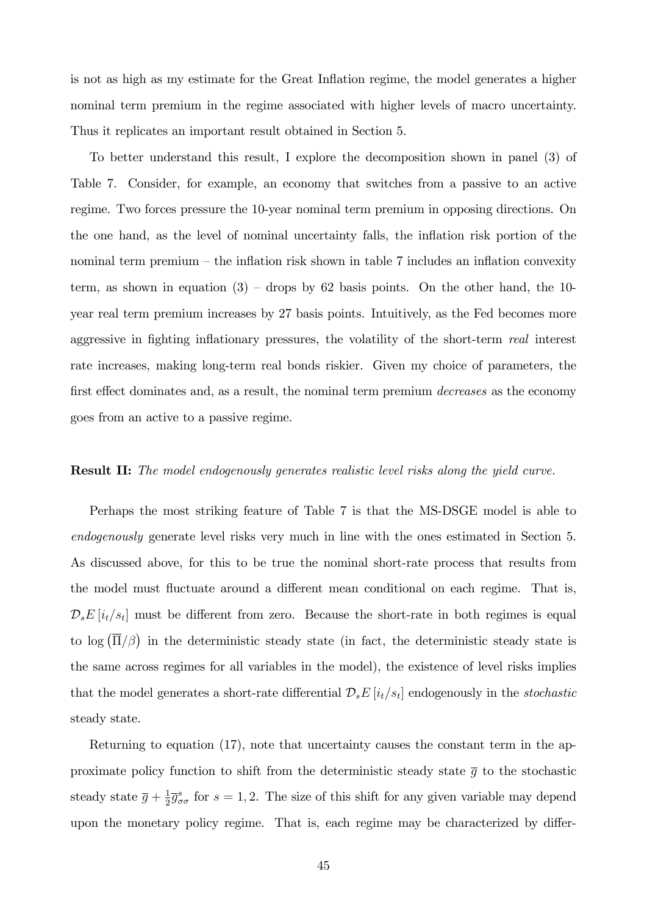is not as high as my estimate for the Great Inflation regime, the model generates a higher nominal term premium in the regime associated with higher levels of macro uncertainty. Thus it replicates an important result obtained in Section 5.

To better understand this result, I explore the decomposition shown in panel (3) of Table 7. Consider, for example, an economy that switches from a passive to an active regime. Two forces pressure the 10-year nominal term premium in opposing directions. On the one hand, as the level of nominal uncertainty falls, the inflation risk portion of the nominal term premium – the inflation risk shown in table 7 includes an inflation convexity term, as shown in equation (3) – drops by 62 basis points. On the other hand, the 10-year real term premium increases by 27 basis points. Intuitively, as the Fed becomes more aggressive in fighting inflationary pressures, the volatility of the short-term *real* interest rate increases, making long-term real bonds riskier. Given my choice of parameters, the first effect dominates and, as a result, the nominal term premium *decreases* as the economy goes from an active to a passive regime.

**Result II:** *The model endogenously generates realistic level risks along the yield curve.*

Perhaps the most striking feature of Table 7 is that the MS-DSGE model is able to *endogenously* generate level risks very much in line with the ones estimated in Section 5. As discussed above, for this to be true the nominal short-rate process that results from the model must fluctuate around a different mean conditional on each regime. That is, $\mathcal{D}_s E\left[i_t/s_t\right]$ must be different from zero. Because the short-rate in both regimes is equal to $\log\left(\overline{\Pi}/\beta\right)$ in the deterministic steady state (in fact, the deterministic steady state is the same across regimes for all variables in the model), the existence of level risks implies that the model generates a short-rate differential $\mathcal{D}_s E\left[i_t/s_t\right]$ endogenously in the *stochastic* steady state.

Returning to equation (17), note that uncertainty causes the constant term in the approximate policy function to shift from the deterministic steady state $\overline{g}$ to the stochastic steady state $\overline{g} + \frac{1}{2}\overline{g}^s_{\sigma\sigma}$ for $s = 1, 2$. The size of this shift for any given variable may depend upon the monetary policy regime. That is, each regime may be characterized by differ-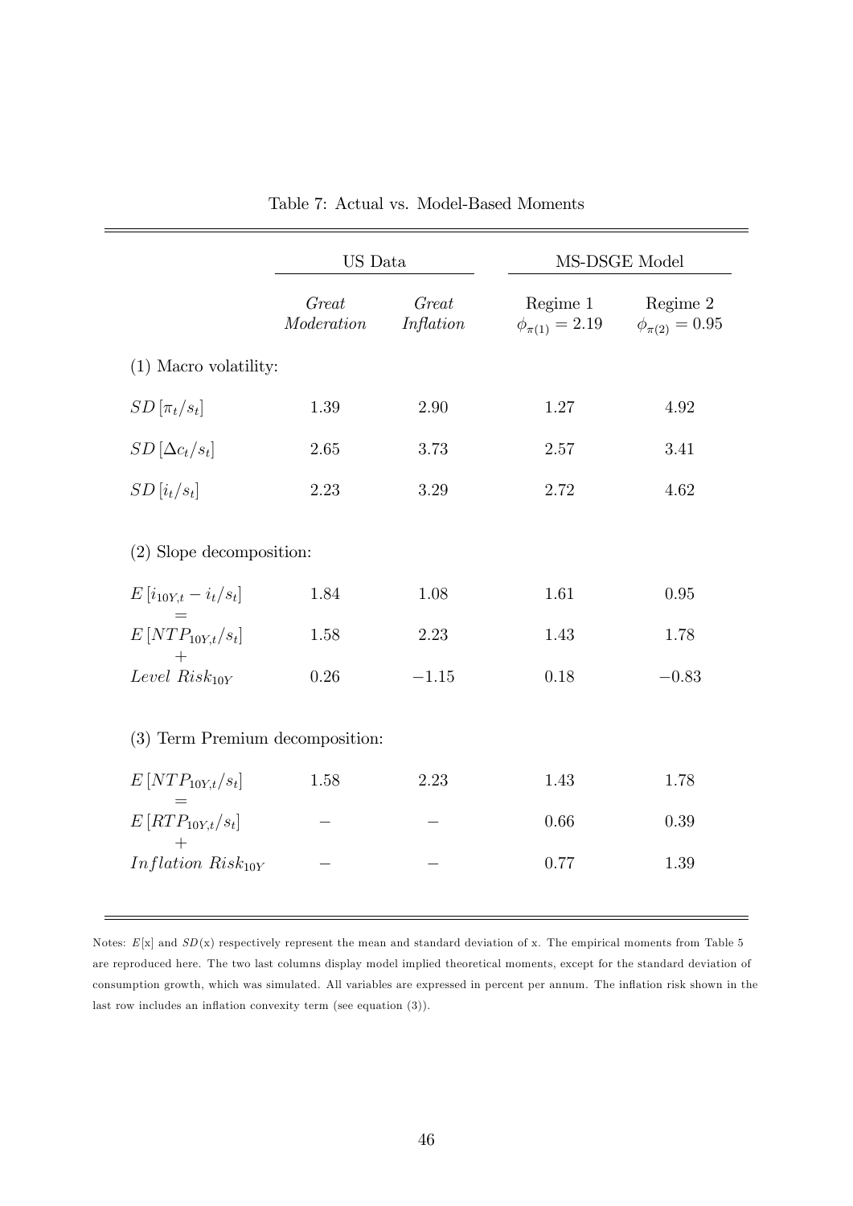Table 7: Actual vs. Model-Based Moments

| | US Data | | MS-DSGE Model | |
|---|---|---|---|---|
| | *Great Moderation* | *Great Inflation* | Regime 1 $\phi_{\pi(1)} = 2.19$ | Regime 2 $\phi_{\pi(2)} = 0.95$ |
| (1) Macro volatility: | | | | |
| $SD\left[\pi_t/s_t\right]$ | 1.39 | 2.90 | 1.27 | 4.92 |
| $SD\left[\Delta c_t/s_t\right]$ | 2.65 | 3.73 | 2.57 | 3.41 |
| $SD\left[i_t/s_t\right]$ | 2.23 | 3.29 | 2.72 | 4.62 |
| (2) Slope decomposition: | | | | |
| $E\left[i_{10Y,t} - i_t/s_t\right]$ | 1.84 | 1.08 | 1.61 | 0.95 |
| $=$ | | | | |
| $E\left[NTP_{10Y,t}/s_t\right]$ | 1.58 | 2.23 | 1.43 | 1.78 |
| $+$ | | | | |
| $Level\ Risk_{10Y}$ | 0.26 | $-1.15$ | 0.18 | $-0.83$ |
| (3) Term Premium decomposition: | | | | |
| $E\left[NTP_{10Y,t}/s_t\right]$ | 1.58 | 2.23 | 1.43 | 1.78 |
| $=$ | | | | |
| $E\left[RTP_{10Y,t}/s_t\right]$ | – | – | 0.66 | 0.39 |
| $+$ | | | | |
| $Inflation\ Risk_{10Y}$ | – | – | 0.77 | 1.39 |

Notes: $E[\mathrm{x}]$ and $SD(\mathrm{x})$ respectively represent the mean and standard deviation of x. The empirical moments from Table 5 are reproduced here. The two last columns display model implied theoretical moments, except for the standard deviation of consumption growth, which was simulated. All variables are expressed in percent per annum. The inflation risk shown in the last row includes an inflation convexity term (see equation (3)).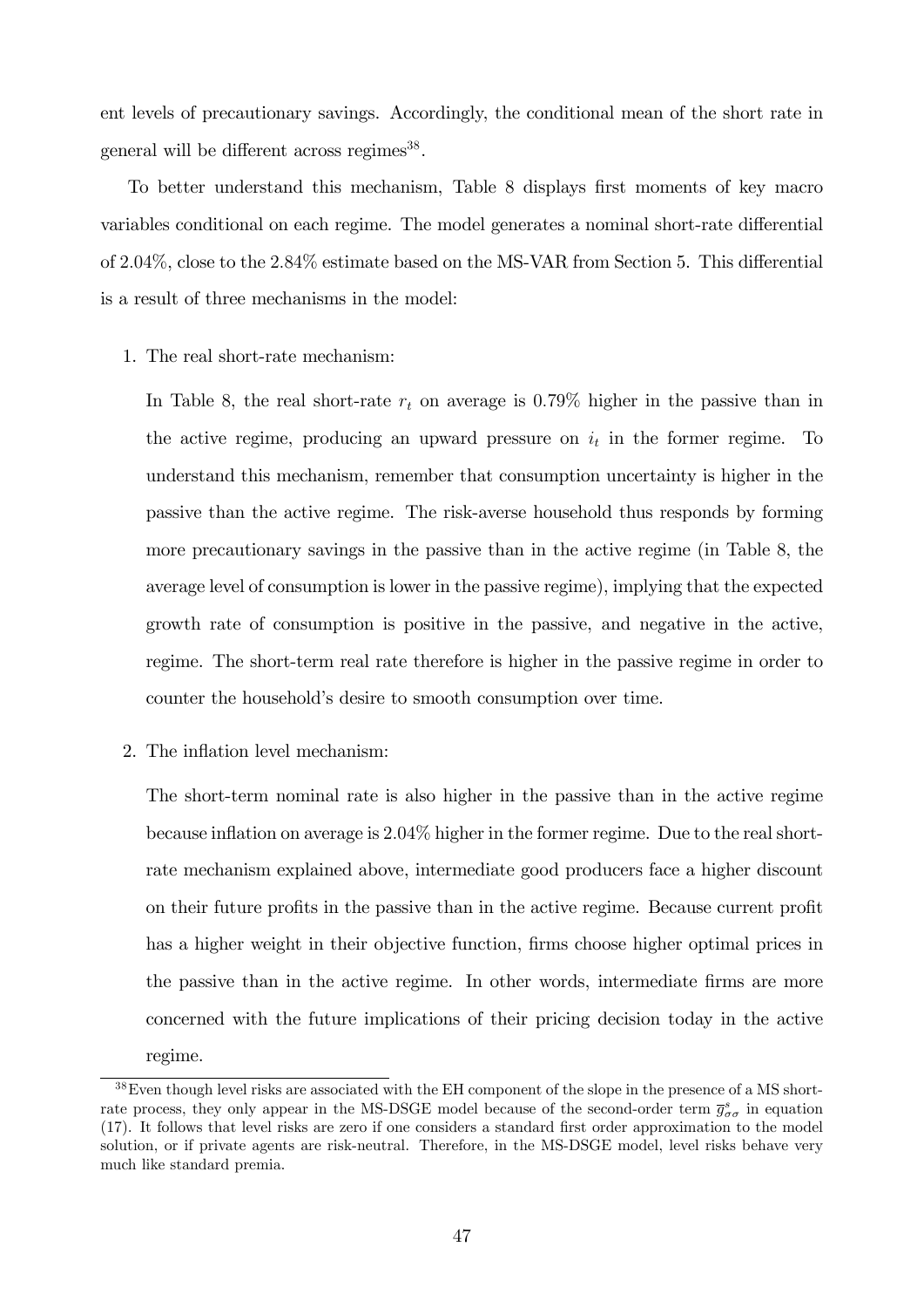ent levels of precautionary savings. Accordingly, the conditional mean of the short rate in general will be different across regimes[38].

To better understand this mechanism, Table 8 displays first moments of key macro variables conditional on each regime. The model generates a nominal short-rate differential of 2.04%, close to the 2.84% estimate based on the MS-VAR from Section 5. This differential is a result of three mechanisms in the model:

1. The real short-rate mechanism:

   In Table 8, the real short-rate $r_t$ on average is 0.79% higher in the passive than in the active regime, producing an upward pressure on $i_t$ in the former regime. To understand this mechanism, remember that consumption uncertainty is higher in the passive than the active regime. The risk-averse household thus responds by forming more precautionary savings in the passive than in the active regime (in Table 8, the average level of consumption is lower in the passive regime), implying that the expected growth rate of consumption is positive in the passive, and negative in the active, regime. The short-term real rate therefore is higher in the passive regime in order to counter the household's desire to smooth consumption over time.

2. The inflation level mechanism:

   The short-term nominal rate is also higher in the passive than in the active regime because inflation on average is 2.04% higher in the former regime. Due to the real short-rate mechanism explained above, intermediate good producers face a higher discount on their future profits in the passive than in the active regime. Because current profit has a higher weight in their objective function, firms choose higher optimal prices in the passive than in the active regime. In other words, intermediate firms are more concerned with the future implications of their pricing decision today in the active regime.

[38] Even though level risks are associated with the EH component of the slope in the presence of a MS short-rate process, they only appear in the MS-DSGE model because of the second-order term $\overline{g}^s_{\sigma\sigma}$ in equation (17). It follows that level risks are zero if one considers a standard first order approximation to the model solution, or if private agents are risk-neutral. Therefore, in the MS-DSGE model, level risks behave very much like standard premia.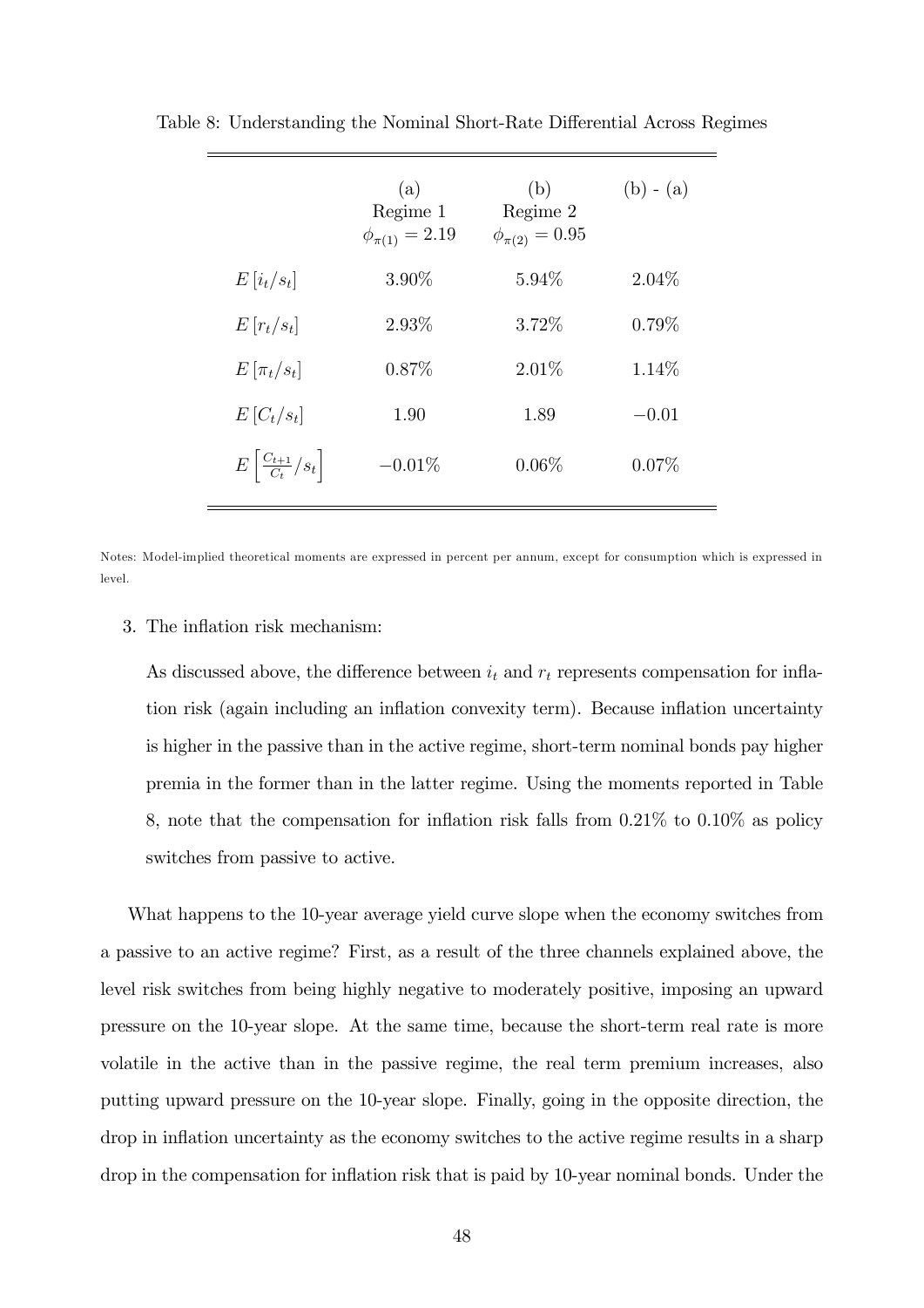Table 8: Understanding the Nominal Short-Rate Differential Across Regimes

| | (a) Regime 1 $\phi_{\pi(1)} = 2.19$ | (b) Regime 2 $\phi_{\pi(2)} = 0.95$ | (b) - (a) |
|---|---|---|---|
| $E\left[i_t/s_t\right]$ | 3.90% | 5.94% | 2.04% |
| $E\left[r_t/s_t\right]$ | 2.93% | 3.72% | 0.79% |
| $E\left[\pi_t/s_t\right]$ | 0.87% | 2.01% | 1.14% |
| $E\left[C_t/s_t\right]$ | 1.90 | 1.89 | $-0.01$ |
| $E\left[\frac{C_{t+1}}{C_t}/s_t\right]$ | $-0.01$% | 0.06% | 0.07% |

Notes: Model-implied theoretical moments are expressed in percent per annum, except for consumption which is expressed in level.

3. The inflation risk mechanism:

   As discussed above, the difference between $i_t$ and $r_t$ represents compensation for inflation risk (again including an inflation convexity term). Because inflation uncertainty is higher in the passive than in the active regime, short-term nominal bonds pay higher premia in the former than in the latter regime. Using the moments reported in Table 8, note that the compensation for inflation risk falls from 0.21% to 0.10% as policy switches from passive to active.

What happens to the 10-year average yield curve slope when the economy switches from a passive to an active regime? First, as a result of the three channels explained above, the level risk switches from being highly negative to moderately positive, imposing an upward pressure on the 10-year slope. At the same time, because the short-term real rate is more volatile in the active than in the passive regime, the real term premium increases, also putting upward pressure on the 10-year slope. Finally, going in the opposite direction, the drop in inflation uncertainty as the economy switches to the active regime results in a sharp drop in the compensation for inflation risk that is paid by 10-year nominal bonds. Under the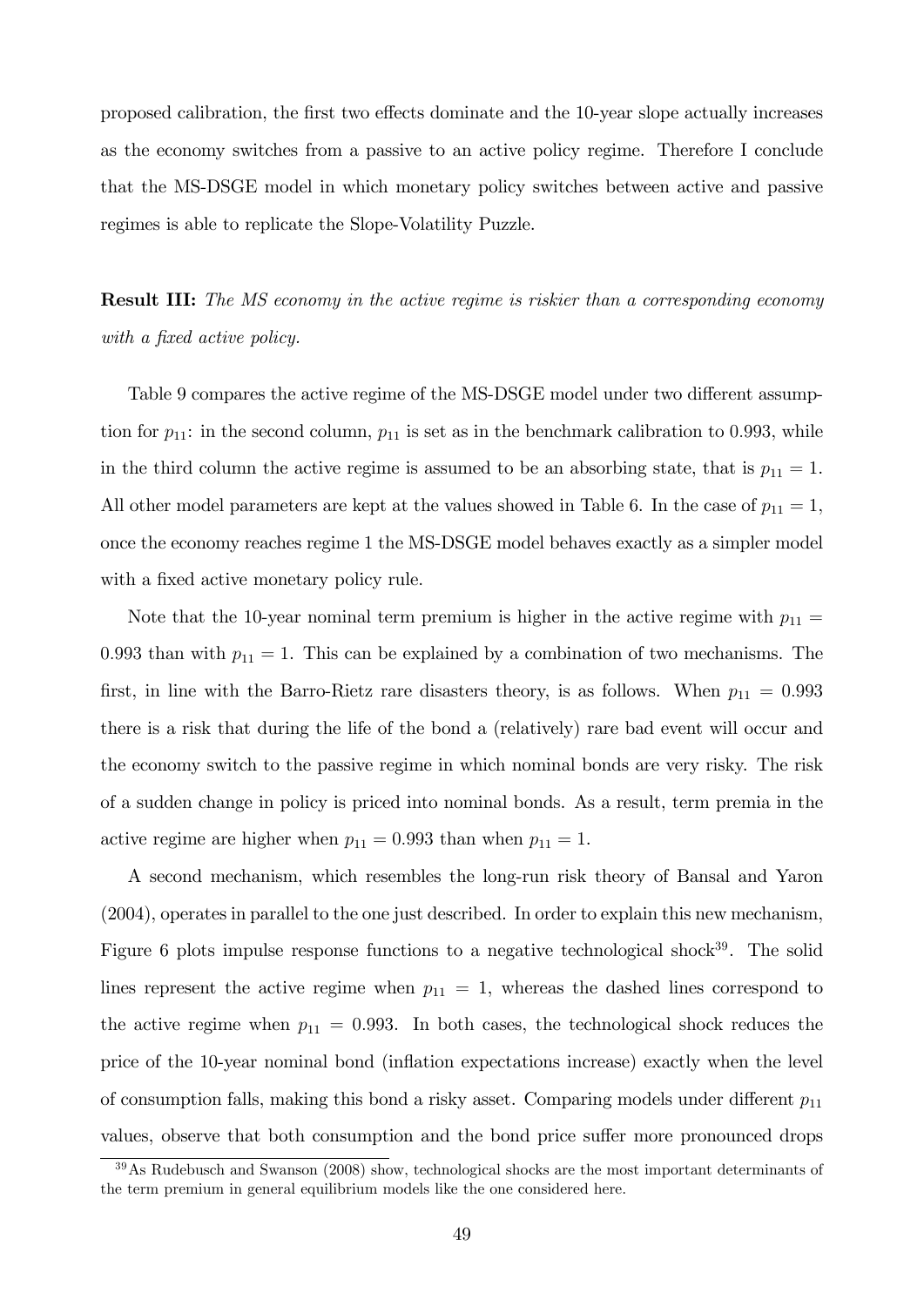proposed calibration, the first two effects dominate and the 10-year slope actually increases as the economy switches from a passive to an active policy regime. Therefore I conclude that the MS-DSGE model in which monetary policy switches between active and passive regimes is able to replicate the Slope-Volatility Puzzle.

**Result III:** *The MS economy in the active regime is riskier than a corresponding economy with a fixed active policy.*

Table 9 compares the active regime of the MS-DSGE model under two different assumption for $p_{11}$: in the second column, $p_{11}$ is set as in the benchmark calibration to 0.993, while in the third column the active regime is assumed to be an absorbing state, that is $p_{11} = 1$. All other model parameters are kept at the values showed in Table 6. In the case of $p_{11} = 1$, once the economy reaches regime 1 the MS-DSGE model behaves exactly as a simpler model with a fixed active monetary policy rule.

Note that the 10-year nominal term premium is higher in the active regime with $p_{11} = 0.993$ than with $p_{11} = 1$. This can be explained by a combination of two mechanisms. The first, in line with the Barro-Rietz rare disasters theory, is as follows. When $p_{11} = 0.993$ there is a risk that during the life of the bond a (relatively) rare bad event will occur and the economy switch to the passive regime in which nominal bonds are very risky. The risk of a sudden change in policy is priced into nominal bonds. As a result, term premia in the active regime are higher when $p_{11} = 0.993$ than when $p_{11} = 1$.

A second mechanism, which resembles the long-run risk theory of Bansal and Yaron (2004), operates in parallel to the one just described. In order to explain this new mechanism, Figure 6 plots impulse response functions to a negative technological shock[39]. The solid lines represent the active regime when $p_{11} = 1$, whereas the dashed lines correspond to the active regime when $p_{11} = 0.993$. In both cases, the technological shock reduces the price of the 10-year nominal bond (inflation expectations increase) exactly when the level of consumption falls, making this bond a risky asset. Comparing models under different $p_{11}$ values, observe that both consumption and the bond price suffer more pronounced drops

[39] As Rudebusch and Swanson (2008) show, technological shocks are the most important determinants of the term premium in general equilibrium models like the one considered here.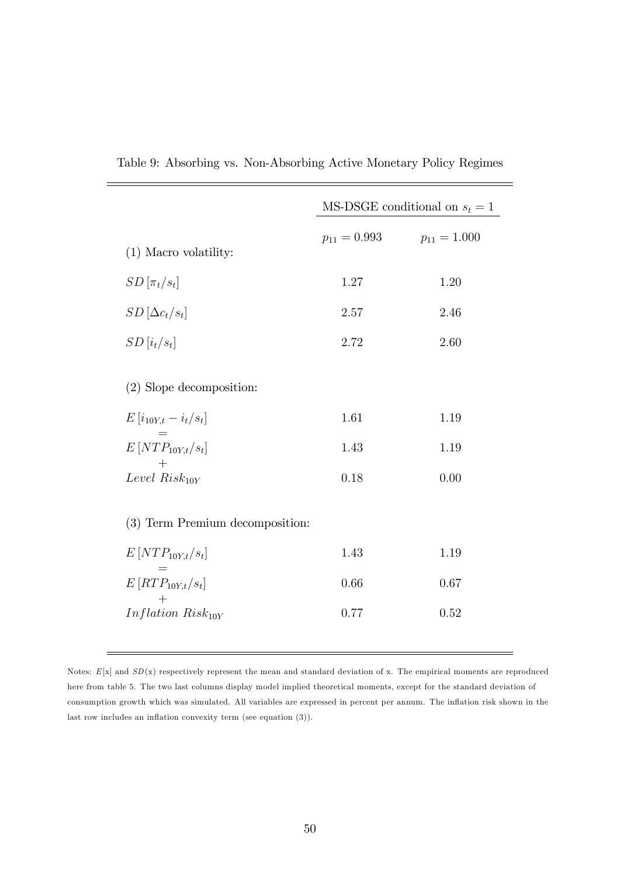Table 9: Absorbing vs. Non-Absorbing Active Monetary Policy Regimes

| | MS-DSGE conditional on $s_t = 1$ | |
|---|---|---|
| | $p_{11} = 0.993$ | $p_{11} = 1.000$ |
| (1) Macro volatility: | | |
| $SD[\pi_t / s_t]$ | 1.27 | 1.20 |
| $SD[\Delta c_t / s_t]$ | 2.57 | 2.46 |
| $SD[i_t / s_t]$ | 2.72 | 2.60 |
| (2) Slope decomposition: | | |
| $E[i_{10Y,t} - i_t / s_t]$ | 1.61 | 1.19 |
| $=$ | | |
| $E[NTP_{10Y,t} / s_t]$ | 1.43 | 1.19 |
| $+$ | | |
| $Level\ Risk_{10Y}$ | 0.18 | 0.00 |
| (3) Term Premium decomposition: | | |
| $E[NTP_{10Y,t} / s_t]$ | 1.43 | 1.19 |
| $=$ | | |
| $E[RTP_{10Y,t} / s_t]$ | 0.66 | 0.67 |
| $+$ | | |
| $Inflation\ Risk_{10Y}$ | 0.77 | 0.52 |

Notes: $E[\text{x}]$ and $SD(\text{x})$ respectively represent the mean and standard deviation of x. The empirical moments are reproduced here from table 5. The two last columns display model implied theoretical moments, except for the standard deviation of consumption growth which was simulated. All variables are expressed in percent per annum. The inflation risk shown in the last row includes an inflation convexity term (see equation (3)).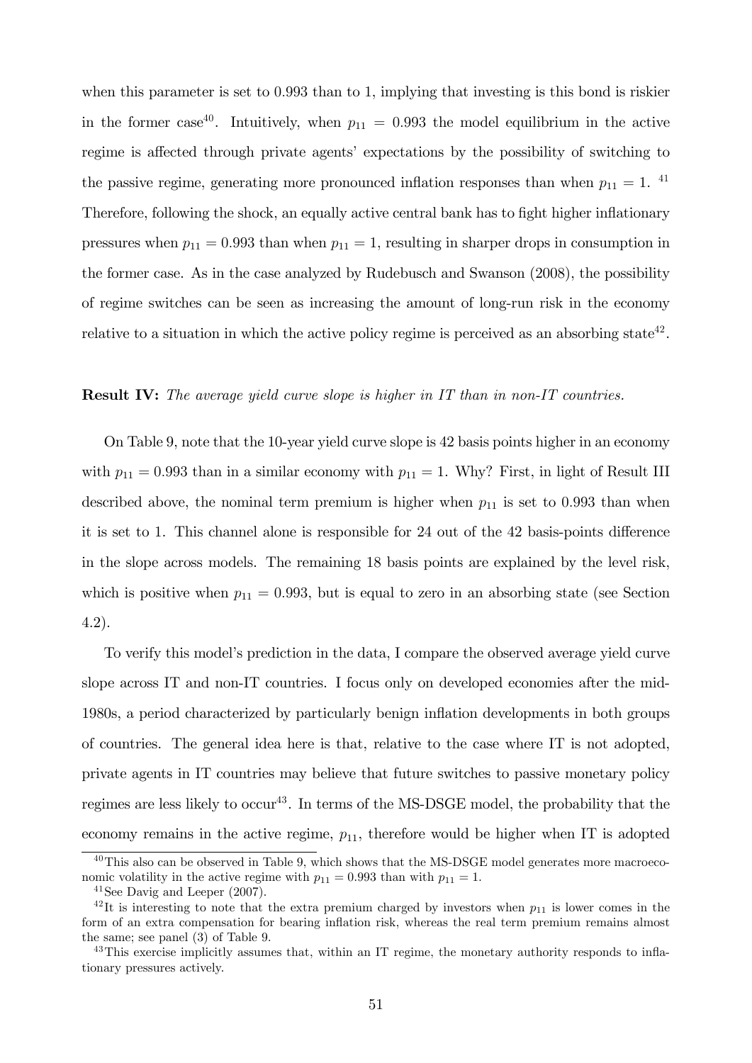when this parameter is set to 0.993 than to 1, implying that investing is this bond is riskier in the former case[40]. Intuitively, when $p_{11} = 0.993$ the model equilibrium in the active regime is affected through private agents' expectations by the possibility of switching to the passive regime, generating more pronounced inflation responses than when $p_{11} = 1$. [41] Therefore, following the shock, an equally active central bank has to fight higher inflationary pressures when $p_{11} = 0.993$ than when $p_{11} = 1$, resulting in sharper drops in consumption in the former case. As in the case analyzed by Rudebusch and Swanson (2008), the possibility of regime switches can be seen as increasing the amount of long-run risk in the economy relative to a situation in which the active policy regime is perceived as an absorbing state[42].

**Result IV:** *The average yield curve slope is higher in IT than in non-IT countries.*

On Table 9, note that the 10-year yield curve slope is 42 basis points higher in an economy with $p_{11} = 0.993$ than in a similar economy with $p_{11} = 1$. Why? First, in light of Result III described above, the nominal term premium is higher when $p_{11}$ is set to 0.993 than when it is set to 1. This channel alone is responsible for 24 out of the 42 basis-points difference in the slope across models. The remaining 18 basis points are explained by the level risk, which is positive when $p_{11} = 0.993$, but is equal to zero in an absorbing state (see Section 4.2).

To verify this model's prediction in the data, I compare the observed average yield curve slope across IT and non-IT countries. I focus only on developed economies after the mid-1980s, a period characterized by particularly benign inflation developments in both groups of countries. The general idea here is that, relative to the case where IT is not adopted, private agents in IT countries may believe that future switches to passive monetary policy regimes are less likely to occur[43]. In terms of the MS-DSGE model, the probability that the economy remains in the active regime, $p_{11}$, therefore would be higher when IT is adopted

[40] This also can be observed in Table 9, which shows that the MS-DSGE model generates more macroeconomic volatility in the active regime with $p_{11} = 0.993$ than with $p_{11} = 1$.

[41] See Davig and Leeper (2007).

[42] It is interesting to note that the extra premium charged by investors when $p_{11}$ is lower comes in the form of an extra compensation for bearing inflation risk, whereas the real term premium remains almost the same; see panel (3) of Table 9.

[43] This exercise implicitly assumes that, within an IT regime, the monetary authority responds to inflationary pressures actively.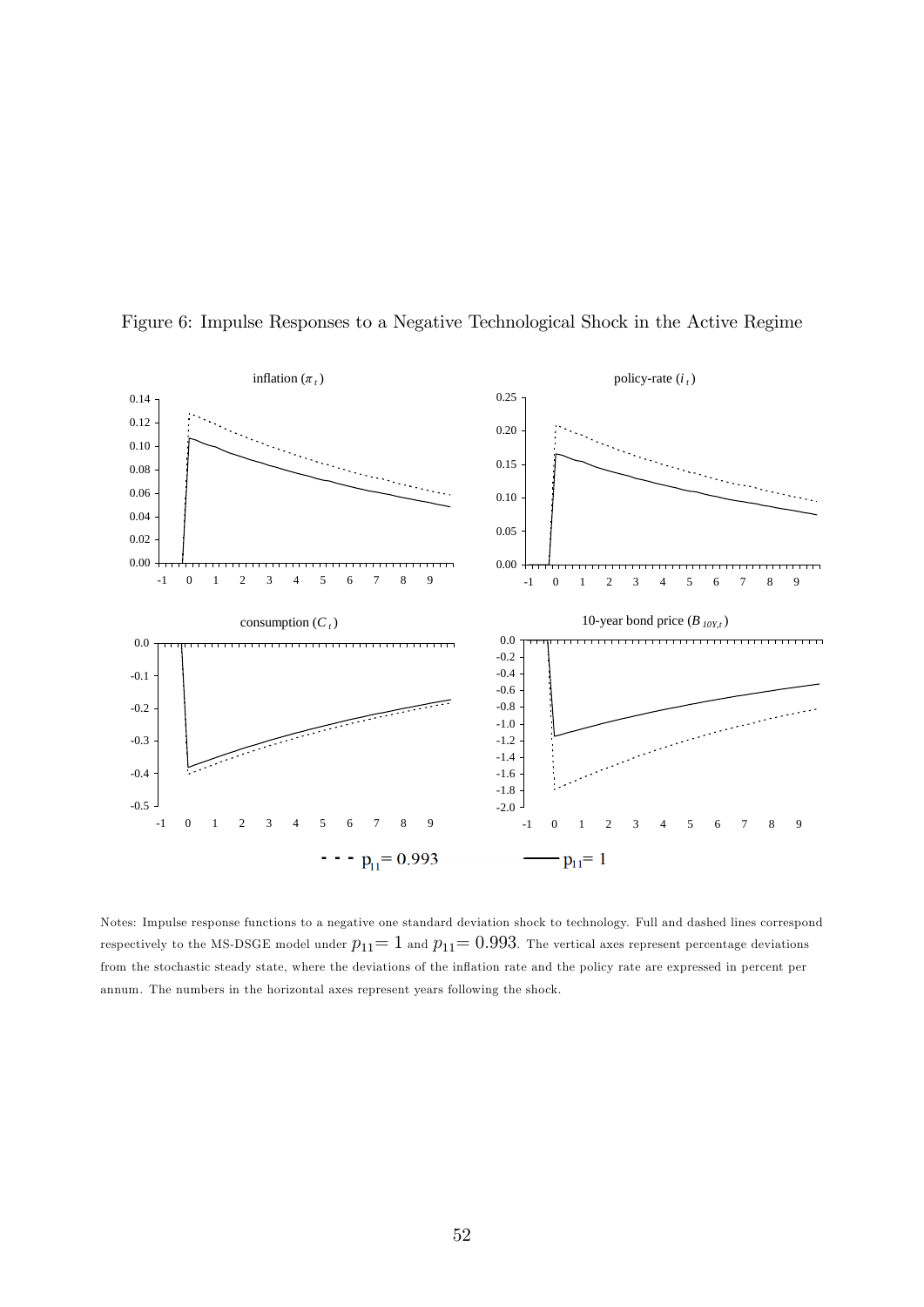Figure 6: Impulse Responses to a Negative Technological Shock in the Active Regime

Notes: Impulse response functions to a negative one standard deviation shock to technology. Full and dashed lines correspond respectively to the MS-DSGE model under $p_{11}= 1$ and $p_{11}= 0.993$. The vertical axes represent percentage deviations from the stochastic steady state, where the deviations of the inflation rate and the policy rate are expressed in percent per annum. The numbers in the horizontal axes represent years following the shock.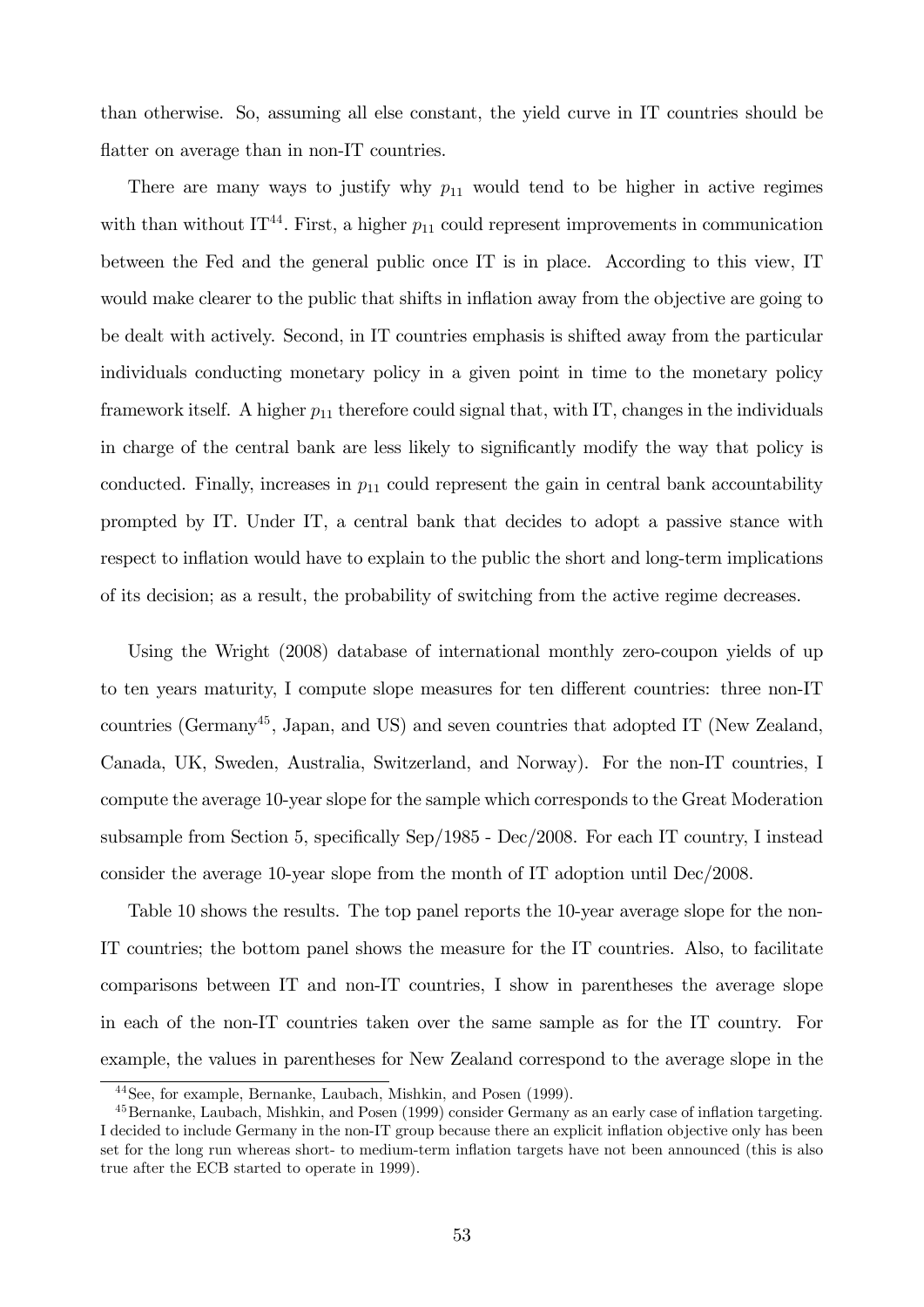than otherwise. So, assuming all else constant, the yield curve in IT countries should be flatter on average than in non-IT countries.

There are many ways to justify why $p_{11}$ would tend to be higher in active regimes with than without IT[44]. First, a higher $p_{11}$ could represent improvements in communication between the Fed and the general public once IT is in place. According to this view, IT would make clearer to the public that shifts in inflation away from the objective are going to be dealt with actively. Second, in IT countries emphasis is shifted away from the particular individuals conducting monetary policy in a given point in time to the monetary policy framework itself. A higher $p_{11}$ therefore could signal that, with IT, changes in the individuals in charge of the central bank are less likely to significantly modify the way that policy is conducted. Finally, increases in $p_{11}$ could represent the gain in central bank accountability prompted by IT. Under IT, a central bank that decides to adopt a passive stance with respect to inflation would have to explain to the public the short and long-term implications of its decision; as a result, the probability of switching from the active regime decreases.

Using the Wright (2008) database of international monthly zero-coupon yields of up to ten years maturity, I compute slope measures for ten different countries: three non-IT countries (Germany[45], Japan, and US) and seven countries that adopted IT (New Zealand, Canada, UK, Sweden, Australia, Switzerland, and Norway). For the non-IT countries, I compute the average 10-year slope for the sample which corresponds to the Great Moderation subsample from Section 5, specifically Sep/1985 - Dec/2008. For each IT country, I instead consider the average 10-year slope from the month of IT adoption until Dec/2008.

Table 10 shows the results. The top panel reports the 10-year average slope for the non-IT countries; the bottom panel shows the measure for the IT countries. Also, to facilitate comparisons between IT and non-IT countries, I show in parentheses the average slope in each of the non-IT countries taken over the same sample as for the IT country. For example, the values in parentheses for New Zealand correspond to the average slope in the

[44] See, for example, Bernanke, Laubach, Mishkin, and Posen (1999).

[45] Bernanke, Laubach, Mishkin, and Posen (1999) consider Germany as an early case of inflation targeting. I decided to include Germany in the non-IT group because there an explicit inflation objective only has been set for the long run whereas short- to medium-term inflation targets have not been announced (this is also true after the ECB started to operate in 1999).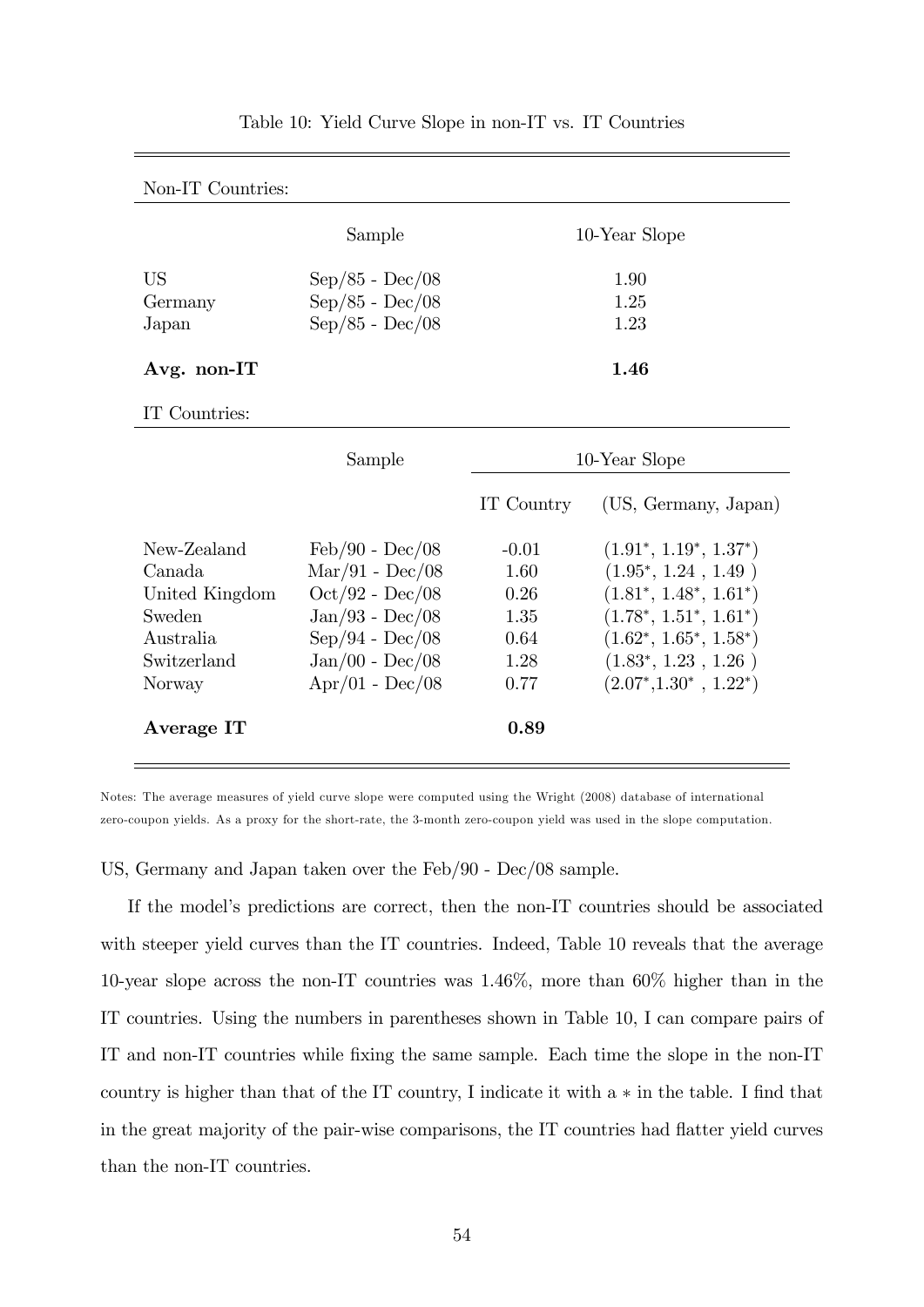Table 10: Yield Curve Slope in non-IT vs. IT Countries

| Non-IT Countries: | | | |
|---|---|---|---|
| | Sample | 10-Year Slope | |
| US | Sep/85 - Dec/08 | 1.90 | |
| Germany | Sep/85 - Dec/08 | 1.25 | |
| Japan | Sep/85 - Dec/08 | 1.23 | |
| **Avg. non-IT** | | **1.46** | |
| **IT Countries:** | | | |
| | Sample | 10-Year Slope | |
| | | IT Country | (US, Germany, Japan) |
| New-Zealand | Feb/90 - Dec/08 | -0.01 | $(1.91^{*}, 1.19^{*}, 1.37^{*})$ |
| Canada | Mar/91 - Dec/08 | 1.60 | $(1.95^{*}, 1.24, 1.49)$ |
| United Kingdom | Oct/92 - Dec/08 | 0.26 | $(1.81^{*}, 1.48^{*}, 1.61^{*})$ |
| Sweden | Jan/93 - Dec/08 | 1.35 | $(1.78^{*}, 1.51^{*}, 1.61^{*})$ |
| Australia | Sep/94 - Dec/08 | 0.64 | $(1.62^{*}, 1.65^{*}, 1.58^{*})$ |
| Switzerland | Jan/00 - Dec/08 | 1.28 | $(1.83^{*}, 1.23, 1.26)$ |
| Norway | Apr/01 - Dec/08 | 0.77 | $(2.07^{*}, 1.30^{*}, 1.22^{*})$ |
| **Average IT** | | **0.89** | |

Notes: The average measures of yield curve slope were computed using the Wright (2008) database of international zero-coupon yields. As a proxy for the short-rate, the 3-month zero-coupon yield was used in the slope computation.

US, Germany and Japan taken over the Feb/90 - Dec/08 sample.

If the model's predictions are correct, then the non-IT countries should be associated with steeper yield curves than the IT countries. Indeed, Table 10 reveals that the average 10-year slope across the non-IT countries was 1.46%, more than 60% higher than in the IT countries. Using the numbers in parentheses shown in Table 10, I can compare pairs of IT and non-IT countries while fixing the same sample. Each time the slope in the non-IT country is higher than that of the IT country, I indicate it with a $*$ in the table. I find that in the great majority of the pair-wise comparisons, the IT countries had flatter yield curves than the non-IT countries.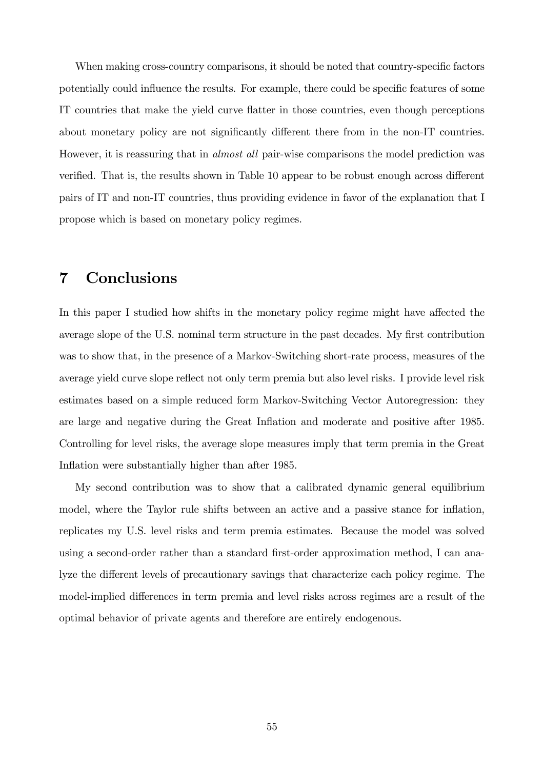When making cross-country comparisons, it should be noted that country-specific factors potentially could influence the results. For example, there could be specific features of some IT countries that make the yield curve flatter in those countries, even though perceptions about monetary policy are not significantly different there from in the non-IT countries. However, it is reassuring that in *almost all* pair-wise comparisons the model prediction was verified. That is, the results shown in Table 10 appear to be robust enough across different pairs of IT and non-IT countries, thus providing evidence in favor of the explanation that I propose which is based on monetary policy regimes.

# 7 Conclusions

In this paper I studied how shifts in the monetary policy regime might have affected the average slope of the U.S. nominal term structure in the past decades. My first contribution was to show that, in the presence of a Markov-Switching short-rate process, measures of the average yield curve slope reflect not only term premia but also level risks. I provide level risk estimates based on a simple reduced form Markov-Switching Vector Autoregression: they are large and negative during the Great Inflation and moderate and positive after 1985. Controlling for level risks, the average slope measures imply that term premia in the Great Inflation were substantially higher than after 1985.

My second contribution was to show that a calibrated dynamic general equilibrium model, where the Taylor rule shifts between an active and a passive stance for inflation, replicates my U.S. level risks and term premia estimates. Because the model was solved using a second-order rather than a standard first-order approximation method, I can analyze the different levels of precautionary savings that characterize each policy regime. The model-implied differences in term premia and level risks across regimes are a result of the optimal behavior of private agents and therefore are entirely endogenous.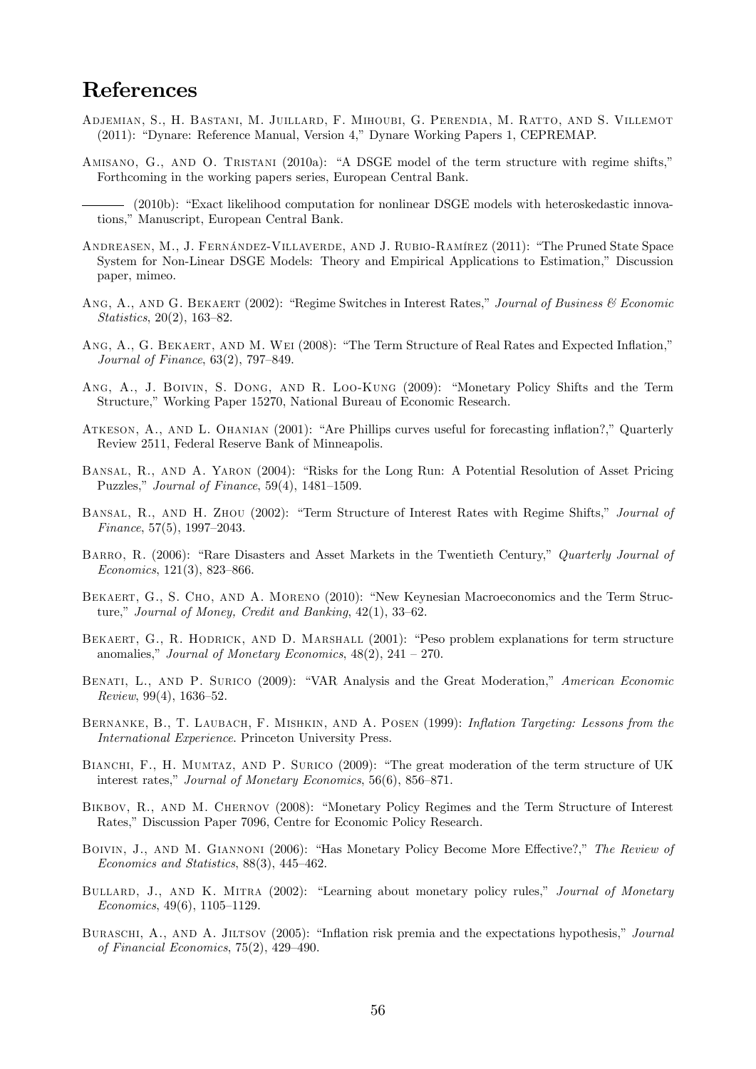# References

Adjemian, S., H. Bastani, M. Juillard, F. Mihoubi, G. Perendia, M. Ratto, and S. Villemot (2011): "Dynare: Reference Manual, Version 4," Dynare Working Papers 1, CEPREMAP.

Amisano, G., and O. Tristani (2010a): "A DSGE model of the term structure with regime shifts," Forthcoming in the working papers series, European Central Bank.

——— (2010b): "Exact likelihood computation for nonlinear DSGE models with heteroskedastic innovations," Manuscript, European Central Bank.

Andreasen, M., J. Fernández-Villaverde, and J. Rubio-Ramírez (2011): "The Pruned State Space System for Non-Linear DSGE Models: Theory and Empirical Applications to Estimation," Discussion paper, mimeo.

Ang, A., and G. Bekaert (2002): "Regime Switches in Interest Rates," *Journal of Business & Economic Statistics*, 20(2), 163–82.

Ang, A., G. Bekaert, and M. Wei (2008): "The Term Structure of Real Rates and Expected Inflation," *Journal of Finance*, 63(2), 797–849.

Ang, A., J. Boivin, S. Dong, and R. Loo-Kung (2009): "Monetary Policy Shifts and the Term Structure," Working Paper 15270, National Bureau of Economic Research.

Atkeson, A., and L. Ohanian (2001): "Are Phillips curves useful for forecasting inflation?," Quarterly Review 2511, Federal Reserve Bank of Minneapolis.

Bansal, R., and A. Yaron (2004): "Risks for the Long Run: A Potential Resolution of Asset Pricing Puzzles," *Journal of Finance*, 59(4), 1481–1509.

Bansal, R., and H. Zhou (2002): "Term Structure of Interest Rates with Regime Shifts," *Journal of Finance*, 57(5), 1997–2043.

Barro, R. (2006): "Rare Disasters and Asset Markets in the Twentieth Century," *Quarterly Journal of Economics*, 121(3), 823–866.

Bekaert, G., S. Cho, and A. Moreno (2010): "New Keynesian Macroeconomics and the Term Structure," *Journal of Money, Credit and Banking*, 42(1), 33–62.

Bekaert, G., R. Hodrick, and D. Marshall (2001): "Peso problem explanations for term structure anomalies," *Journal of Monetary Economics*, 48(2), 241 – 270.

Benati, L., and P. Surico (2009): "VAR Analysis and the Great Moderation," *American Economic Review*, 99(4), 1636–52.

Bernanke, B., T. Laubach, F. Mishkin, and A. Posen (1999): *Inflation Targeting: Lessons from the International Experience*. Princeton University Press.

Bianchi, F., H. Mumtaz, and P. Surico (2009): "The great moderation of the term structure of UK interest rates," *Journal of Monetary Economics*, 56(6), 856–871.

Bikbov, R., and M. Chernov (2008): "Monetary Policy Regimes and the Term Structure of Interest Rates," Discussion Paper 7096, Centre for Economic Policy Research.

Boivin, J., and M. Giannoni (2006): "Has Monetary Policy Become More Effective?," *The Review of Economics and Statistics*, 88(3), 445–462.

Bullard, J., and K. Mitra (2002): "Learning about monetary policy rules," *Journal of Monetary Economics*, 49(6), 1105–1129.

Buraschi, A., and A. Jiltsov (2005): "Inflation risk premia and the expectations hypothesis," *Journal of Financial Economics*, 75(2), 429–490.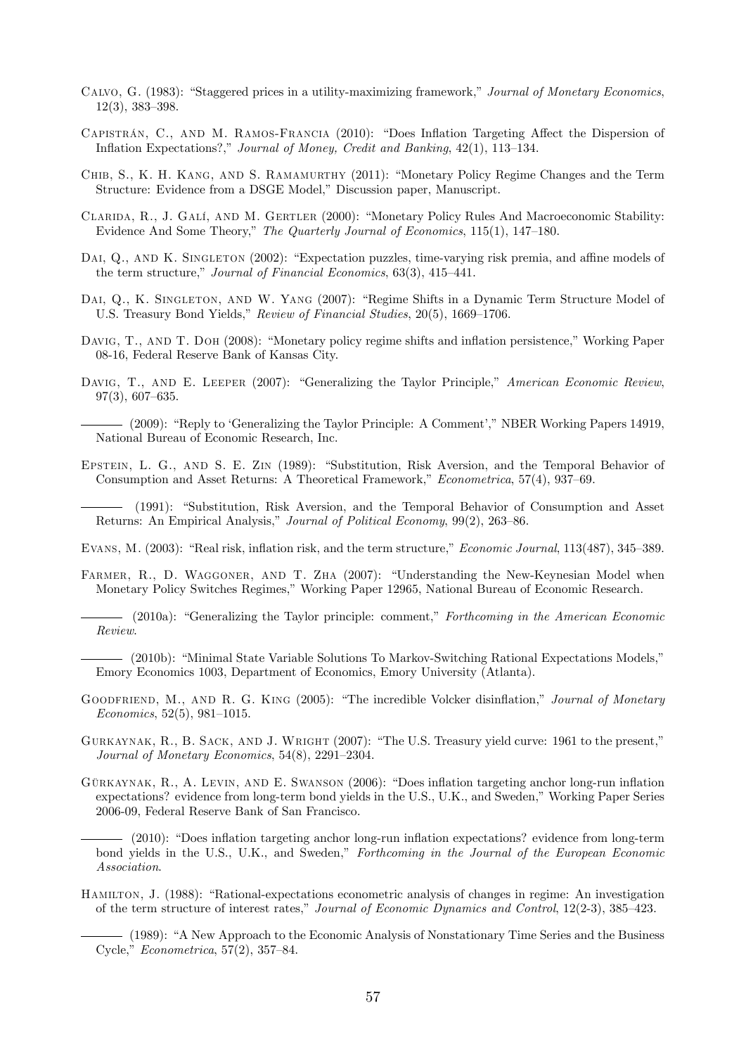Calvo, G. (1983): "Staggered prices in a utility-maximizing framework," *Journal of Monetary Economics*, 12(3), 383–398.

Capistrán, C., and M. Ramos-Francia (2010): "Does Inflation Targeting Affect the Dispersion of Inflation Expectations?," *Journal of Money, Credit and Banking*, 42(1), 113–134.

Chib, S., K. H. Kang, and S. Ramamurthy (2011): "Monetary Policy Regime Changes and the Term Structure: Evidence from a DSGE Model," Discussion paper, Manuscript.

Clarida, R., J. Galí, and M. Gertler (2000): "Monetary Policy Rules And Macroeconomic Stability: Evidence And Some Theory," *The Quarterly Journal of Economics*, 115(1), 147–180.

Dai, Q., and K. Singleton (2002): "Expectation puzzles, time-varying risk premia, and affine models of the term structure," *Journal of Financial Economics*, 63(3), 415–441.

Dai, Q., K. Singleton, and W. Yang (2007): "Regime Shifts in a Dynamic Term Structure Model of U.S. Treasury Bond Yields," *Review of Financial Studies*, 20(5), 1669–1706.

Davig, T., and T. Doh (2008): "Monetary policy regime shifts and inflation persistence," Working Paper 08-16, Federal Reserve Bank of Kansas City.

Davig, T., and E. Leeper (2007): "Generalizing the Taylor Principle," *American Economic Review*, 97(3), 607–635.

——— (2009): "Reply to 'Generalizing the Taylor Principle: A Comment'," NBER Working Papers 14919, National Bureau of Economic Research, Inc.

Epstein, L. G., and S. E. Zin (1989): "Substitution, Risk Aversion, and the Temporal Behavior of Consumption and Asset Returns: A Theoretical Framework," *Econometrica*, 57(4), 937–69.

——— (1991): "Substitution, Risk Aversion, and the Temporal Behavior of Consumption and Asset Returns: An Empirical Analysis," *Journal of Political Economy*, 99(2), 263–86.

Evans, M. (2003): "Real risk, inflation risk, and the term structure," *Economic Journal*, 113(487), 345–389.

Farmer, R., D. Waggoner, and T. Zha (2007): "Understanding the New-Keynesian Model when Monetary Policy Switches Regimes," Working Paper 12965, National Bureau of Economic Research.

——— (2010a): "Generalizing the Taylor principle: comment," *Forthcoming in the American Economic Review*.

——— (2010b): "Minimal State Variable Solutions To Markov-Switching Rational Expectations Models," Emory Economics 1003, Department of Economics, Emory University (Atlanta).

Goodfriend, M., and R. G. King (2005): "The incredible Volcker disinflation," *Journal of Monetary Economics*, 52(5), 981–1015.

Gurkaynak, R., B. Sack, and J. Wright (2007): "The U.S. Treasury yield curve: 1961 to the present," *Journal of Monetary Economics*, 54(8), 2291–2304.

Gürkaynak, R., A. Levin, and E. Swanson (2006): "Does inflation targeting anchor long-run inflation expectations? evidence from long-term bond yields in the U.S., U.K., and Sweden," Working Paper Series 2006-09, Federal Reserve Bank of San Francisco.

——— (2010): "Does inflation targeting anchor long-run inflation expectations? evidence from long-term bond yields in the U.S., U.K., and Sweden," *Forthcoming in the Journal of the European Economic Association*.

Hamilton, J. (1988): "Rational-expectations econometric analysis of changes in regime: An investigation of the term structure of interest rates," *Journal of Economic Dynamics and Control*, 12(2-3), 385–423.

——— (1989): "A New Approach to the Economic Analysis of Nonstationary Time Series and the Business Cycle," *Econometrica*, 57(2), 357–84.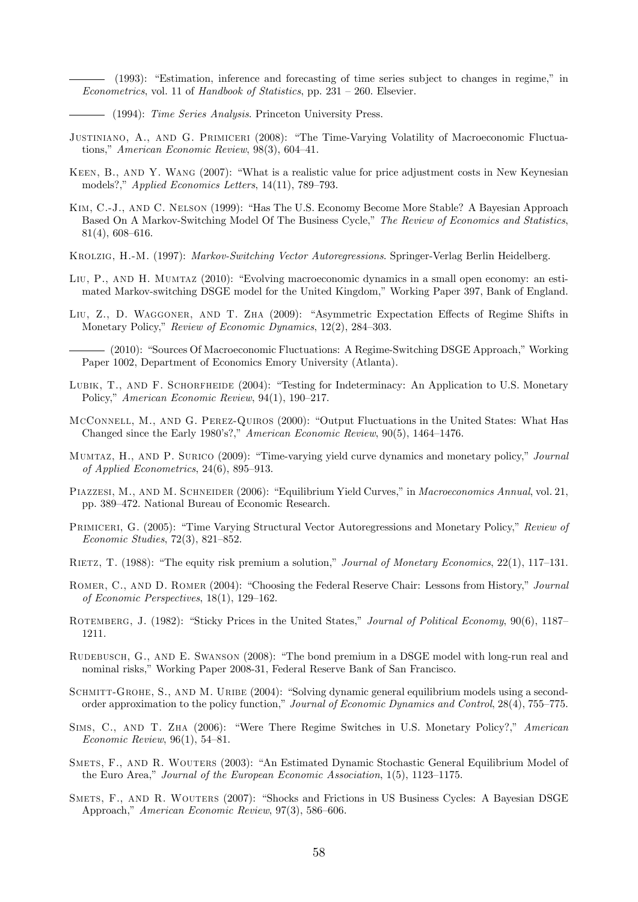——— (1993): "Estimation, inference and forecasting of time series subject to changes in regime," in *Econometrics*, vol. 11 of *Handbook of Statistics*, pp. 231 – 260. Elsevier.

——— (1994): *Time Series Analysis*. Princeton University Press.

Justiniano, A., and G. Primiceri (2008): "The Time-Varying Volatility of Macroeconomic Fluctuations," *American Economic Review*, 98(3), 604–41.

Keen, B., and Y. Wang (2007): "What is a realistic value for price adjustment costs in New Keynesian models?," *Applied Economics Letters*, 14(11), 789–793.

Kim, C.-J., and C. Nelson (1999): "Has The U.S. Economy Become More Stable? A Bayesian Approach Based On A Markov-Switching Model Of The Business Cycle," *The Review of Economics and Statistics*, 81(4), 608–616.

Krolzig, H.-M. (1997): *Markov-Switching Vector Autoregressions*. Springer-Verlag Berlin Heidelberg.

Liu, P., and H. Mumtaz (2010): "Evolving macroeconomic dynamics in a small open economy: an estimated Markov-switching DSGE model for the United Kingdom," Working Paper 397, Bank of England.

Liu, Z., D. Waggoner, and T. Zha (2009): "Asymmetric Expectation Effects of Regime Shifts in Monetary Policy," *Review of Economic Dynamics*, 12(2), 284–303.

——— (2010): "Sources Of Macroeconomic Fluctuations: A Regime-Switching DSGE Approach," Working Paper 1002, Department of Economics Emory University (Atlanta).

Lubik, T., and F. Schorfheide (2004): "Testing for Indeterminacy: An Application to U.S. Monetary Policy," *American Economic Review*, 94(1), 190–217.

McConnell, M., and G. Perez-Quiros (2000): "Output Fluctuations in the United States: What Has Changed since the Early 1980's?," *American Economic Review*, 90(5), 1464–1476.

Mumtaz, H., and P. Surico (2009): "Time-varying yield curve dynamics and monetary policy," *Journal of Applied Econometrics*, 24(6), 895–913.

Piazzesi, M., and M. Schneider (2006): "Equilibrium Yield Curves," in *Macroeconomics Annual*, vol. 21, pp. 389–472. National Bureau of Economic Research.

Primiceri, G. (2005): "Time Varying Structural Vector Autoregressions and Monetary Policy," *Review of Economic Studies*, 72(3), 821–852.

Rietz, T. (1988): "The equity risk premium a solution," *Journal of Monetary Economics*, 22(1), 117–131.

Romer, C., and D. Romer (2004): "Choosing the Federal Reserve Chair: Lessons from History," *Journal of Economic Perspectives*, 18(1), 129–162.

Rotemberg, J. (1982): "Sticky Prices in the United States," *Journal of Political Economy*, 90(6), 1187–1211.

Rudebusch, G., and E. Swanson (2008): "The bond premium in a DSGE model with long-run real and nominal risks," Working Paper 2008-31, Federal Reserve Bank of San Francisco.

Schmitt-Grohe, S., and M. Uribe (2004): "Solving dynamic general equilibrium models using a second-order approximation to the policy function," *Journal of Economic Dynamics and Control*, 28(4), 755–775.

Sims, C., and T. Zha (2006): "Were There Regime Switches in U.S. Monetary Policy?," *American Economic Review*, 96(1), 54–81.

Smets, F., and R. Wouters (2003): "An Estimated Dynamic Stochastic General Equilibrium Model of the Euro Area," *Journal of the European Economic Association*, 1(5), 1123–1175.

Smets, F., and R. Wouters (2007): "Shocks and Frictions in US Business Cycles: A Bayesian DSGE Approach," *American Economic Review*, 97(3), 586–606.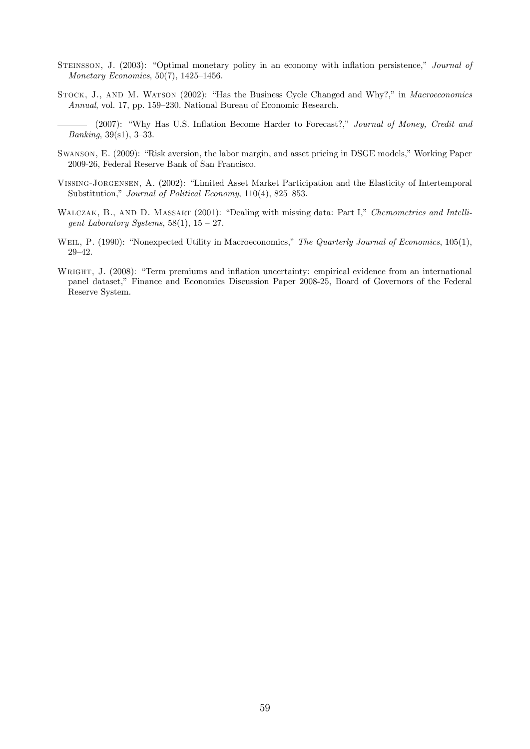Steinsson, J. (2003): "Optimal monetary policy in an economy with inflation persistence," *Journal of Monetary Economics*, 50(7), 1425–1456.

Stock, J., and M. Watson (2002): "Has the Business Cycle Changed and Why?," in *Macroeconomics Annual*, vol. 17, pp. 159–230. National Bureau of Economic Research.

——— (2007): "Why Has U.S. Inflation Become Harder to Forecast?," *Journal of Money, Credit and Banking*, 39(s1), 3–33.

Swanson, E. (2009): "Risk aversion, the labor margin, and asset pricing in DSGE models," Working Paper 2009-26, Federal Reserve Bank of San Francisco.

Vissing-Jorgensen, A. (2002): "Limited Asset Market Participation and the Elasticity of Intertemporal Substitution," *Journal of Political Economy*, 110(4), 825–853.

Walczak, B., and D. Massart (2001): "Dealing with missing data: Part I," *Chemometrics and Intelligent Laboratory Systems*, 58(1), 15 – 27.

Weil, P. (1990): "Nonexpected Utility in Macroeconomics," *The Quarterly Journal of Economics*, 105(1), 29–42.

Wright, J. (2008): "Term premiums and inflation uncertainty: empirical evidence from an international panel dataset," Finance and Economics Discussion Paper 2008-25, Board of Governors of the Federal Reserve System.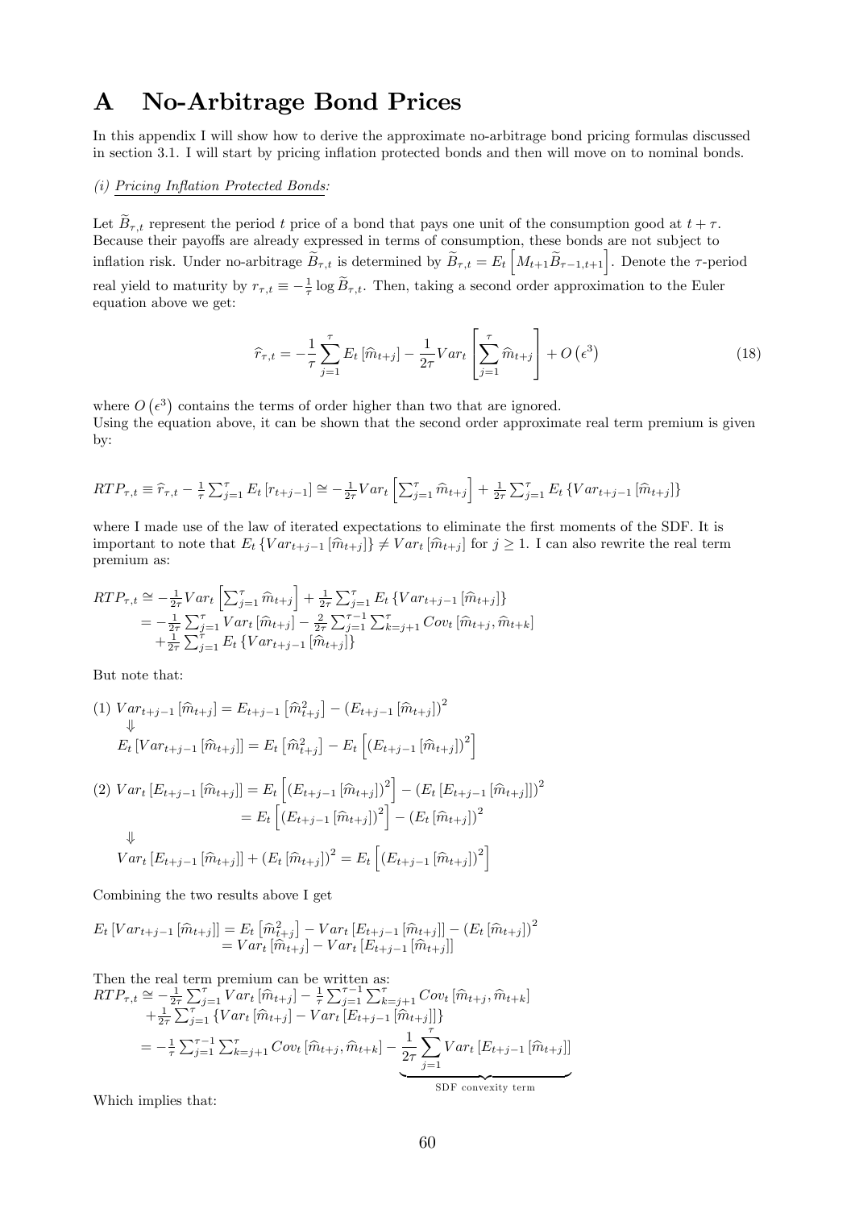# A No-Arbitrage Bond Prices

In this appendix I will show how to derive the approximate no-arbitrage bond pricing formulas discussed in section 3.1. I will start by pricing inflation protected bonds and then will move on to nominal bonds.

*(i) Pricing Inflation Protected Bonds:*

Let $\widetilde{B}_{\tau,t}$ represent the period $t$ price of a bond that pays one unit of the consumption good at $t+\tau$. Because their payoffs are already expressed in terms of consumption, these bonds are not subject to inflation risk. Under no-arbitrage $\widetilde{B}_{\tau,t}$ is determined by $\widetilde{B}_{\tau,t} = E_t\left[M_{t+1}\widetilde{B}_{\tau-1,t+1}\right]$. Denote the $\tau$-period real yield to maturity by $r_{\tau,t} \equiv -\frac{1}{\tau}\log \widetilde{B}_{\tau,t}$. Then, taking a second order approximation to the Euler equation above we get:

$$\widehat{r}_{\tau,t} = -\frac{1}{\tau}\sum_{j=1}^{\tau} E_t\left[\widehat{m}_{t+j}\right] - \frac{1}{2\tau}Var_t\left[\sum_{j=1}^{\tau}\widehat{m}_{t+j}\right] + O\left(\epsilon^3\right) \tag{18}$$

where $O\left(\epsilon^3\right)$ contains the terms of order higher than two that are ignored.
Using the equation above, it can be shown that the second order approximate real term premium is given by:

$$RTP_{\tau,t} \equiv \widehat{r}_{\tau,t} - \tfrac{1}{\tau}\textstyle\sum_{j=1}^{\tau} E_t\left[r_{t+j-1}\right] \cong -\tfrac{1}{2\tau}Var_t\left[\textstyle\sum_{j=1}^{\tau}\widehat{m}_{t+j}\right] + \tfrac{1}{2\tau}\textstyle\sum_{j=1}^{\tau}E_t\left\{Var_{t+j-1}\left[\widehat{m}_{t+j}\right]\right\}$$

where I made use of the law of iterated expectations to eliminate the first moments of the SDF. It is important to note that $E_t\left\{Var_{t+j-1}\left[\widehat{m}_{t+j}\right]\right\} \neq Var_t\left[\widehat{m}_{t+j}\right]$ for $j \geq 1$. I can also rewrite the real term premium as:

$$\begin{aligned}
RTP_{\tau,t} &\cong -\tfrac{1}{2\tau}Var_t\left[\textstyle\sum_{j=1}^{\tau}\widehat{m}_{t+j}\right] + \tfrac{1}{2\tau}\textstyle\sum_{j=1}^{\tau}E_t\left\{Var_{t+j-1}\left[\widehat{m}_{t+j}\right]\right\} \\
&= -\tfrac{1}{2\tau}\textstyle\sum_{j=1}^{\tau}Var_t\left[\widehat{m}_{t+j}\right] - \tfrac{2}{2\tau}\textstyle\sum_{j=1}^{\tau-1}\sum_{k=j+1}^{\tau}Cov_t\left[\widehat{m}_{t+j},\widehat{m}_{t+k}\right] \\
&\quad + \tfrac{1}{2\tau}\textstyle\sum_{j=1}^{\tau}E_t\left\{Var_{t+j-1}\left[\widehat{m}_{t+j}\right]\right\}
\end{aligned}$$

But note that:

$$\begin{aligned}
&(1)\ Var_{t+j-1}\left[\widehat{m}_{t+j}\right] = E_{t+j-1}\left[\widehat{m}_{t+j}^2\right] - \left(E_{t+j-1}\left[\widehat{m}_{t+j}\right]\right)^2 \\
&\quad\Downarrow \\
&\quad E_t\left[Var_{t+j-1}\left[\widehat{m}_{t+j}\right]\right] = E_t\left[\widehat{m}_{t+j}^2\right] - E_t\left[\left(E_{t+j-1}\left[\widehat{m}_{t+j}\right]\right)^2\right]
\end{aligned}$$

$$\begin{aligned}
(2)\ Var_t\left[E_{t+j-1}\left[\widehat{m}_{t+j}\right]\right] &= E_t\left[\left(E_{t+j-1}\left[\widehat{m}_{t+j}\right]\right)^2\right] - \left(E_t\left[E_{t+j-1}\left[\widehat{m}_{t+j}\right]\right]\right)^2 \\
&= E_t\left[\left(E_{t+j-1}\left[\widehat{m}_{t+j}\right]\right)^2\right] - \left(E_t\left[\widehat{m}_{t+j}\right]\right)^2 \\
&\Downarrow \\
Var_t\left[E_{t+j-1}\left[\widehat{m}_{t+j}\right]\right] + \left(E_t\left[\widehat{m}_{t+j}\right]\right)^2 &= E_t\left[\left(E_{t+j-1}\left[\widehat{m}_{t+j}\right]\right)^2\right]
\end{aligned}$$

Combining the two results above I get

$$\begin{aligned}
E_t\left[Var_{t+j-1}\left[\widehat{m}_{t+j}\right]\right] &= E_t\left[\widehat{m}_{t+j}^2\right] - Var_t\left[E_{t+j-1}\left[\widehat{m}_{t+j}\right]\right] - \left(E_t\left[\widehat{m}_{t+j}\right]\right)^2 \\
&= Var_t\left[\widehat{m}_{t+j}\right] - Var_t\left[E_{t+j-1}\left[\widehat{m}_{t+j}\right]\right]
\end{aligned}$$

Then the real term premium can be written as:

$$\begin{aligned}
RTP_{\tau,t} &\cong -\tfrac{1}{2\tau}\textstyle\sum_{j=1}^{\tau}Var_t\left[\widehat{m}_{t+j}\right] - \tfrac{1}{\tau}\textstyle\sum_{j=1}^{\tau-1}\sum_{k=j+1}^{\tau}Cov_t\left[\widehat{m}_{t+j},\widehat{m}_{t+k}\right] \\
&\quad + \tfrac{1}{2\tau}\textstyle\sum_{j=1}^{\tau}\left\{Var_t\left[\widehat{m}_{t+j}\right] - Var_t\left[E_{t+j-1}\left[\widehat{m}_{t+j}\right]\right]\right\} \\
&= -\tfrac{1}{\tau}\textstyle\sum_{j=1}^{\tau-1}\sum_{k=j+1}^{\tau}Cov_t\left[\widehat{m}_{t+j},\widehat{m}_{t+k}\right] \underbrace{- \frac{1}{2\tau}\sum_{j=1}^{\tau}Var_t\left[E_{t+j-1}\left[\widehat{m}_{t+j}\right]\right]}_{\text{SDF convexity term}}
\end{aligned}$$

Which implies that: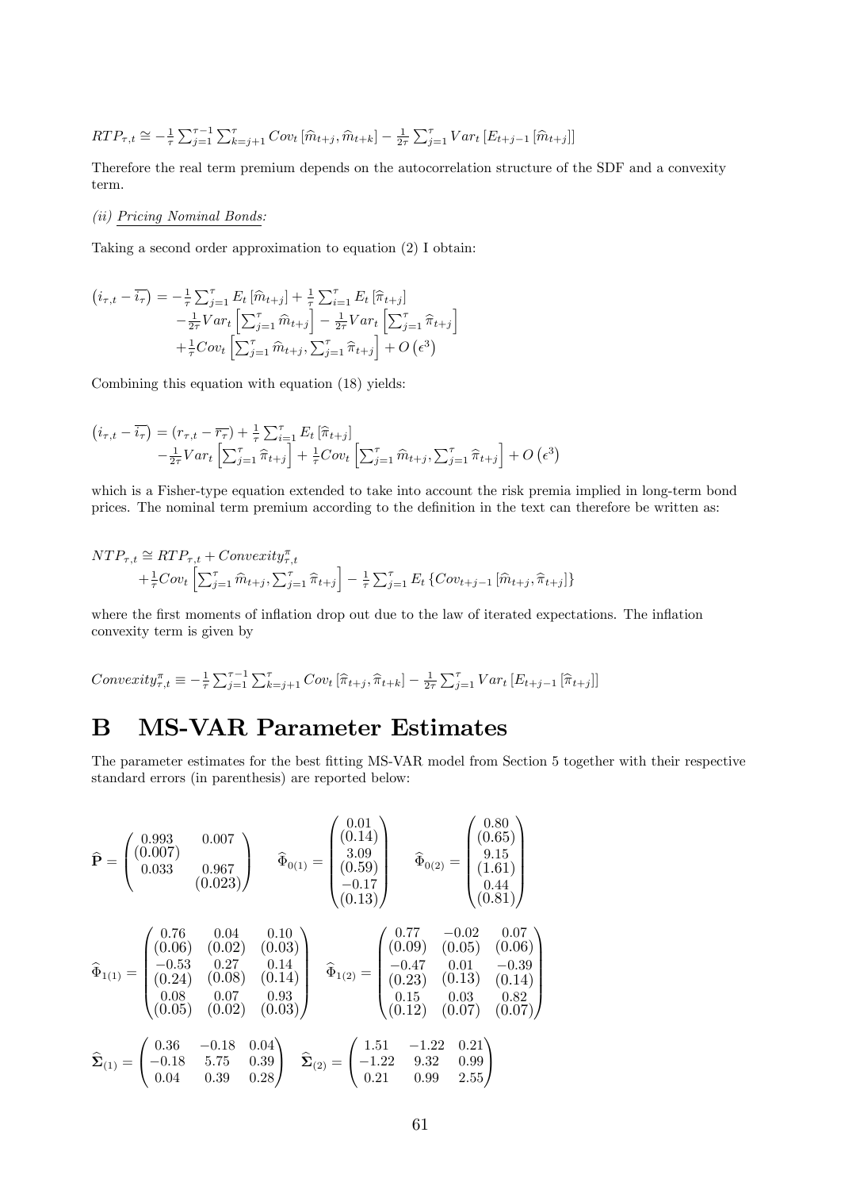$$RTP_{\tau,t} \cong -\frac{1}{\tau}\sum_{j=1}^{\tau-1}\sum_{k=j+1}^{\tau} Cov_t\left[\widehat{m}_{t+j}, \widehat{m}_{t+k}\right] - \frac{1}{2\tau}\sum_{j=1}^{\tau} Var_t\left[E_{t+j-1}\left[\widehat{m}_{t+j}\right]\right]$$

Therefore the real term premium depends on the autocorrelation structure of the SDF and a convexity term.

*(ii) Pricing Nominal Bonds:*

Taking a second order approximation to equation (2) I obtain:

$$\begin{aligned}\left(i_{\tau,t} - \overline{i_\tau}\right) = &-\frac{1}{\tau}\sum_{j=1}^{\tau} E_t\left[\widehat{m}_{t+j}\right] + \frac{1}{\tau}\sum_{i=1}^{\tau} E_t\left[\widehat{\pi}_{t+j}\right] \\ &-\frac{1}{2\tau} Var_t\left[\sum_{j=1}^{\tau}\widehat{m}_{t+j}\right] - \frac{1}{2\tau} Var_t\left[\sum_{j=1}^{\tau}\widehat{\pi}_{t+j}\right] \\ &+\frac{1}{\tau} Cov_t\left[\sum_{j=1}^{\tau}\widehat{m}_{t+j}, \sum_{j=1}^{\tau}\widehat{\pi}_{t+j}\right] + O\left(\epsilon^3\right)\end{aligned}$$

Combining this equation with equation (18) yields:

$$\begin{aligned}\left(i_{\tau,t} - \overline{i_\tau}\right) = &\left(r_{\tau,t} - \overline{r_\tau}\right) + \frac{1}{\tau}\sum_{i=1}^{\tau} E_t\left[\widehat{\pi}_{t+j}\right] \\ &-\frac{1}{2\tau} Var_t\left[\sum_{j=1}^{\tau}\widehat{\pi}_{t+j}\right] + \frac{1}{\tau} Cov_t\left[\sum_{j=1}^{\tau}\widehat{m}_{t+j}, \sum_{j=1}^{\tau}\widehat{\pi}_{t+j}\right] + O\left(\epsilon^3\right)\end{aligned}$$

which is a Fisher-type equation extended to take into account the risk premia implied in long-term bond prices. The nominal term premium according to the definition in the text can therefore be written as:

$$\begin{aligned}NTP_{\tau,t} \cong\ &RTP_{\tau,t} + Convexity^{\pi}_{\tau,t} \\ &+\frac{1}{\tau} Cov_t\left[\sum_{j=1}^{\tau}\widehat{m}_{t+j}, \sum_{j=1}^{\tau}\widehat{\pi}_{t+j}\right] - \frac{1}{\tau}\sum_{j=1}^{\tau} E_t\left\{Cov_{t+j-1}\left[\widehat{m}_{t+j}, \widehat{\pi}_{t+j}\right]\right\}\end{aligned}$$

where the first moments of inflation drop out due to the law of iterated expectations. The inflation convexity term is given by

$$Convexity^{\pi}_{\tau,t} \equiv -\frac{1}{\tau}\sum_{j=1}^{\tau-1}\sum_{k=j+1}^{\tau} Cov_t\left[\widehat{\pi}_{t+j}, \widehat{\pi}_{t+k}\right] - \frac{1}{2\tau}\sum_{j=1}^{\tau} Var_t\left[E_{t+j-1}\left[\widehat{\pi}_{t+j}\right]\right]$$

# B MS-VAR Parameter Estimates

The parameter estimates for the best fitting MS-VAR model from Section 5 together with their respective standard errors (in parenthesis) are reported below:

$$\widehat{\mathbf{P}} = \begin{pmatrix} \underset{(0.007)}{0.993} & 0.007 \\ 0.033 & \underset{(0.023)}{0.967} \end{pmatrix} \qquad \widehat{\Phi}_{0(1)} = \begin{pmatrix} \underset{(0.14)}{0.01} \\ \underset{(0.59)}{3.09} \\ \underset{(0.13)}{-0.17} \end{pmatrix} \qquad \widehat{\Phi}_{0(2)} = \begin{pmatrix} \underset{(0.65)}{0.80} \\ \underset{(1.61)}{9.15} \\ \underset{(0.81)}{0.44} \end{pmatrix}$$

$$\widehat{\Phi}_{1(1)} = \begin{pmatrix} \underset{(0.06)}{0.76} & \underset{(0.02)}{0.04} & \underset{(0.03)}{0.10} \\ \underset{(0.24)}{-0.53} & \underset{(0.08)}{0.27} & \underset{(0.14)}{0.14} \\ \underset{(0.05)}{0.08} & \underset{(0.02)}{0.07} & \underset{(0.03)}{0.93} \end{pmatrix} \qquad \widehat{\Phi}_{1(2)} = \begin{pmatrix} \underset{(0.09)}{0.77} & \underset{(0.05)}{-0.02} & \underset{(0.06)}{0.07} \\ \underset{(0.23)}{-0.47} & \underset{(0.13)}{0.01} & \underset{(0.14)}{-0.39} \\ \underset{(0.12)}{0.15} & \underset{(0.07)}{0.03} & \underset{(0.07)}{0.82} \end{pmatrix}$$

$$\widehat{\mathbf{\Sigma}}_{(1)} = \begin{pmatrix} 0.36 & -0.18 & 0.04 \\ -0.18 & 5.75 & 0.39 \\ 0.04 & 0.39 & 0.28 \end{pmatrix} \qquad \widehat{\mathbf{\Sigma}}_{(2)} = \begin{pmatrix} 1.51 & -1.22 & 0.21 \\ -1.22 & 9.32 & 0.99 \\ 0.21 & 0.99 & 2.55 \end{pmatrix}$$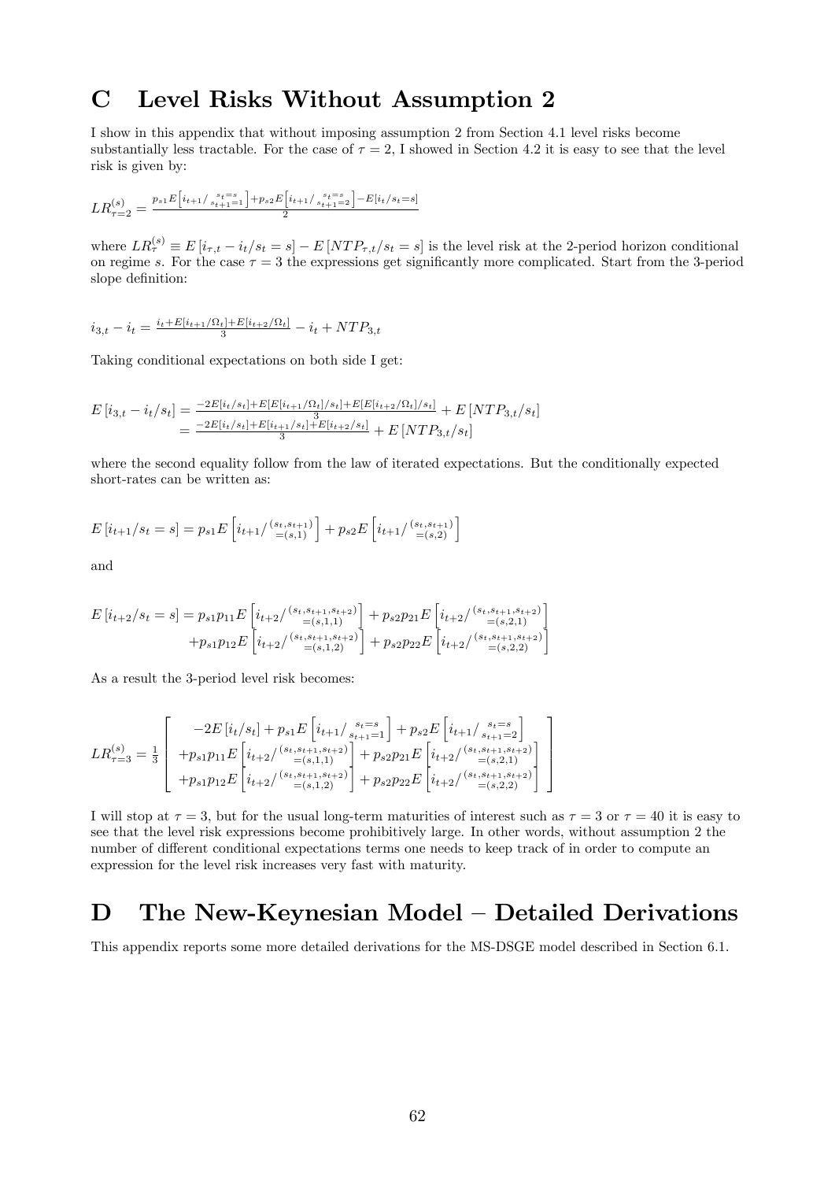# C Level Risks Without Assumption 2

I show in this appendix that without imposing assumption 2 from Section 4.1 level risks become substantially less tractable. For the case of $\tau = 2$, I showed in Section 4.2 it is easy to see that the level risk is given by:

$$LR^{(s)}_{\tau=2} = \frac{p_{s1} E\left[i_{t+1}/ {}^{s_t=s}_{s_{t+1}=1}\right] + p_{s2} E\left[i_{t+1}/ {}^{s_t=s}_{s_{t+1}=2}\right] - E[i_t/s_t=s]}{2}$$

where $LR^{(s)}_{\tau} \equiv E\left[i_{\tau,t} - i_t/s_t = s\right] - E\left[NTP_{\tau,t}/s_t = s\right]$ is the level risk at the 2-period horizon conditional on regime $s$. For the case $\tau = 3$ the expressions get significantly more complicated. Start from the 3-period slope definition:

$$i_{3,t} - i_t = \frac{i_t + E[i_{t+1}/\Omega_t] + E[i_{t+2}/\Omega_t]}{3} - i_t + NTP_{3,t}$$

Taking conditional expectations on both side I get:

$$\begin{aligned} E\left[i_{3,t} - i_t/s_t\right] &= \frac{-2E[i_t/s_t] + E[E[i_{t+1}/\Omega_t]/s_t] + E[E[i_{t+2}/\Omega_t]/s_t]}{3} + E\left[NTP_{3,t}/s_t\right] \\ &= \frac{-2E[i_t/s_t] + E[i_{t+1}/s_t] + E[i_{t+2}/s_t]}{3} + E\left[NTP_{3,t}/s_t\right] \end{aligned}$$

where the second equality follow from the law of iterated expectations. But the conditionally expected short-rates can be written as:

$$E\left[i_{t+1}/s_t = s\right] = p_{s1} E\left[i_{t+1}/ \underset{=(s,1)}{(s_t, s_{t+1})}\right] + p_{s2} E\left[i_{t+1}/ \underset{=(s,2)}{(s_t, s_{t+1})}\right]$$

and

$$\begin{aligned} E\left[i_{t+2}/s_t = s\right] = &\ p_{s1} p_{11} E\left[i_{t+2}/ \underset{=(s,1,1)}{(s_t, s_{t+1}, s_{t+2})}\right] + p_{s2} p_{21} E\left[i_{t+2}/ \underset{=(s,2,1)}{(s_t, s_{t+1}, s_{t+2})}\right] \\ &+ p_{s1} p_{12} E\left[i_{t+2}/ \underset{=(s,1,2)}{(s_t, s_{t+1}, s_{t+2})}\right] + p_{s2} p_{22} E\left[i_{t+2}/ \underset{=(s,2,2)}{(s_t, s_{t+1}, s_{t+2})}\right] \end{aligned}$$

As a result the 3-period level risk becomes:

$$LR^{(s)}_{\tau=3} = \frac{1}{3} \left[ \begin{array}{c} -2E\left[i_t/s_t\right] + p_{s1} E\left[i_{t+1}/ {}^{s_t=s}_{s_{t+1}=1}\right] + p_{s2} E\left[i_{t+1}/ {}^{s_t=s}_{s_{t+1}=2}\right] \\ + p_{s1} p_{11} E\left[i_{t+2}/ \underset{=(s,1,1)}{(s_t, s_{t+1}, s_{t+2})}\right] + p_{s2} p_{21} E\left[i_{t+2}/ \underset{=(s,2,1)}{(s_t, s_{t+1}, s_{t+2})}\right] \\ + p_{s1} p_{12} E\left[i_{t+2}/ \underset{=(s,1,2)}{(s_t, s_{t+1}, s_{t+2})}\right] + p_{s2} p_{22} E\left[i_{t+2}/ \underset{=(s,2,2)}{(s_t, s_{t+1}, s_{t+2})}\right] \end{array} \right]$$

I will stop at $\tau = 3$, but for the usual long-term maturities of interest such as $\tau = 3$ or $\tau = 40$ it is easy to see that the level risk expressions become prohibitively large. In other words, without assumption 2 the number of different conditional expectations terms one needs to keep track of in order to compute an expression for the level risk increases very fast with maturity.

# D The New-Keynesian Model – Detailed Derivations

This appendix reports some more detailed derivations for the MS-DSGE model described in Section 6.1.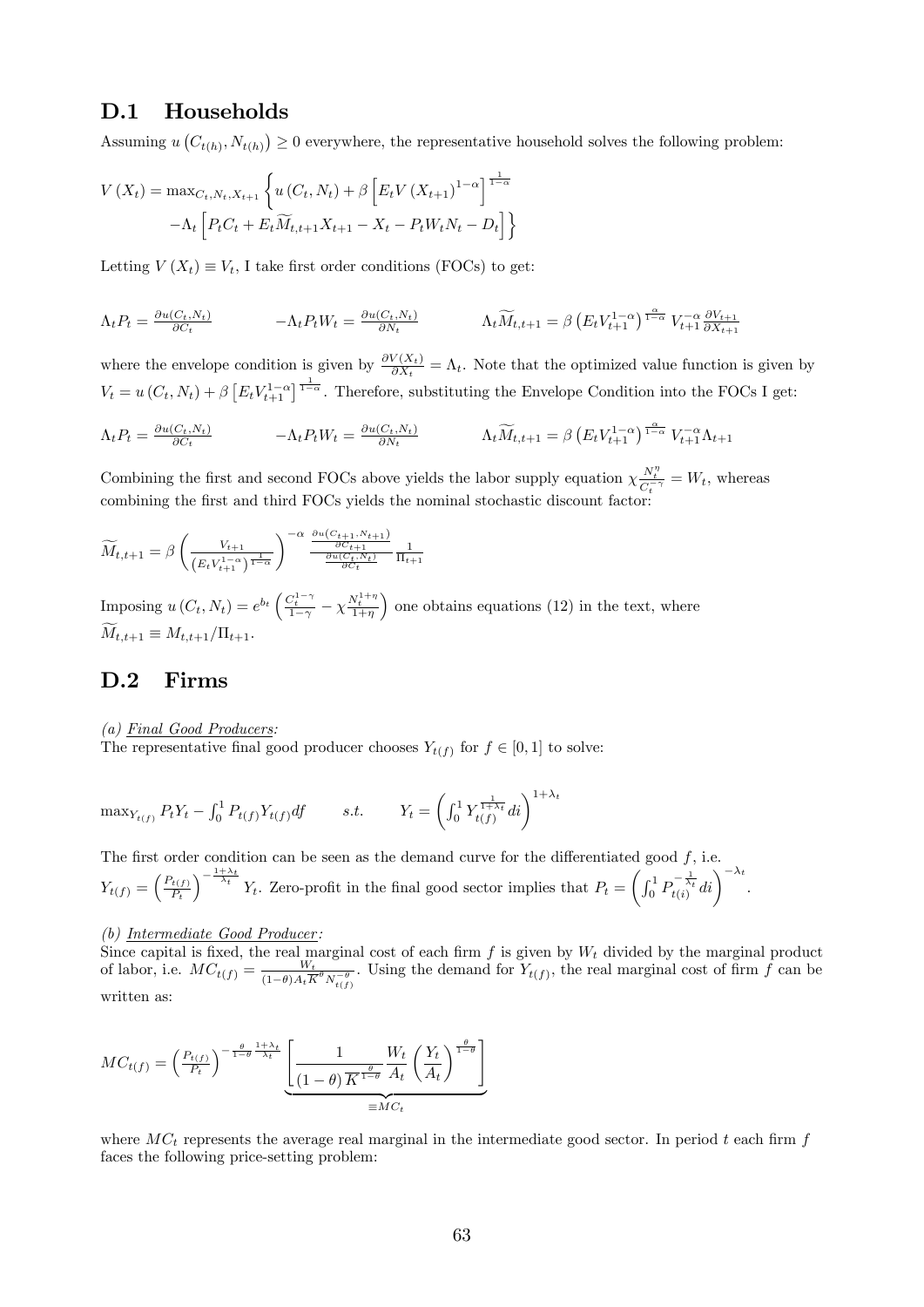## D.1 Households

Assuming $u\left(C_{t(h)}, N_{t(h)}\right) \geq 0$ everywhere, the representative household solves the following problem:

$$V\left(X_t\right) = \max_{C_t, N_t, X_{t+1}} \left\{ u\left(C_t, N_t\right) + \beta\left[E_t V\left(X_{t+1}\right)^{1-\alpha}\right]^{\frac{1}{1-\alpha}} \right.$$
$$\left. -\Lambda_t\left[P_t C_t + E_t \widetilde{M}_{t,t+1} X_{t+1} - X_t - P_t W_t N_t - D_t\right]\right\}$$

Letting $V\left(X_t\right) \equiv V_t$, I take first order conditions (FOCs) to get:

$$\Lambda_t P_t = \frac{\partial u(C_t, N_t)}{\partial C_t} \qquad -\Lambda_t P_t W_t = \frac{\partial u(C_t, N_t)}{\partial N_t} \qquad \Lambda_t \widetilde{M}_{t,t+1} = \beta\left(E_t V_{t+1}^{1-\alpha}\right)^{\frac{\alpha}{1-\alpha}} V_{t+1}^{-\alpha} \frac{\partial V_{t+1}}{\partial X_{t+1}}$$

where the envelope condition is given by $\frac{\partial V(X_t)}{\partial X_t} = \Lambda_t$. Note that the optimized value function is given by $V_t = u\left(C_t, N_t\right) + \beta\left[E_t V_{t+1}^{1-\alpha}\right]^{\frac{1}{1-\alpha}}$. Therefore, substituting the Envelope Condition into the FOCs I get:

$$\Lambda_t P_t = \frac{\partial u(C_t, N_t)}{\partial C_t} \qquad -\Lambda_t P_t W_t = \frac{\partial u(C_t, N_t)}{\partial N_t} \qquad \Lambda_t \widetilde{M}_{t,t+1} = \beta\left(E_t V_{t+1}^{1-\alpha}\right)^{\frac{\alpha}{1-\alpha}} V_{t+1}^{-\alpha} \Lambda_{t+1}$$

Combining the first and second FOCs above yields the labor supply equation $\chi \frac{N_t^{\eta}}{C_t^{-\gamma}} = W_t$, whereas combining the first and third FOCs yields the nominal stochastic discount factor:

$$\widetilde{M}_{t,t+1} = \beta\left(\frac{V_{t+1}}{\left(E_t V_{t+1}^{1-\alpha}\right)^{\frac{1}{1-\alpha}}}\right)^{-\alpha} \frac{\frac{\partial u(C_{t+1}, N_{t+1})}{\partial C_{t+1}}}{\frac{\partial u(C_t, N_t)}{\partial C_t}} \frac{1}{\Pi_{t+1}}$$

Imposing $u\left(C_t, N_t\right) = e^{b_t}\left(\frac{C_t^{1-\gamma}}{1-\gamma} - \chi \frac{N_t^{1+\eta}}{1+\eta}\right)$ one obtains equations (12) in the text, where $\widetilde{M}_{t,t+1} \equiv M_{t,t+1}/\Pi_{t+1}$.

## D.2 Firms

*(a) Final Good Producers:*
The representative final good producer chooses $Y_{t(f)}$ for $f \in [0, 1]$ to solve:

$$\max_{Y_{t(f)}} P_t Y_t - \int_0^1 P_{t(f)} Y_{t(f)} df \qquad s.t. \qquad Y_t = \left(\int_0^1 Y_{t(f)}^{\frac{1}{1+\lambda_t}} di\right)^{1+\lambda_t}$$

The first order condition can be seen as the demand curve for the differentiated good $f$, i.e. $Y_{t(f)} = \left(\frac{P_{t(f)}}{P_t}\right)^{-\frac{1+\lambda_t}{\lambda_t}} Y_t$. Zero-profit in the final good sector implies that $P_t = \left(\int_0^1 P_{t(i)}^{-\frac{1}{\lambda_t}} di\right)^{-\lambda_t}$.

*(b) Intermediate Good Producer:*
Since capital is fixed, the real marginal cost of each firm $f$ is given by $W_t$ divided by the marginal product of labor, i.e. $MC_{t(f)} = \frac{W_t}{(1-\theta) A_t \overline{K}^{\theta} N_{t(f)}^{-\theta}}$. Using the demand for $Y_{t(f)}$, the real marginal cost of firm $f$ can be written as:

$$MC_{t(f)} = \left(\frac{P_{t(f)}}{P_t}\right)^{-\frac{\theta}{1-\theta}\frac{1+\lambda_t}{\lambda_t}} \underbrace{\left[\frac{1}{(1-\theta)\overline{K}^{\frac{\theta}{1-\theta}}} \frac{W_t}{A_t}\left(\frac{Y_t}{A_t}\right)^{\frac{\theta}{1-\theta}}\right]}_{\equiv MC_t}$$

where $MC_t$ represents the average real marginal in the intermediate good sector. In period $t$ each firm $f$ faces the following price-setting problem: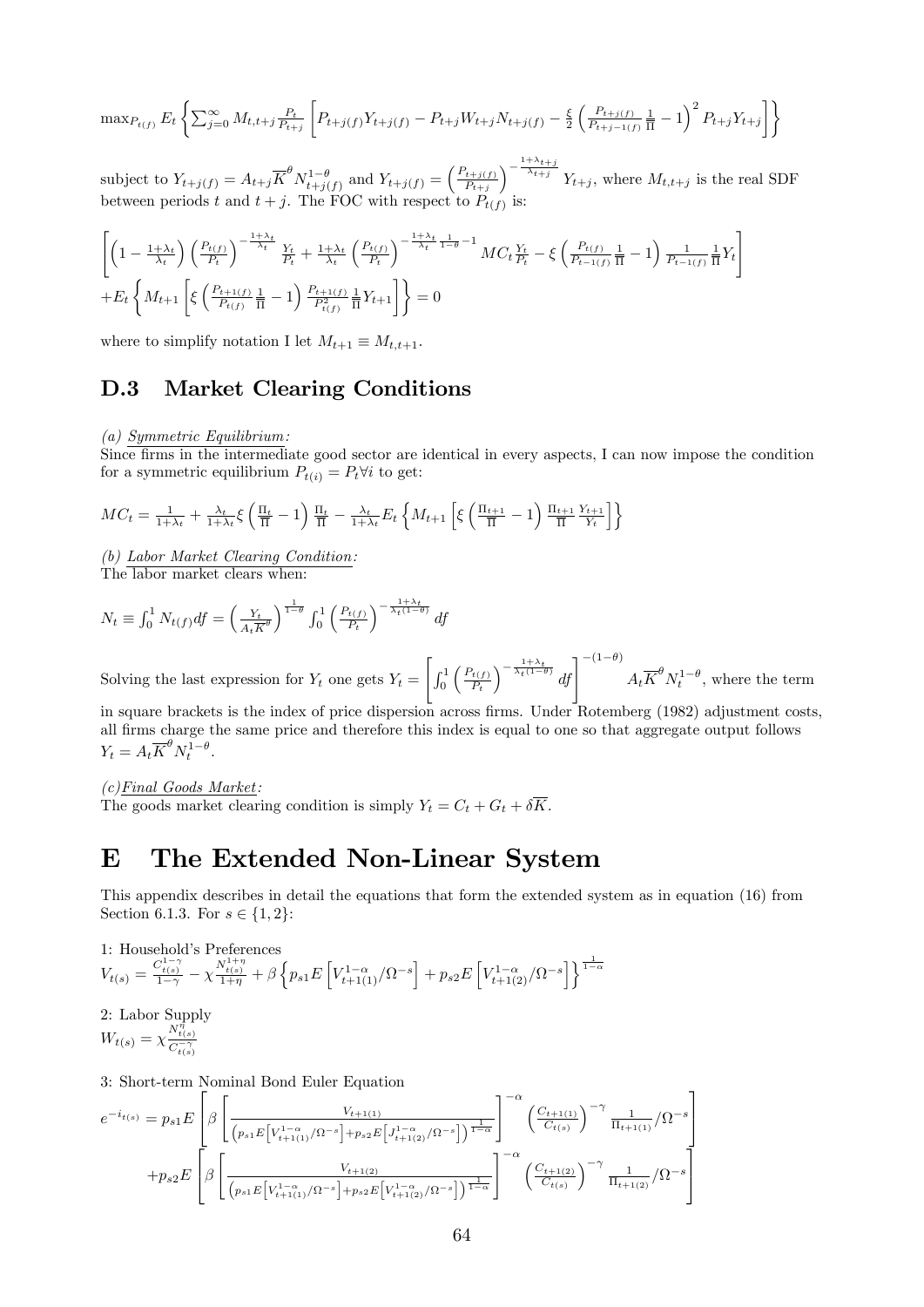$$\max_{P_{t(f)}} E_t \left\{ \sum_{j=0}^{\infty} M_{t,t+j} \frac{P_t}{P_{t+j}} \left[ P_{t+j(f)} Y_{t+j(f)} - P_{t+j} W_{t+j} N_{t+j(f)} - \frac{\xi}{2} \left( \frac{P_{t+j(f)}}{P_{t+j-1(f)}} \frac{1}{\overline{\Pi}} - 1 \right)^2 P_{t+j} Y_{t+j} \right] \right\}$$

subject to $Y_{t+j(f)} = A_{t+j} \overline{K}^{\theta} N_{t+j(f)}^{1-\theta}$ and $Y_{t+j(f)} = \left( \frac{P_{t+j(f)}}{P_{t+j}} \right)^{-\frac{1+\lambda_{t+j}}{\lambda_{t+j}}} Y_{t+j}$, where $M_{t,t+j}$ is the real SDF between periods $t$ and $t+j$. The FOC with respect to $P_{t(f)}$ is:

$$\left[ \left( 1 - \frac{1+\lambda_t}{\lambda_t} \right) \left( \frac{P_{t(f)}}{P_t} \right)^{-\frac{1+\lambda_t}{\lambda_t}} \frac{Y_t}{P_t} + \frac{1+\lambda_t}{\lambda_t} \left( \frac{P_{t(f)}}{P_t} \right)^{-\frac{1+\lambda_t}{\lambda_t} \frac{1}{1-\theta} - 1} MC_t \frac{Y_t}{P_t} - \xi \left( \frac{P_{t(f)}}{P_{t-1(f)}} \frac{1}{\overline{\Pi}} - 1 \right) \frac{1}{P_{t-1(f)}} \frac{1}{\overline{\Pi}} Y_t \right]$$
$$+ E_t \left\{ M_{t+1} \left[ \xi \left( \frac{P_{t+1(f)}}{P_{t(f)}} \frac{1}{\overline{\Pi}} - 1 \right) \frac{P_{t+1(f)}}{P_{t(f)}^2} \frac{1}{\overline{\Pi}} Y_{t+1} \right] \right\} = 0$$

where to simplify notation I let $M_{t+1} \equiv M_{t,t+1}$.

## D.3 Market Clearing Conditions

*(a) Symmetric Equilibrium:*
Since firms in the intermediate good sector are identical in every aspects, I can now impose the condition for a symmetric equilibrium $P_{t(i)} = P_t \forall i$ to get:

$$MC_t = \frac{1}{1+\lambda_t} + \frac{\lambda_t}{1+\lambda_t} \xi \left( \frac{\Pi_t}{\overline{\Pi}} - 1 \right) \frac{\Pi_t}{\overline{\Pi}} - \frac{\lambda_t}{1+\lambda_t} E_t \left\{ M_{t+1} \left[ \xi \left( \frac{\Pi_{t+1}}{\overline{\Pi}} - 1 \right) \frac{\Pi_{t+1}}{\overline{\Pi}} \frac{Y_{t+1}}{Y_t} \right] \right\}$$

*(b) Labor Market Clearing Condition:*
The labor market clears when:

$$N_t \equiv \int_0^1 N_{t(f)} df = \left( \frac{Y_t}{A_t \overline{K}^{\theta}} \right)^{\frac{1}{1-\theta}} \int_0^1 \left( \frac{P_{t(f)}}{P_t} \right)^{-\frac{1+\lambda_t}{\lambda_t (1-\theta)}} df$$

Solving the last expression for $Y_t$ one gets $Y_t = \left[ \int_0^1 \left( \frac{P_{t(f)}}{P_t} \right)^{-\frac{1+\lambda_t}{\lambda_t (1-\theta)}} df \right]^{-(1-\theta)} A_t \overline{K}^{\theta} N_t^{1-\theta}$, where the term in square brackets is the index of price dispersion across firms. Under Rotemberg (1982) adjustment costs, all firms charge the same price and therefore this index is equal to one so that aggregate output follows $Y_t = A_t \overline{K}^{\theta} N_t^{1-\theta}$.

*(c) Final Goods Market:*
The goods market clearing condition is simply $Y_t = C_t + G_t + \delta \overline{K}$.

# E The Extended Non-Linear System

This appendix describes in detail the equations that form the extended system as in equation (16) from Section 6.1.3. For $s \in \{1, 2\}$:

1: Household's Preferences
$$V_{t(s)} = \frac{C_{t(s)}^{1-\gamma}}{1-\gamma} - \chi \frac{N_{t(s)}^{1+\eta}}{1+\eta} + \beta \left\{ p_{s1} E \left[ V_{t+1(1)}^{1-\alpha} / \Omega^{-s} \right] + p_{s2} E \left[ V_{t+1(2)}^{1-\alpha} / \Omega^{-s} \right] \right\}^{\frac{1}{1-\alpha}}$$

2: Labor Supply
$$W_{t(s)} = \chi \frac{N_{t(s)}^{\eta}}{C_{t(s)}^{-\gamma}}$$

3: Short-term Nominal Bond Euler Equation
$$e^{-i_{t(s)}} = p_{s1} E \left[ \beta \left[ \frac{V_{t+1(1)}}{\left( p_{s1} E \left[ V_{t+1(1)}^{1-\alpha} / \Omega^{-s} \right] + p_{s2} E \left[ J_{t+1(2)}^{1-\alpha} / \Omega^{-s} \right] \right)^{\frac{1}{1-\alpha}}} \right]^{-\alpha} \left( \frac{C_{t+1(1)}}{C_{t(s)}} \right)^{-\gamma} \frac{1}{\Pi_{t+1(1)}} / \Omega^{-s} \right]$$
$$+ p_{s2} E \left[ \beta \left[ \frac{V_{t+1(2)}}{\left( p_{s1} E \left[ V_{t+1(1)}^{1-\alpha} / \Omega^{-s} \right] + p_{s2} E \left[ V_{t+1(2)}^{1-\alpha} / \Omega^{-s} \right] \right)^{\frac{1}{1-\alpha}}} \right]^{-\alpha} \left( \frac{C_{t+1(2)}}{C_{t(s)}} \right)^{-\gamma} \frac{1}{\Pi_{t+1(2)}} / \Omega^{-s} \right]$$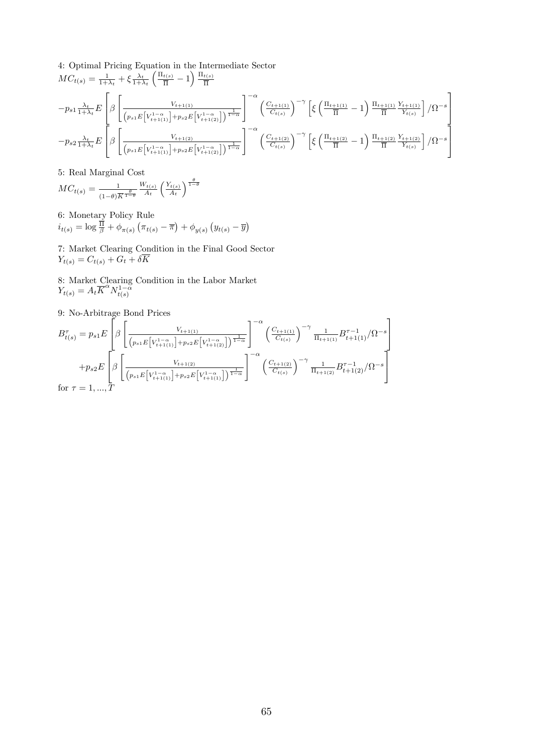4: Optimal Pricing Equation in the Intermediate Sector

$$MC_{t(s)} = \frac{1}{1+\lambda_t} + \xi \frac{\lambda_t}{1+\lambda_t}\left(\frac{\Pi_{t(s)}}{\overline{\Pi}} - 1\right)\frac{\Pi_{t(s)}}{\overline{\Pi}}$$

$$-p_{s1}\frac{\lambda_t}{1+\lambda_t}E\left[\beta\left[\frac{V_{t+1(1)}}{\left(p_{s1}E\left[V_{t+1(1)}^{1-\alpha}\right]+p_{s2}E\left[V_{t+1(2)}^{1-\alpha}\right]\right)^{\frac{1}{1-\alpha}}}\right]^{-\alpha}\left(\frac{C_{t+1(1)}}{C_{t(s)}}\right)^{-\gamma}\left[\xi\left(\frac{\Pi_{t+1(1)}}{\overline{\Pi}}-1\right)\frac{\Pi_{t+1(1)}}{\overline{\Pi}}\frac{Y_{t+1(1)}}{Y_{t(s)}}\right]/\Omega^{-s}\right]$$

$$-p_{s2}\frac{\lambda_t}{1+\lambda_t}E\left[\beta\left[\frac{V_{t+1(2)}}{\left(p_{s1}E\left[V_{t+1(1)}^{1-\alpha}\right]+p_{s2}E\left[V_{t+1(2)}^{1-\alpha}\right]\right)^{\frac{1}{1-\alpha}}}\right]^{-\alpha}\left(\frac{C_{t+1(2)}}{C_{t(s)}}\right)^{-\gamma}\left[\xi\left(\frac{\Pi_{t+1(2)}}{\overline{\Pi}}-1\right)\frac{\Pi_{t+1(2)}}{\overline{\Pi}}\frac{Y_{t+1(2)}}{Y_{t(s)}}\right]/\Omega^{-s}\right]$$

5: Real Marginal Cost

$$MC_{t(s)} = \frac{1}{(1-\theta)\overline{K}^{\frac{\theta}{1-\theta}}}\frac{W_{t(s)}}{A_t}\left(\frac{Y_{t(s)}}{A_t}\right)^{\frac{\theta}{1-\theta}}$$

6: Monetary Policy Rule

$$i_{t(s)} = \log\frac{\overline{\Pi}}{\beta} + \phi_{\pi(s)}\left(\pi_{t(s)} - \overline{\pi}\right) + \phi_{y(s)}\left(y_{t(s)} - \overline{y}\right)$$

7: Market Clearing Condition in the Final Good Sector

$$Y_{t(s)} = C_{t(s)} + G_t + \delta\overline{K}$$

8: Market Clearing Condition in the Labor Market

$$Y_{t(s)} = A_t\overline{K}^{\alpha}N_{t(s)}^{1-\alpha}$$

9: No-Arbitrage Bond Prices

$$B_{t(s)}^{\tau} = p_{s1}E\left[\beta\left[\frac{V_{t+1(1)}}{\left(p_{s1}E\left[V_{t+1(1)}^{1-\alpha}\right]+p_{s2}E\left[V_{t+1(2)}^{1-\alpha}\right]\right)^{\frac{1}{1-\alpha}}}\right]^{-\alpha}\left(\frac{C_{t+1(1)}}{C_{t(s)}}\right)^{-\gamma}\frac{1}{\Pi_{t+1(1)}}B_{t+1(1)}^{\tau-1}/\Omega^{-s}\right]$$

$$+p_{s2}E\left[\beta\left[\frac{V_{t+1(2)}}{\left(p_{s1}E\left[V_{t+1(1)}^{1-\alpha}\right]+p_{s2}E\left[V_{t+1(1)}^{1-\alpha}\right]\right)^{\frac{1}{1-\alpha}}}\right]^{-\alpha}\left(\frac{C_{t+1(2)}}{C_{t(s)}}\right)^{-\gamma}\frac{1}{\Pi_{t+1(2)}}B_{t+1(2)}^{\tau-1}/\Omega^{-s}\right]$$

for $\tau = 1, ..., T$